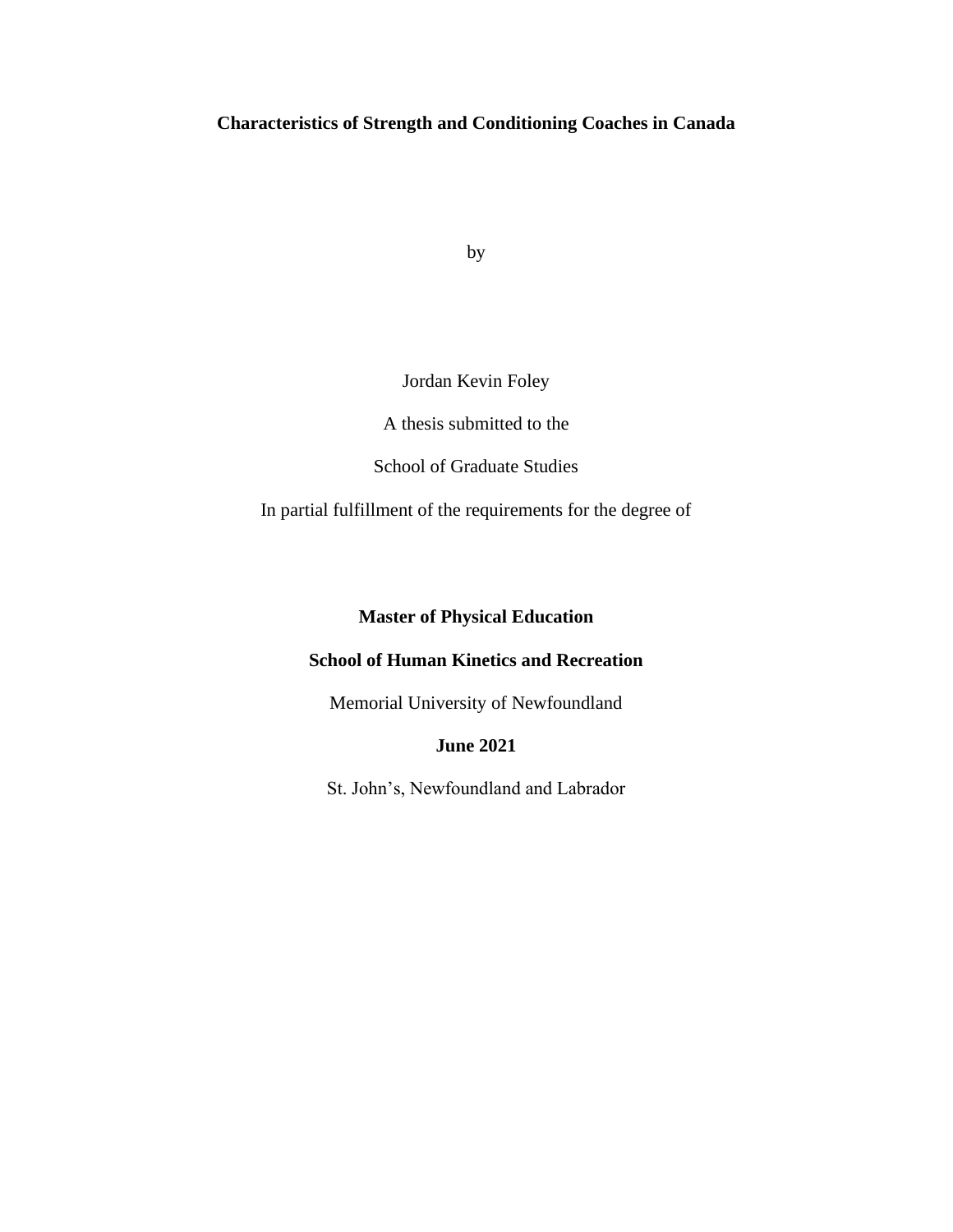# Characteristics of Strength and Conditioning Coaches in Canada

by

Jordan Kevin Foley

A thesis submitted to the

School of Graduate Studies

In partial fulfillment of the requirements for the degree of

**Master of Physical Education**

**School of Human Kinetics and Recreation**

Memorial University of Newfoundland

**June 2021**

St. John's, Newfoundland and Labrador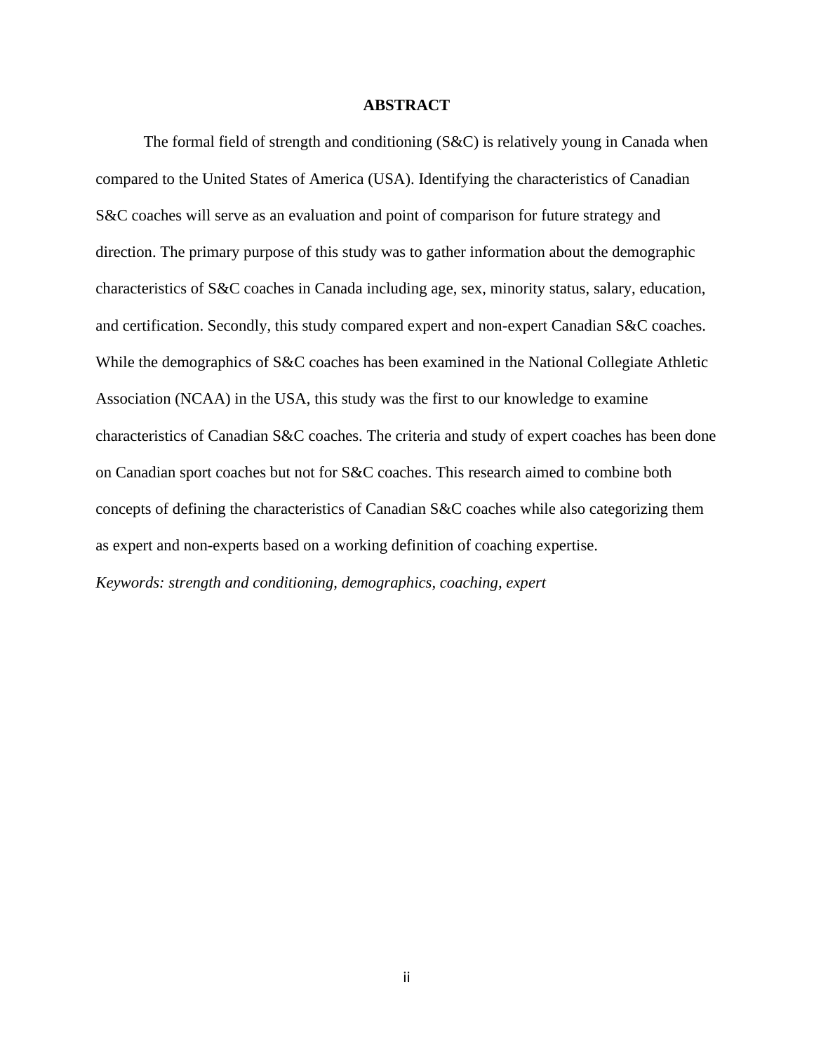# ABSTRACT

The formal field of strength and conditioning (S&C) is relatively young in Canada when compared to the United States of America (USA). Identifying the characteristics of Canadian S&C coaches will serve as an evaluation and point of comparison for future strategy and direction. The primary purpose of this study was to gather information about the demographic characteristics of S&C coaches in Canada including age, sex, minority status, salary, education, and certification. Secondly, this study compared expert and non-expert Canadian S&C coaches. While the demographics of S&C coaches has been examined in the National Collegiate Athletic Association (NCAA) in the USA, this study was the first to our knowledge to examine characteristics of Canadian S&C coaches. The criteria and study of expert coaches has been done on Canadian sport coaches but not for S&C coaches. This research aimed to combine both concepts of defining the characteristics of Canadian S&C coaches while also categorizing them as expert and non-experts based on a working definition of coaching expertise.

*Keywords: strength and conditioning, demographics, coaching, expert*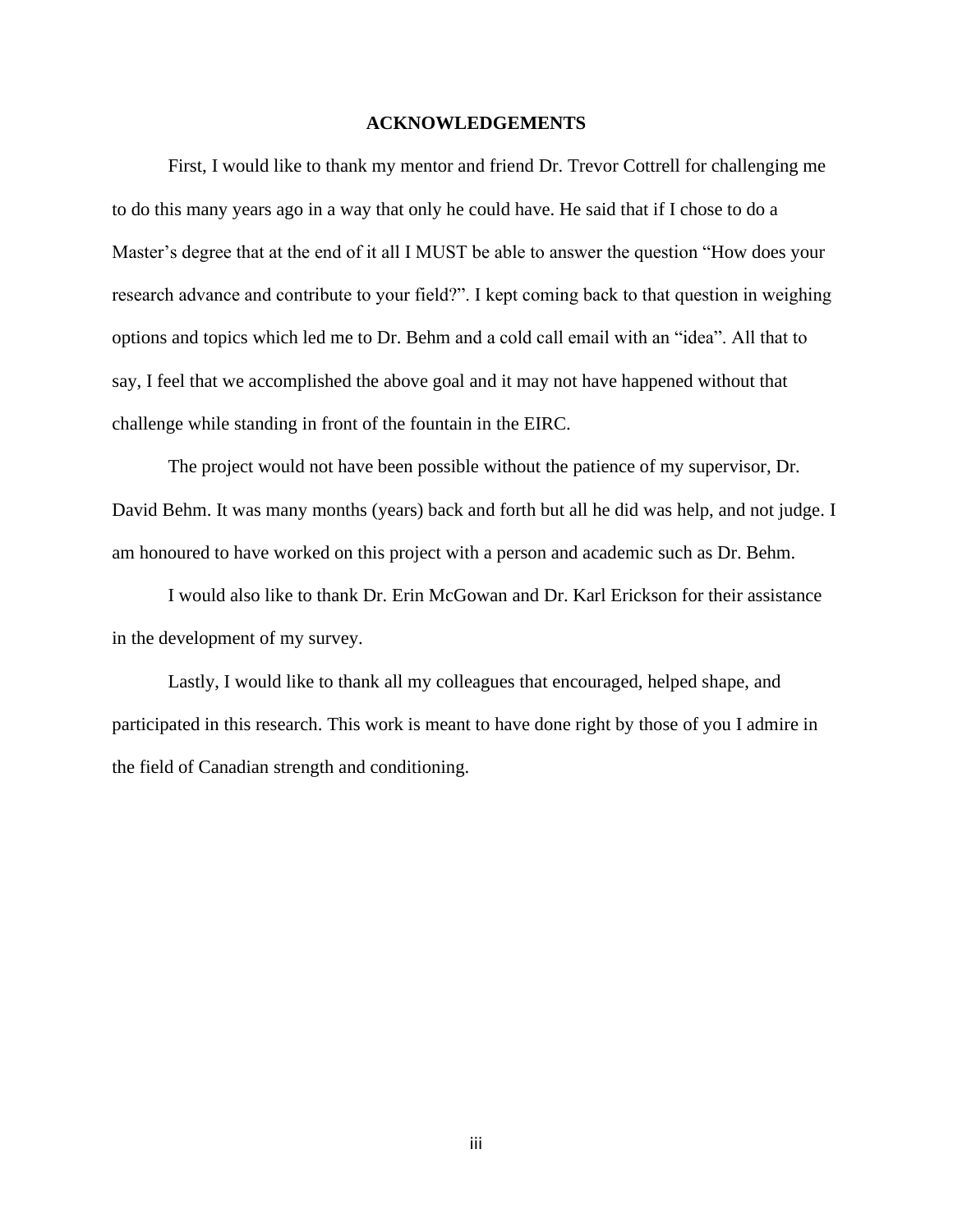## ACKNOWLEDGEMENTS

First, I would like to thank my mentor and friend Dr. Trevor Cottrell for challenging me to do this many years ago in a way that only he could have. He said that if I chose to do a Master's degree that at the end of it all I MUST be able to answer the question "How does your research advance and contribute to your field?". I kept coming back to that question in weighing options and topics which led me to Dr. Behm and a cold call email with an "idea". All that to say, I feel that we accomplished the above goal and it may not have happened without that challenge while standing in front of the fountain in the EIRC.

The project would not have been possible without the patience of my supervisor, Dr. David Behm. It was many months (years) back and forth but all he did was help, and not judge. I am honoured to have worked on this project with a person and academic such as Dr. Behm.

I would also like to thank Dr. Erin McGowan and Dr. Karl Erickson for their assistance in the development of my survey.

Lastly, I would like to thank all my colleagues that encouraged, helped shape, and participated in this research. This work is meant to have done right by those of you I admire in the field of Canadian strength and conditioning.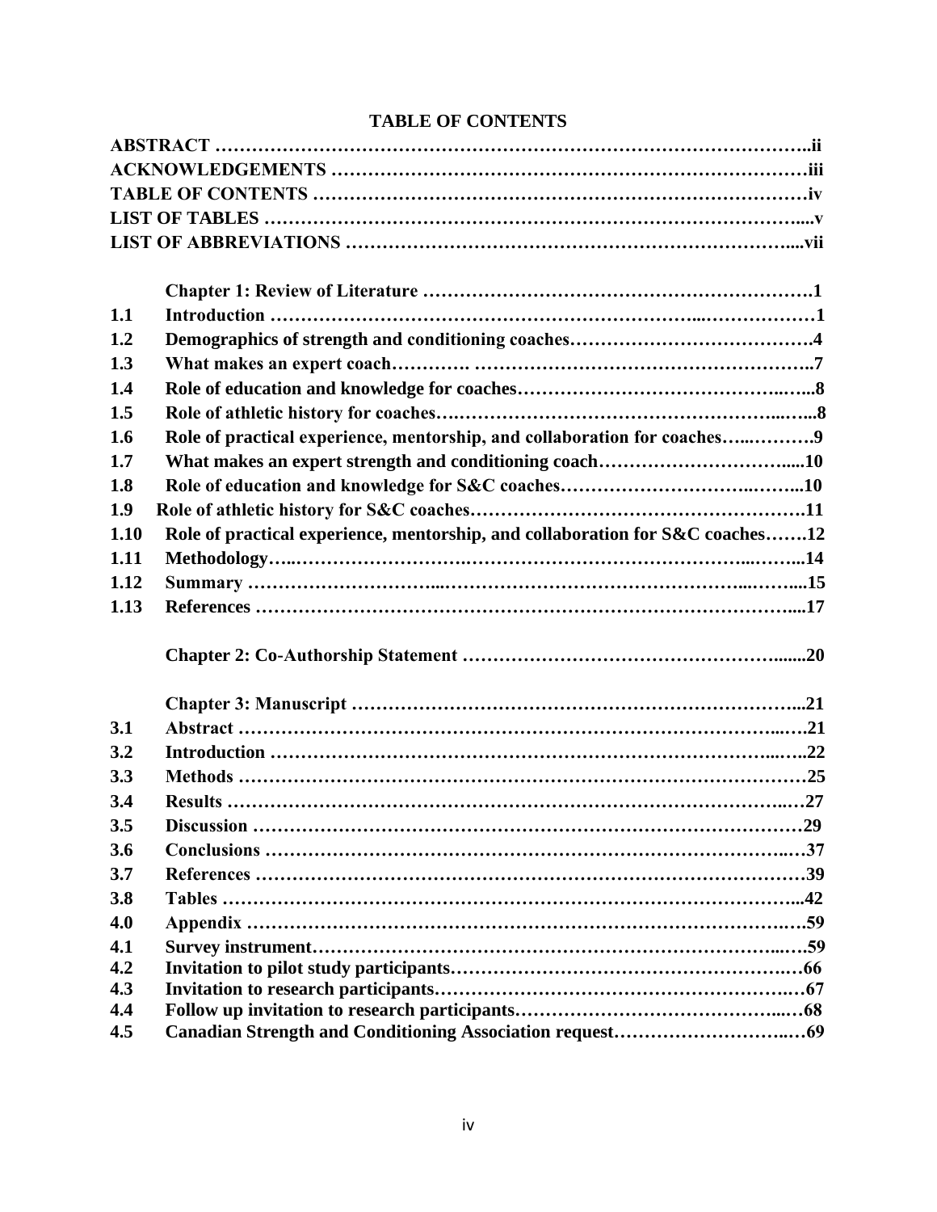# TABLE OF CONTENTS

| | | |
|---|---|---|
| **ABSTRACT** | | **ii** |
| **ACKNOWLEDGEMENTS** | | **iii** |
| **TABLE OF CONTENTS** | | **iv** |
| **LIST OF TABLES** | | **v** |
| **LIST OF ABBREVIATIONS** | | **vii** |
| | **Chapter 1: Review of Literature** | **1** |
| **1.1** | **Introduction** | **1** |
| **1.2** | **Demographics of strength and conditioning coaches** | **4** |
| **1.3** | **What makes an expert coach** | **7** |
| **1.4** | **Role of education and knowledge for coaches** | **8** |
| **1.5** | **Role of athletic history for coaches** | **8** |
| **1.6** | **Role of practical experience, mentorship, and collaboration for coaches** | **9** |
| **1.7** | **What makes an expert strength and conditioning coach** | **10** |
| **1.8** | **Role of education and knowledge for S&C coaches** | **10** |
| **1.9** | **Role of athletic history for S&C coaches** | **11** |
| **1.10** | **Role of practical experience, mentorship, and collaboration for S&C coaches** | **12** |
| **1.11** | **Methodology** | **14** |
| **1.12** | **Summary** | **15** |
| **1.13** | **References** | **17** |
| | **Chapter 2: Co-Authorship Statement** | **20** |
| | **Chapter 3: Manuscript** | **21** |
| **3.1** | **Abstract** | **21** |
| **3.2** | **Introduction** | **22** |
| **3.3** | **Methods** | **25** |
| **3.4** | **Results** | **27** |
| **3.5** | **Discussion** | **29** |
| **3.6** | **Conclusions** | **37** |
| **3.7** | **References** | **39** |
| **3.8** | **Tables** | **42** |
| **4.0** | **Appendix** | **59** |
| **4.1** | **Survey instrument** | **59** |
| **4.2** | **Invitation to pilot study participants** | **66** |
| **4.3** | **Invitation to research participants** | **67** |
| **4.4** | **Follow up invitation to research participants** | **68** |
| **4.5** | **Canadian Strength and Conditioning Association request** | **69** |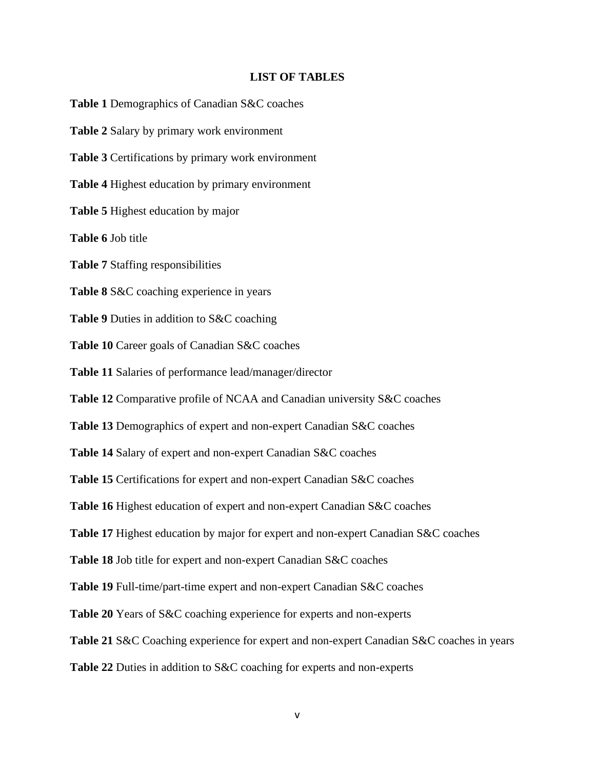# LIST OF TABLES

**Table 1** Demographics of Canadian S&C coaches

**Table 2** Salary by primary work environment

**Table 3** Certifications by primary work environment

**Table 4** Highest education by primary environment

**Table 5** Highest education by major

**Table 6** Job title

**Table 7** Staffing responsibilities

**Table 8** S&C coaching experience in years

**Table 9** Duties in addition to S&C coaching

**Table 10** Career goals of Canadian S&C coaches

**Table 11** Salaries of performance lead/manager/director

**Table 12** Comparative profile of NCAA and Canadian university S&C coaches

**Table 13** Demographics of expert and non-expert Canadian S&C coaches

**Table 14** Salary of expert and non-expert Canadian S&C coaches

**Table 15** Certifications for expert and non-expert Canadian S&C coaches

**Table 16** Highest education of expert and non-expert Canadian S&C coaches

**Table 17** Highest education by major for expert and non-expert Canadian S&C coaches

**Table 18** Job title for expert and non-expert Canadian S&C coaches

**Table 19** Full-time/part-time expert and non-expert Canadian S&C coaches

**Table 20** Years of S&C coaching experience for experts and non-experts

**Table 21** S&C Coaching experience for expert and non-expert Canadian S&C coaches in years

**Table 22** Duties in addition to S&C coaching for experts and non-experts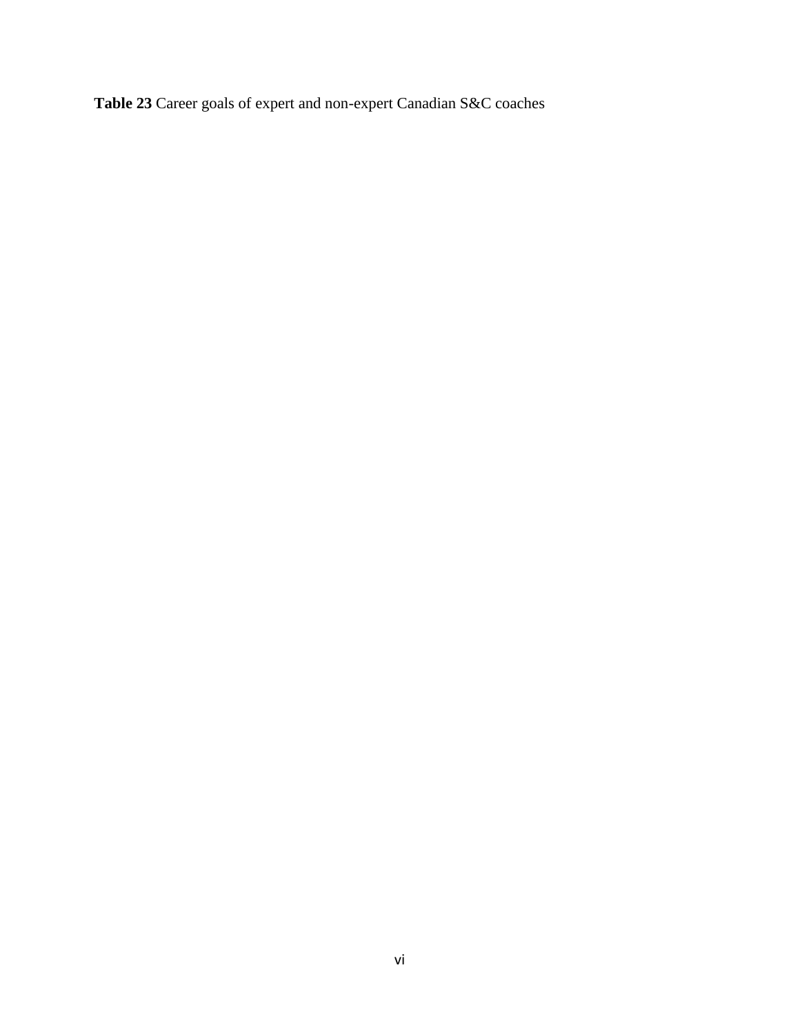**Table 23** Career goals of expert and non-expert Canadian S&C coaches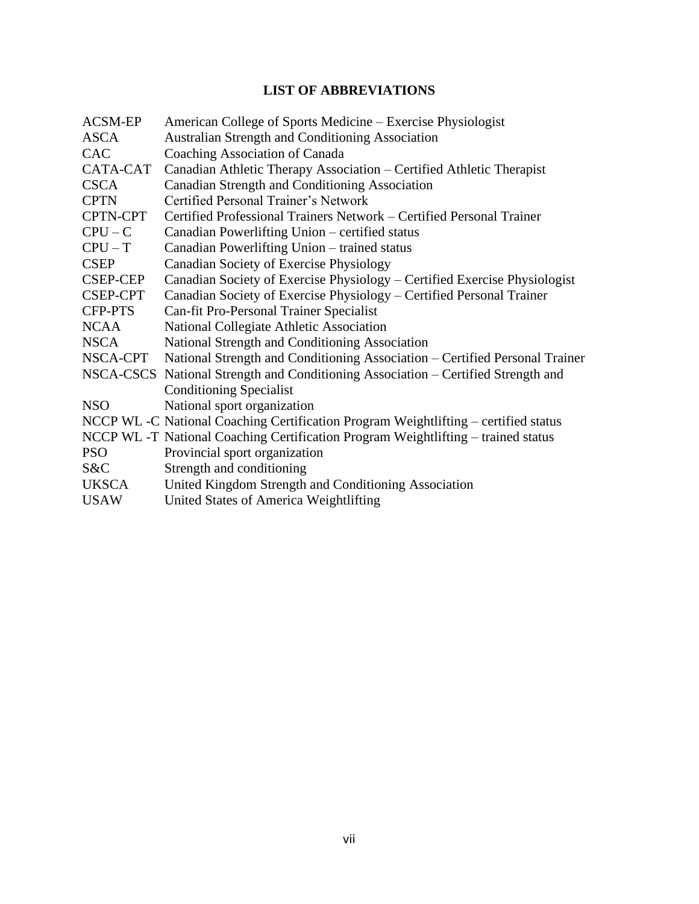# LIST OF ABBREVIATIONS

| | |
|---|---|
| ACSM-EP | American College of Sports Medicine – Exercise Physiologist |
| ASCA | Australian Strength and Conditioning Association |
| CAC | Coaching Association of Canada |
| CATA-CAT | Canadian Athletic Therapy Association – Certified Athletic Therapist |
| CSCA | Canadian Strength and Conditioning Association |
| CPTN | Certified Personal Trainer's Network |
| CPTN-CPT | Certified Professional Trainers Network – Certified Personal Trainer |
| CPU – C | Canadian Powerlifting Union – certified status |
| CPU – T | Canadian Powerlifting Union – trained status |
| CSEP | Canadian Society of Exercise Physiology |
| CSEP-CEP | Canadian Society of Exercise Physiology – Certified Exercise Physiologist |
| CSEP-CPT | Canadian Society of Exercise Physiology – Certified Personal Trainer |
| CFP-PTS | Can-fit Pro-Personal Trainer Specialist |
| NCAA | National Collegiate Athletic Association |
| NSCA | National Strength and Conditioning Association |
| NSCA-CPT | National Strength and Conditioning Association – Certified Personal Trainer |
| NSCA-CSCS | National Strength and Conditioning Association – Certified Strength and Conditioning Specialist |
| NSO | National sport organization |
| NCCP WL -C | National Coaching Certification Program Weightlifting – certified status |
| NCCP WL -T | National Coaching Certification Program Weightlifting – trained status |
| PSO | Provincial sport organization |
| S&C | Strength and conditioning |
| UKSCA | United Kingdom Strength and Conditioning Association |
| USAW | United States of America Weightlifting |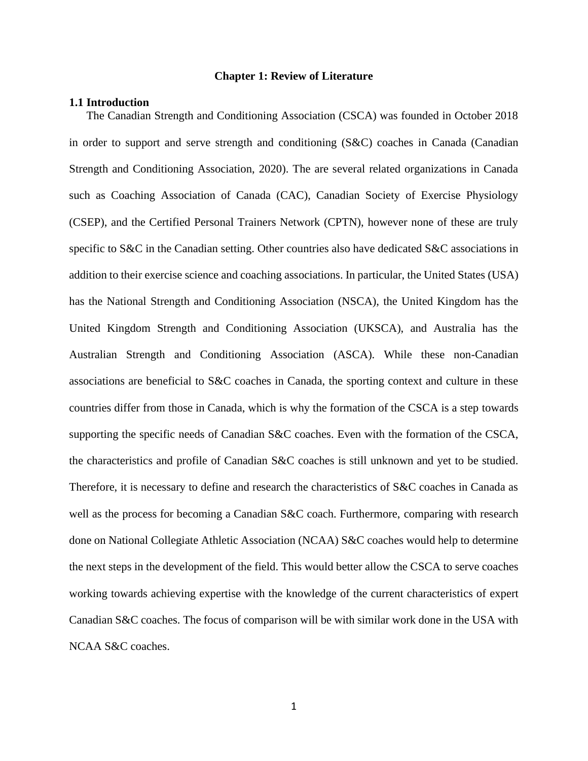# Chapter 1: Review of Literature

## 1.1 Introduction

The Canadian Strength and Conditioning Association (CSCA) was founded in October 2018 in order to support and serve strength and conditioning (S&C) coaches in Canada (Canadian Strength and Conditioning Association, 2020). The are several related organizations in Canada such as Coaching Association of Canada (CAC), Canadian Society of Exercise Physiology (CSEP), and the Certified Personal Trainers Network (CPTN), however none of these are truly specific to S&C in the Canadian setting. Other countries also have dedicated S&C associations in addition to their exercise science and coaching associations. In particular, the United States (USA) has the National Strength and Conditioning Association (NSCA), the United Kingdom has the United Kingdom Strength and Conditioning Association (UKSCA), and Australia has the Australian Strength and Conditioning Association (ASCA). While these non-Canadian associations are beneficial to S&C coaches in Canada, the sporting context and culture in these countries differ from those in Canada, which is why the formation of the CSCA is a step towards supporting the specific needs of Canadian S&C coaches. Even with the formation of the CSCA, the characteristics and profile of Canadian S&C coaches is still unknown and yet to be studied. Therefore, it is necessary to define and research the characteristics of S&C coaches in Canada as well as the process for becoming a Canadian S&C coach. Furthermore, comparing with research done on National Collegiate Athletic Association (NCAA) S&C coaches would help to determine the next steps in the development of the field. This would better allow the CSCA to serve coaches working towards achieving expertise with the knowledge of the current characteristics of expert Canadian S&C coaches. The focus of comparison will be with similar work done in the USA with NCAA S&C coaches.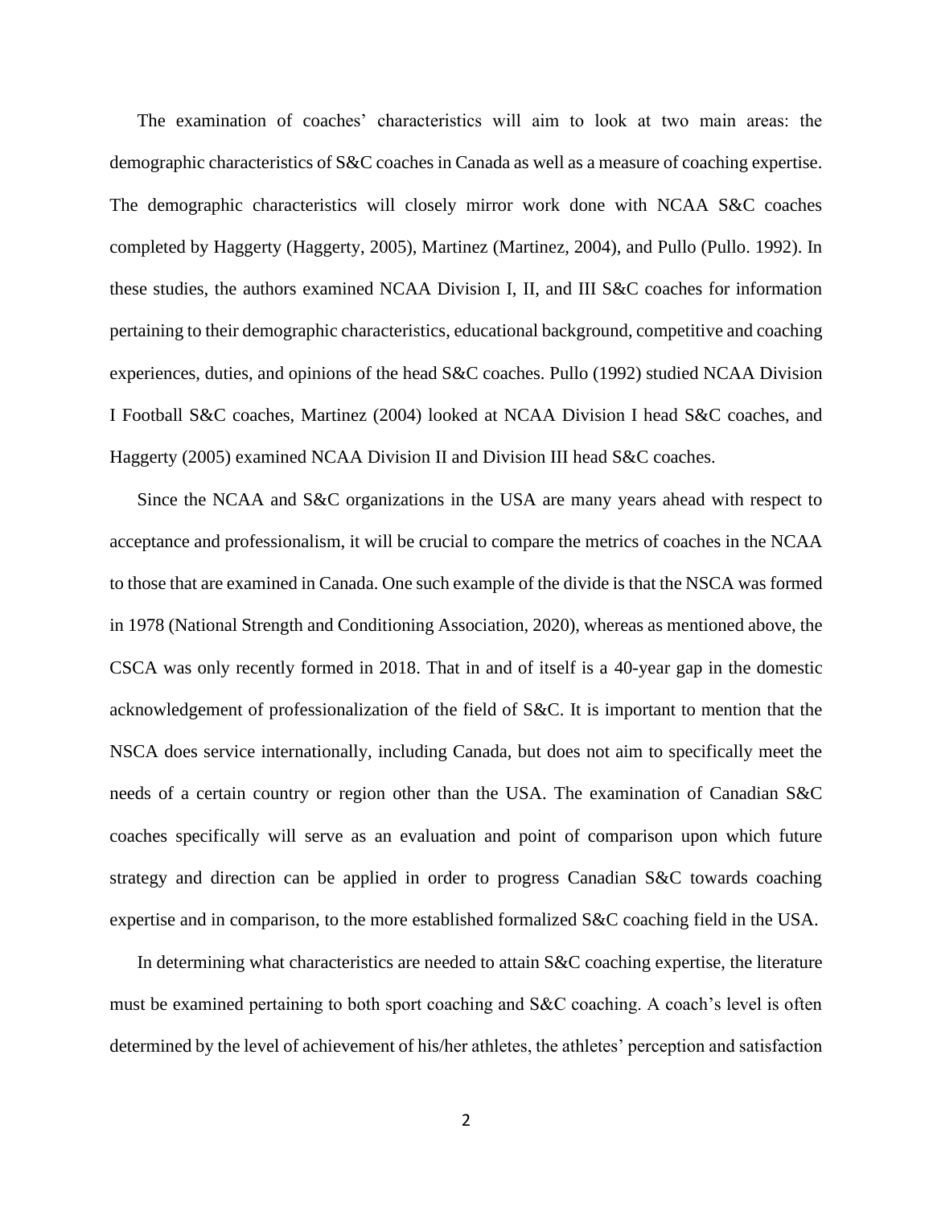The examination of coaches' characteristics will aim to look at two main areas: the demographic characteristics of S&C coaches in Canada as well as a measure of coaching expertise. The demographic characteristics will closely mirror work done with NCAA S&C coaches completed by Haggerty (Haggerty, 2005), Martinez (Martinez, 2004), and Pullo (Pullo. 1992). In these studies, the authors examined NCAA Division I, II, and III S&C coaches for information pertaining to their demographic characteristics, educational background, competitive and coaching experiences, duties, and opinions of the head S&C coaches. Pullo (1992) studied NCAA Division I Football S&C coaches, Martinez (2004) looked at NCAA Division I head S&C coaches, and Haggerty (2005) examined NCAA Division II and Division III head S&C coaches.

Since the NCAA and S&C organizations in the USA are many years ahead with respect to acceptance and professionalism, it will be crucial to compare the metrics of coaches in the NCAA to those that are examined in Canada. One such example of the divide is that the NSCA was formed in 1978 (National Strength and Conditioning Association, 2020), whereas as mentioned above, the CSCA was only recently formed in 2018. That in and of itself is a 40-year gap in the domestic acknowledgement of professionalization of the field of S&C. It is important to mention that the NSCA does service internationally, including Canada, but does not aim to specifically meet the needs of a certain country or region other than the USA. The examination of Canadian S&C coaches specifically will serve as an evaluation and point of comparison upon which future strategy and direction can be applied in order to progress Canadian S&C towards coaching expertise and in comparison, to the more established formalized S&C coaching field in the USA.

In determining what characteristics are needed to attain S&C coaching expertise, the literature must be examined pertaining to both sport coaching and S&C coaching. A coach's level is often determined by the level of achievement of his/her athletes, the athletes' perception and satisfaction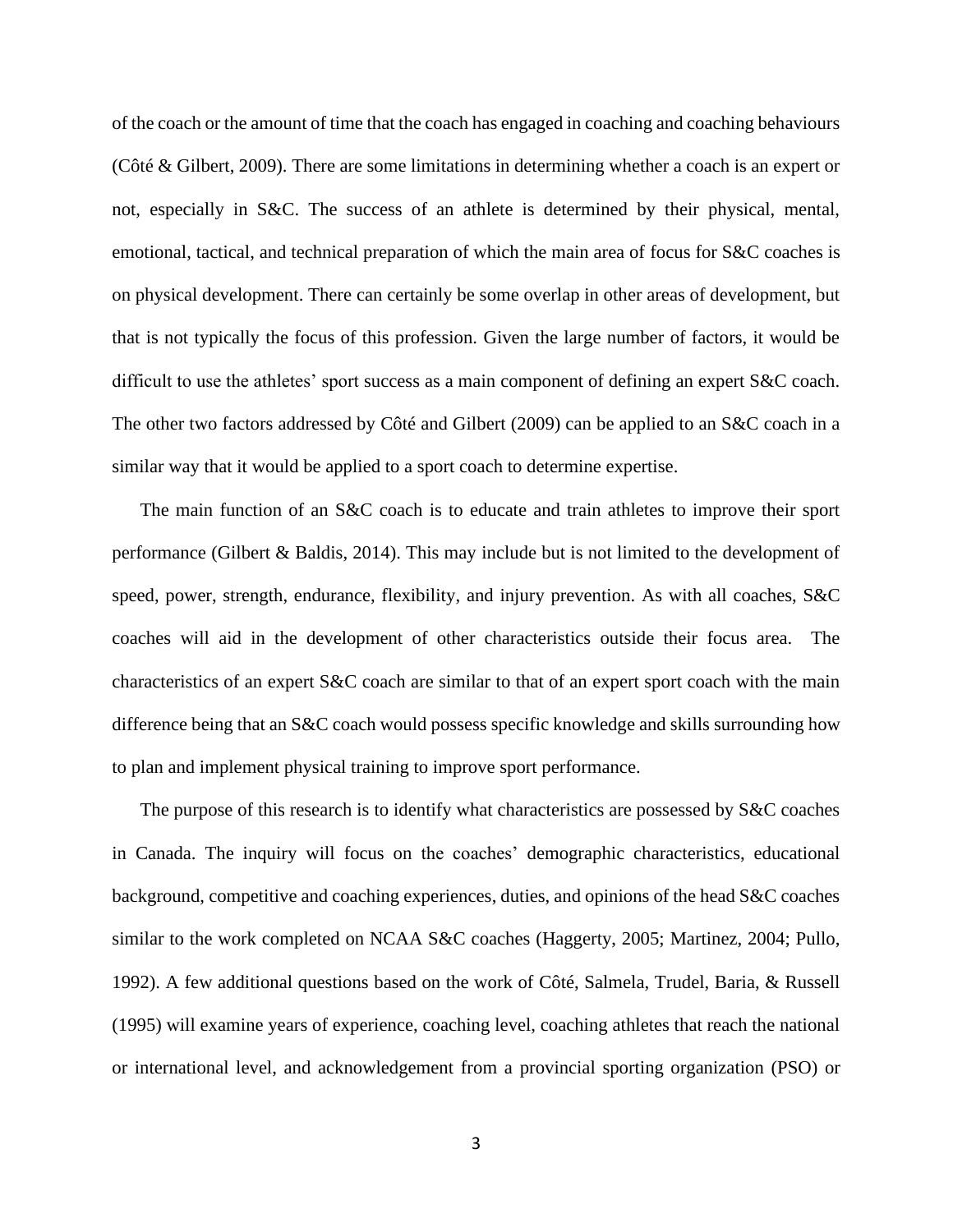of the coach or the amount of time that the coach has engaged in coaching and coaching behaviours (Côté & Gilbert, 2009). There are some limitations in determining whether a coach is an expert or not, especially in S&C. The success of an athlete is determined by their physical, mental, emotional, tactical, and technical preparation of which the main area of focus for S&C coaches is on physical development. There can certainly be some overlap in other areas of development, but that is not typically the focus of this profession. Given the large number of factors, it would be difficult to use the athletes' sport success as a main component of defining an expert S&C coach. The other two factors addressed by Côté and Gilbert (2009) can be applied to an S&C coach in a similar way that it would be applied to a sport coach to determine expertise.

The main function of an S&C coach is to educate and train athletes to improve their sport performance (Gilbert & Baldis, 2014). This may include but is not limited to the development of speed, power, strength, endurance, flexibility, and injury prevention. As with all coaches, S&C coaches will aid in the development of other characteristics outside their focus area. The characteristics of an expert S&C coach are similar to that of an expert sport coach with the main difference being that an S&C coach would possess specific knowledge and skills surrounding how to plan and implement physical training to improve sport performance.

The purpose of this research is to identify what characteristics are possessed by S&C coaches in Canada. The inquiry will focus on the coaches' demographic characteristics, educational background, competitive and coaching experiences, duties, and opinions of the head S&C coaches similar to the work completed on NCAA S&C coaches (Haggerty, 2005; Martinez, 2004; Pullo, 1992). A few additional questions based on the work of Côté, Salmela, Trudel, Baria, & Russell (1995) will examine years of experience, coaching level, coaching athletes that reach the national or international level, and acknowledgement from a provincial sporting organization (PSO) or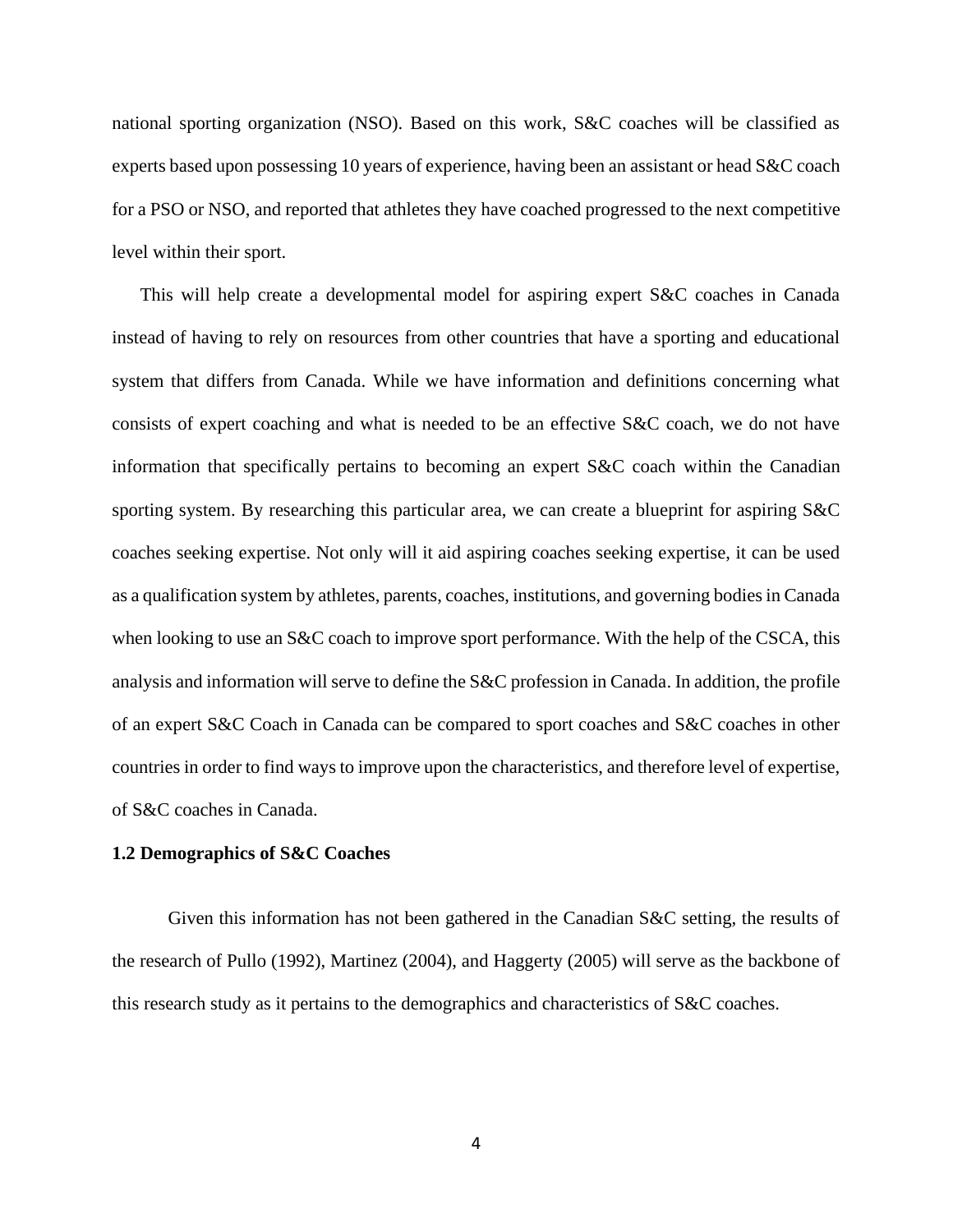national sporting organization (NSO). Based on this work, S&C coaches will be classified as experts based upon possessing 10 years of experience, having been an assistant or head S&C coach for a PSO or NSO, and reported that athletes they have coached progressed to the next competitive level within their sport.

This will help create a developmental model for aspiring expert S&C coaches in Canada instead of having to rely on resources from other countries that have a sporting and educational system that differs from Canada. While we have information and definitions concerning what consists of expert coaching and what is needed to be an effective S&C coach, we do not have information that specifically pertains to becoming an expert S&C coach within the Canadian sporting system. By researching this particular area, we can create a blueprint for aspiring S&C coaches seeking expertise. Not only will it aid aspiring coaches seeking expertise, it can be used as a qualification system by athletes, parents, coaches, institutions, and governing bodies in Canada when looking to use an S&C coach to improve sport performance. With the help of the CSCA, this analysis and information will serve to define the S&C profession in Canada. In addition, the profile of an expert S&C Coach in Canada can be compared to sport coaches and S&C coaches in other countries in order to find ways to improve upon the characteristics, and therefore level of expertise, of S&C coaches in Canada.

### 1.2 Demographics of S&C Coaches

Given this information has not been gathered in the Canadian S&C setting, the results of the research of Pullo (1992), Martinez (2004), and Haggerty (2005) will serve as the backbone of this research study as it pertains to the demographics and characteristics of S&C coaches.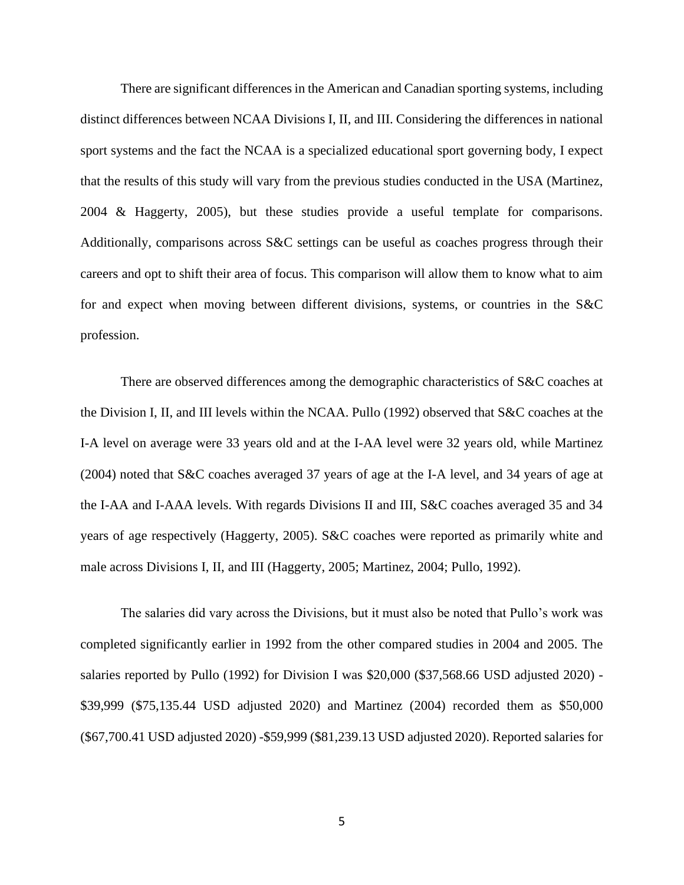There are significant differences in the American and Canadian sporting systems, including distinct differences between NCAA Divisions I, II, and III. Considering the differences in national sport systems and the fact the NCAA is a specialized educational sport governing body, I expect that the results of this study will vary from the previous studies conducted in the USA (Martinez, 2004 & Haggerty, 2005), but these studies provide a useful template for comparisons. Additionally, comparisons across S&C settings can be useful as coaches progress through their careers and opt to shift their area of focus. This comparison will allow them to know what to aim for and expect when moving between different divisions, systems, or countries in the S&C profession.

There are observed differences among the demographic characteristics of S&C coaches at the Division I, II, and III levels within the NCAA. Pullo (1992) observed that S&C coaches at the I-A level on average were 33 years old and at the I-AA level were 32 years old, while Martinez (2004) noted that S&C coaches averaged 37 years of age at the I-A level, and 34 years of age at the I-AA and I-AAA levels. With regards Divisions II and III, S&C coaches averaged 35 and 34 years of age respectively (Haggerty, 2005). S&C coaches were reported as primarily white and male across Divisions I, II, and III (Haggerty, 2005; Martinez, 2004; Pullo, 1992).

The salaries did vary across the Divisions, but it must also be noted that Pullo's work was completed significantly earlier in 1992 from the other compared studies in 2004 and 2005. The salaries reported by Pullo (1992) for Division I was $20,000 ($37,568.66 USD adjusted 2020) - $39,999 ($75,135.44 USD adjusted 2020) and Martinez (2004) recorded them as $50,000 ($67,700.41 USD adjusted 2020) -$59,999 ($81,239.13 USD adjusted 2020). Reported salaries for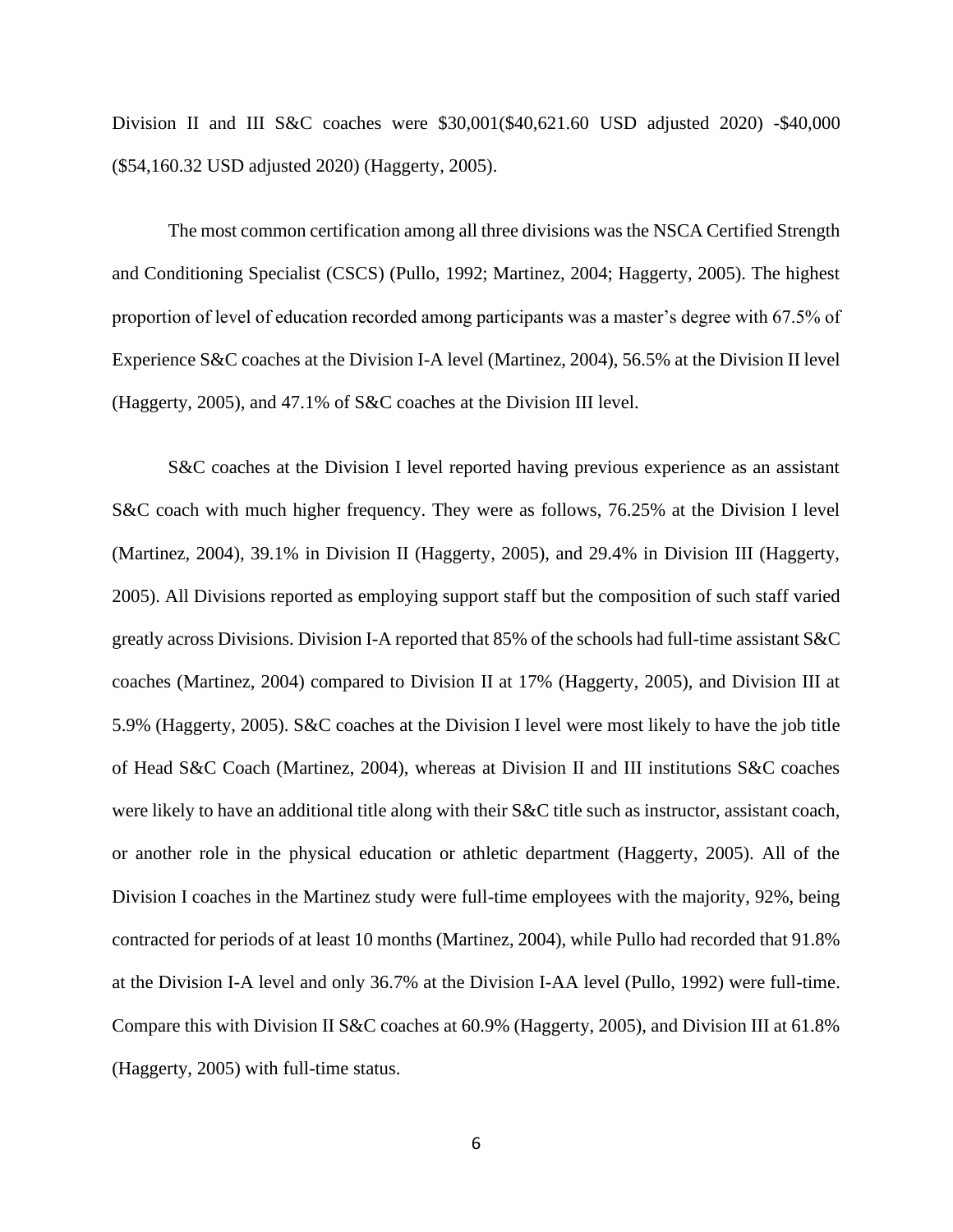Division II and III S&C coaches were $30,001($40,621.60 USD adjusted 2020) -$40,000 ($54,160.32 USD adjusted 2020) (Haggerty, 2005).

The most common certification among all three divisions was the NSCA Certified Strength and Conditioning Specialist (CSCS) (Pullo, 1992; Martinez, 2004; Haggerty, 2005). The highest proportion of level of education recorded among participants was a master's degree with 67.5% of Experience S&C coaches at the Division I-A level (Martinez, 2004), 56.5% at the Division II level (Haggerty, 2005), and 47.1% of S&C coaches at the Division III level.

S&C coaches at the Division I level reported having previous experience as an assistant S&C coach with much higher frequency. They were as follows, 76.25% at the Division I level (Martinez, 2004), 39.1% in Division II (Haggerty, 2005), and 29.4% in Division III (Haggerty, 2005). All Divisions reported as employing support staff but the composition of such staff varied greatly across Divisions. Division I-A reported that 85% of the schools had full-time assistant S&C coaches (Martinez, 2004) compared to Division II at 17% (Haggerty, 2005), and Division III at 5.9% (Haggerty, 2005). S&C coaches at the Division I level were most likely to have the job title of Head S&C Coach (Martinez, 2004), whereas at Division II and III institutions S&C coaches were likely to have an additional title along with their S&C title such as instructor, assistant coach, or another role in the physical education or athletic department (Haggerty, 2005). All of the Division I coaches in the Martinez study were full-time employees with the majority, 92%, being contracted for periods of at least 10 months (Martinez, 2004), while Pullo had recorded that 91.8% at the Division I-A level and only 36.7% at the Division I-AA level (Pullo, 1992) were full-time. Compare this with Division II S&C coaches at 60.9% (Haggerty, 2005), and Division III at 61.8% (Haggerty, 2005) with full-time status.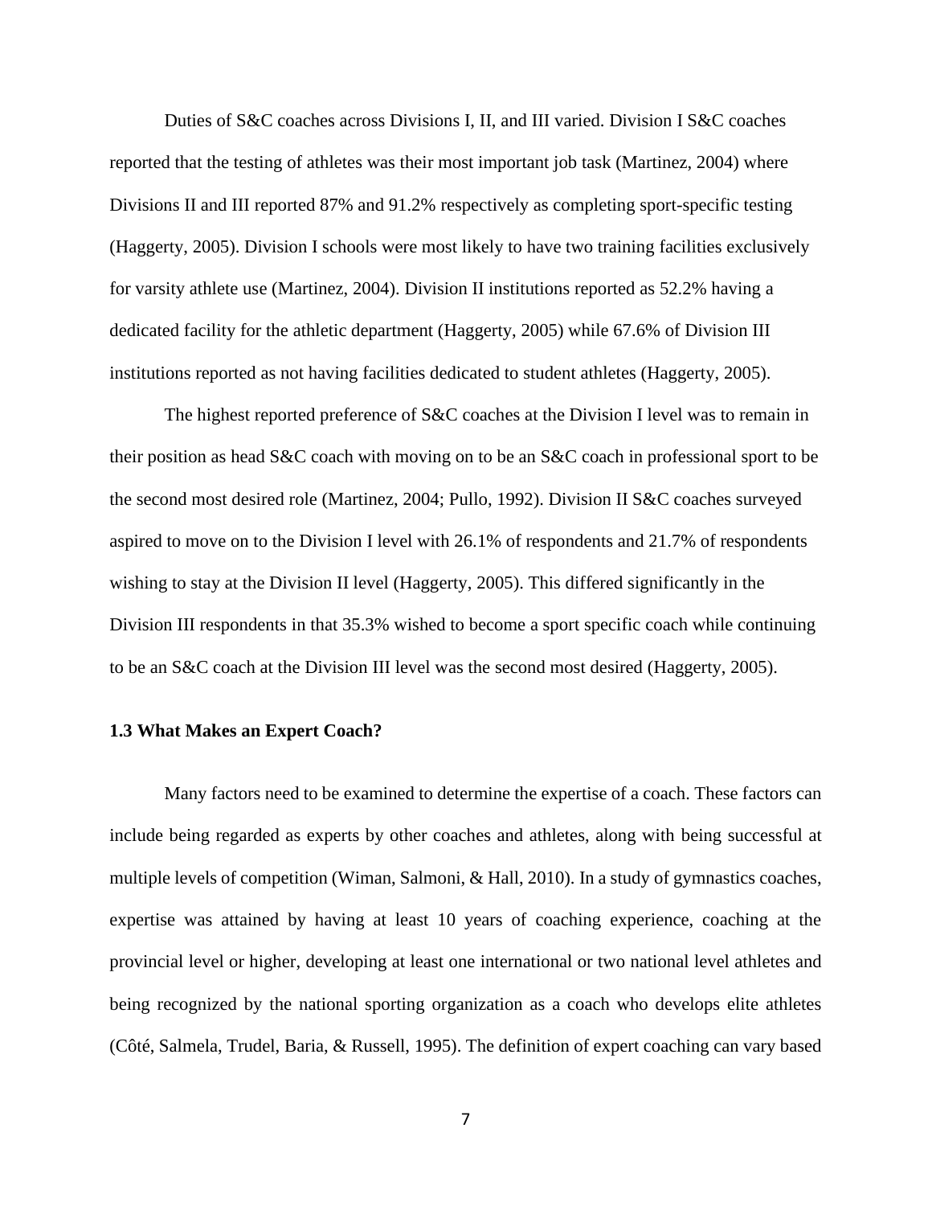Duties of S&C coaches across Divisions I, II, and III varied. Division I S&C coaches reported that the testing of athletes was their most important job task (Martinez, 2004) where Divisions II and III reported 87% and 91.2% respectively as completing sport-specific testing (Haggerty, 2005). Division I schools were most likely to have two training facilities exclusively for varsity athlete use (Martinez, 2004). Division II institutions reported as 52.2% having a dedicated facility for the athletic department (Haggerty, 2005) while 67.6% of Division III institutions reported as not having facilities dedicated to student athletes (Haggerty, 2005).

The highest reported preference of S&C coaches at the Division I level was to remain in their position as head S&C coach with moving on to be an S&C coach in professional sport to be the second most desired role (Martinez, 2004; Pullo, 1992). Division II S&C coaches surveyed aspired to move on to the Division I level with 26.1% of respondents and 21.7% of respondents wishing to stay at the Division II level (Haggerty, 2005). This differed significantly in the Division III respondents in that 35.3% wished to become a sport specific coach while continuing to be an S&C coach at the Division III level was the second most desired (Haggerty, 2005).

### 1.3 What Makes an Expert Coach?

Many factors need to be examined to determine the expertise of a coach. These factors can include being regarded as experts by other coaches and athletes, along with being successful at multiple levels of competition (Wiman, Salmoni, & Hall, 2010). In a study of gymnastics coaches, expertise was attained by having at least 10 years of coaching experience, coaching at the provincial level or higher, developing at least one international or two national level athletes and being recognized by the national sporting organization as a coach who develops elite athletes (Côté, Salmela, Trudel, Baria, & Russell, 1995). The definition of expert coaching can vary based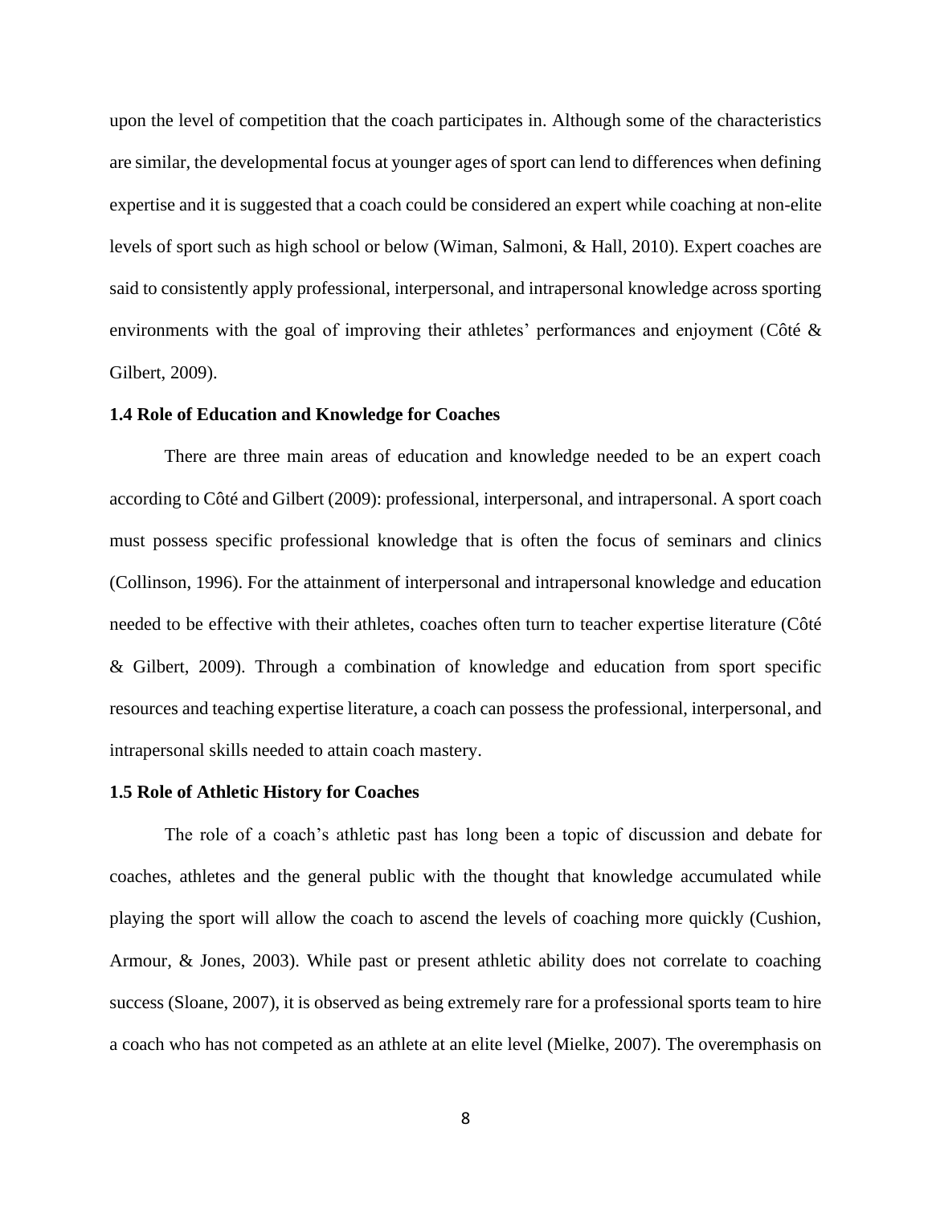upon the level of competition that the coach participates in. Although some of the characteristics are similar, the developmental focus at younger ages of sport can lend to differences when defining expertise and it is suggested that a coach could be considered an expert while coaching at non-elite levels of sport such as high school or below (Wiman, Salmoni, & Hall, 2010). Expert coaches are said to consistently apply professional, interpersonal, and intrapersonal knowledge across sporting environments with the goal of improving their athletes' performances and enjoyment (Côté & Gilbert, 2009).

### 1.4 Role of Education and Knowledge for Coaches

There are three main areas of education and knowledge needed to be an expert coach according to Côté and Gilbert (2009): professional, interpersonal, and intrapersonal. A sport coach must possess specific professional knowledge that is often the focus of seminars and clinics (Collinson, 1996). For the attainment of interpersonal and intrapersonal knowledge and education needed to be effective with their athletes, coaches often turn to teacher expertise literature (Côté & Gilbert, 2009). Through a combination of knowledge and education from sport specific resources and teaching expertise literature, a coach can possess the professional, interpersonal, and intrapersonal skills needed to attain coach mastery.

### 1.5 Role of Athletic History for Coaches

The role of a coach's athletic past has long been a topic of discussion and debate for coaches, athletes and the general public with the thought that knowledge accumulated while playing the sport will allow the coach to ascend the levels of coaching more quickly (Cushion, Armour, & Jones, 2003). While past or present athletic ability does not correlate to coaching success (Sloane, 2007), it is observed as being extremely rare for a professional sports team to hire a coach who has not competed as an athlete at an elite level (Mielke, 2007). The overemphasis on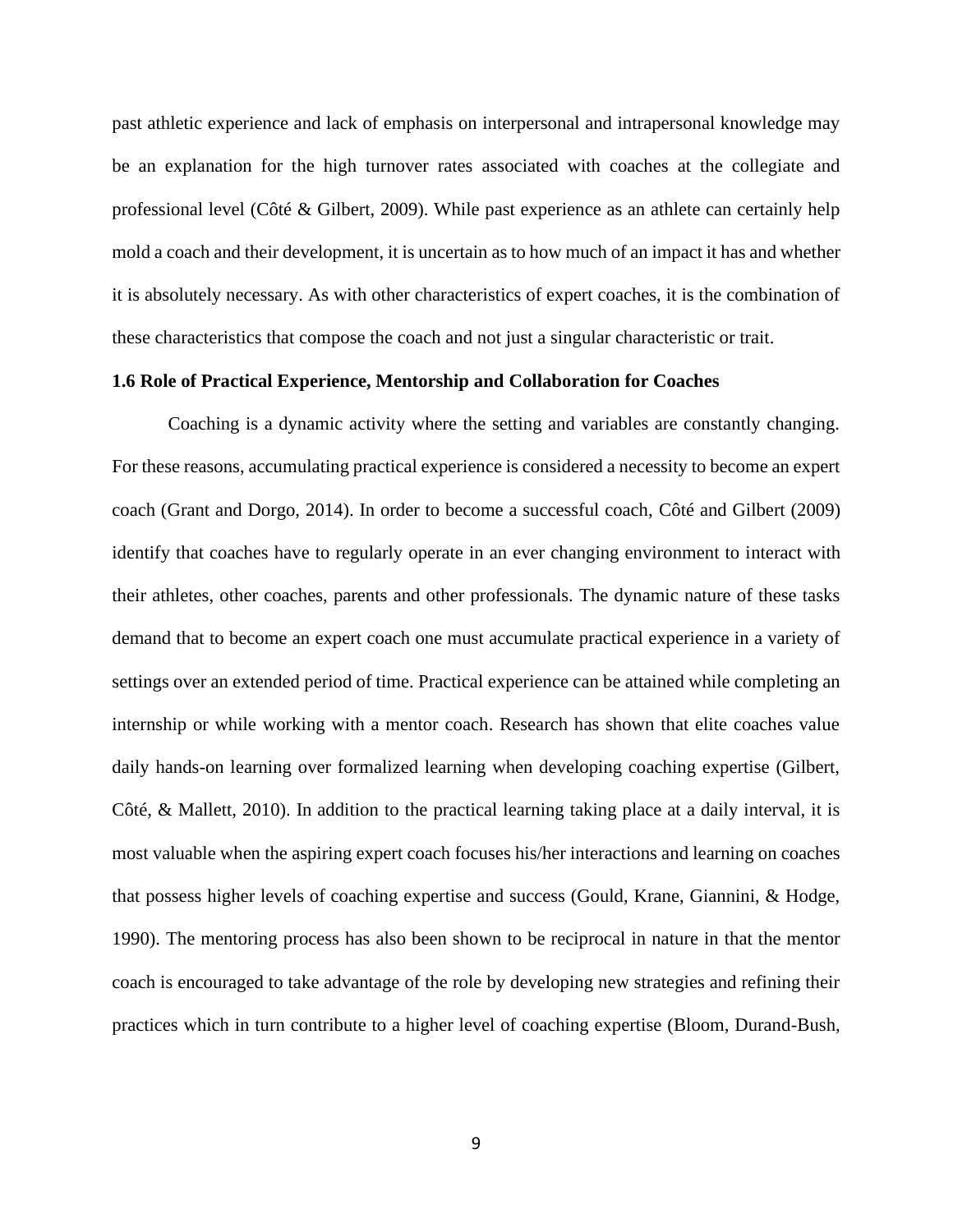past athletic experience and lack of emphasis on interpersonal and intrapersonal knowledge may be an explanation for the high turnover rates associated with coaches at the collegiate and professional level (Côté & Gilbert, 2009). While past experience as an athlete can certainly help mold a coach and their development, it is uncertain as to how much of an impact it has and whether it is absolutely necessary. As with other characteristics of expert coaches, it is the combination of these characteristics that compose the coach and not just a singular characteristic or trait.

### 1.6 Role of Practical Experience, Mentorship and Collaboration for Coaches

Coaching is a dynamic activity where the setting and variables are constantly changing. For these reasons, accumulating practical experience is considered a necessity to become an expert coach (Grant and Dorgo, 2014). In order to become a successful coach, Côté and Gilbert (2009) identify that coaches have to regularly operate in an ever changing environment to interact with their athletes, other coaches, parents and other professionals. The dynamic nature of these tasks demand that to become an expert coach one must accumulate practical experience in a variety of settings over an extended period of time. Practical experience can be attained while completing an internship or while working with a mentor coach. Research has shown that elite coaches value daily hands-on learning over formalized learning when developing coaching expertise (Gilbert, Côté, & Mallett, 2010). In addition to the practical learning taking place at a daily interval, it is most valuable when the aspiring expert coach focuses his/her interactions and learning on coaches that possess higher levels of coaching expertise and success (Gould, Krane, Giannini, & Hodge, 1990). The mentoring process has also been shown to be reciprocal in nature in that the mentor coach is encouraged to take advantage of the role by developing new strategies and refining their practices which in turn contribute to a higher level of coaching expertise (Bloom, Durand-Bush,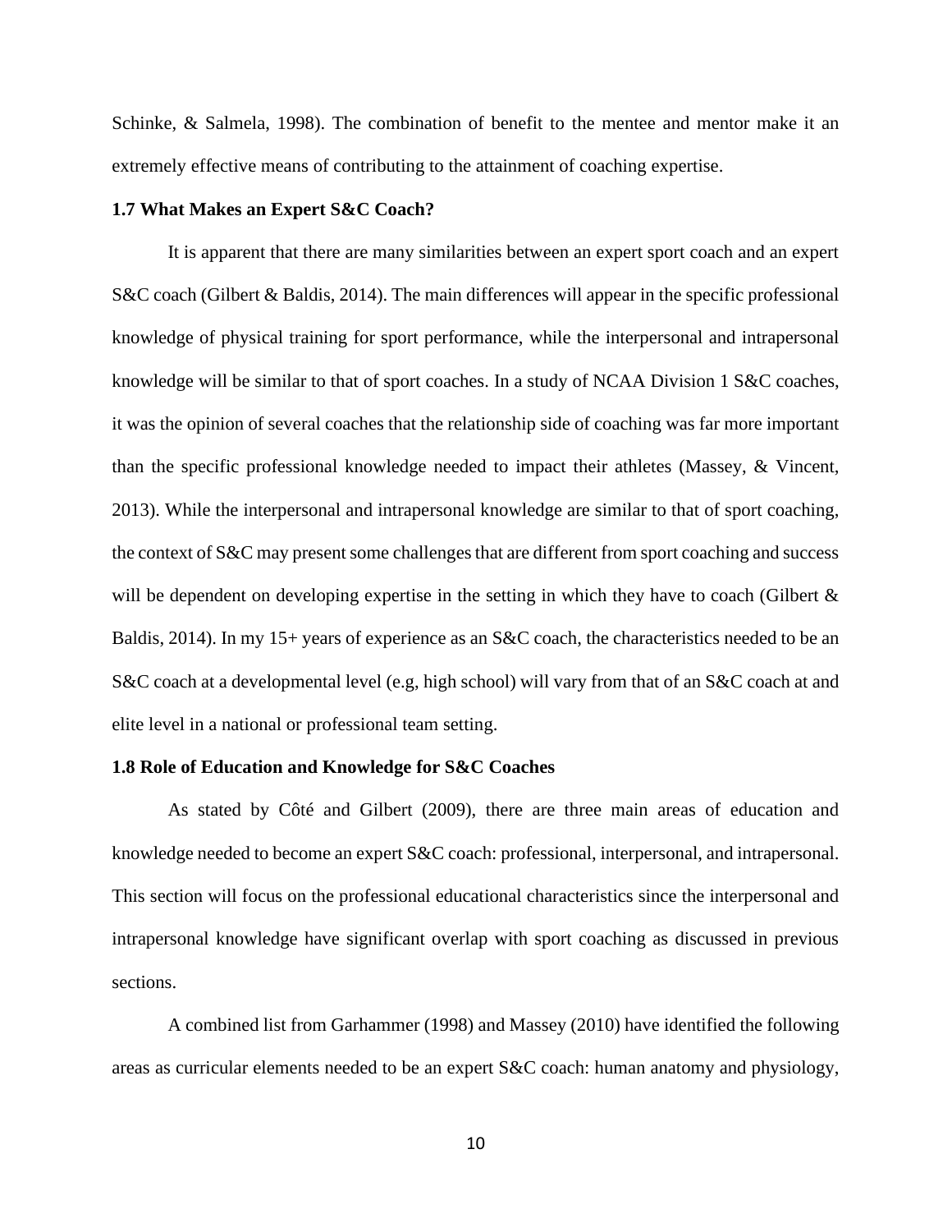Schinke, & Salmela, 1998). The combination of benefit to the mentee and mentor make it an extremely effective means of contributing to the attainment of coaching expertise.

**1.7 What Makes an Expert S&C Coach?**

It is apparent that there are many similarities between an expert sport coach and an expert S&C coach (Gilbert & Baldis, 2014). The main differences will appear in the specific professional knowledge of physical training for sport performance, while the interpersonal and intrapersonal knowledge will be similar to that of sport coaches. In a study of NCAA Division 1 S&C coaches, it was the opinion of several coaches that the relationship side of coaching was far more important than the specific professional knowledge needed to impact their athletes (Massey, & Vincent, 2013). While the interpersonal and intrapersonal knowledge are similar to that of sport coaching, the context of S&C may present some challenges that are different from sport coaching and success will be dependent on developing expertise in the setting in which they have to coach (Gilbert & Baldis, 2014). In my 15+ years of experience as an S&C coach, the characteristics needed to be an S&C coach at a developmental level (e.g, high school) will vary from that of an S&C coach at and elite level in a national or professional team setting.

**1.8 Role of Education and Knowledge for S&C Coaches**

As stated by Côté and Gilbert (2009), there are three main areas of education and knowledge needed to become an expert S&C coach: professional, interpersonal, and intrapersonal. This section will focus on the professional educational characteristics since the interpersonal and intrapersonal knowledge have significant overlap with sport coaching as discussed in previous sections.

A combined list from Garhammer (1998) and Massey (2010) have identified the following areas as curricular elements needed to be an expert S&C coach: human anatomy and physiology,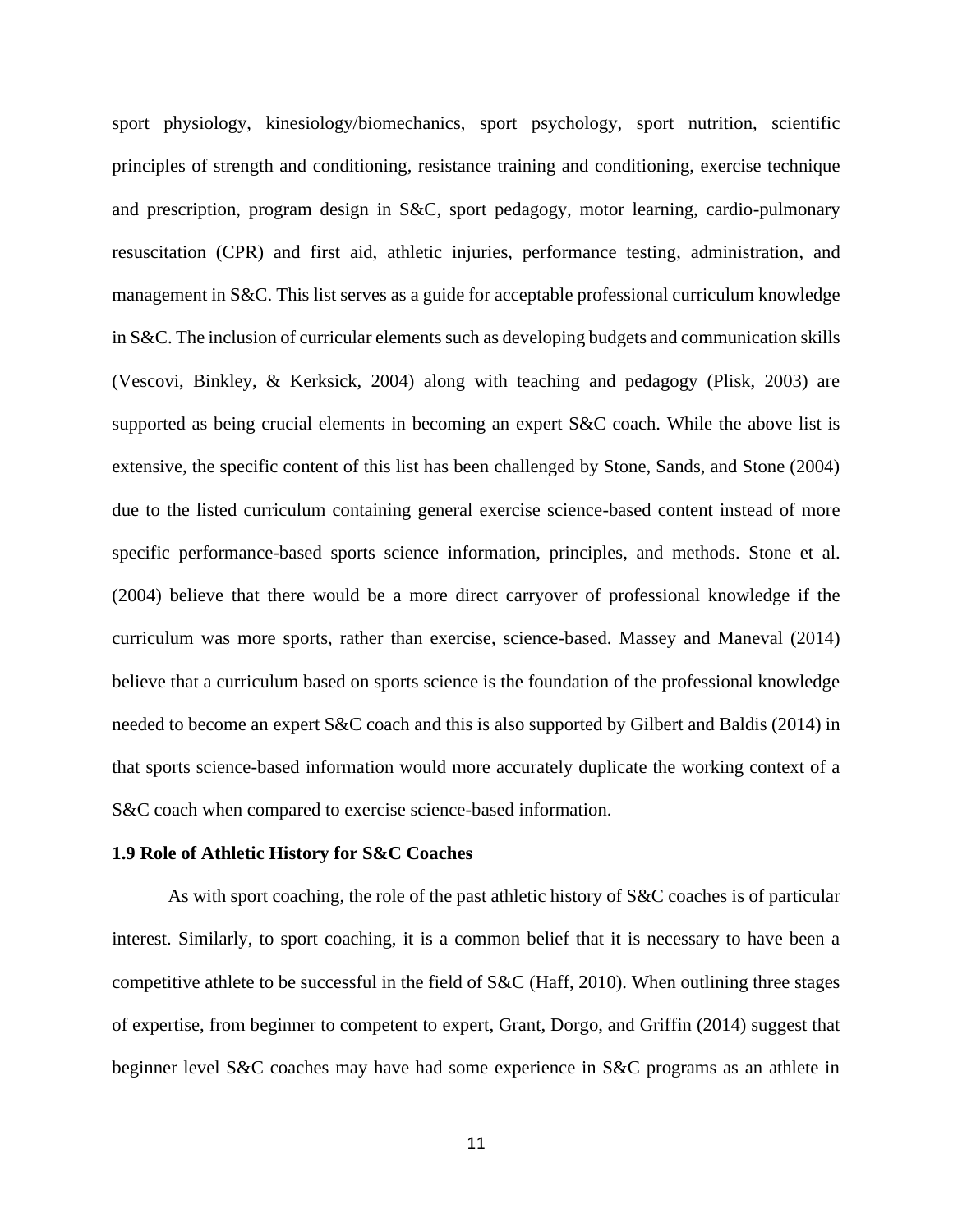sport physiology, kinesiology/biomechanics, sport psychology, sport nutrition, scientific principles of strength and conditioning, resistance training and conditioning, exercise technique and prescription, program design in S&C, sport pedagogy, motor learning, cardio-pulmonary resuscitation (CPR) and first aid, athletic injuries, performance testing, administration, and management in S&C. This list serves as a guide for acceptable professional curriculum knowledge in S&C. The inclusion of curricular elements such as developing budgets and communication skills (Vescovi, Binkley, & Kerksick, 2004) along with teaching and pedagogy (Plisk, 2003) are supported as being crucial elements in becoming an expert S&C coach. While the above list is extensive, the specific content of this list has been challenged by Stone, Sands, and Stone (2004) due to the listed curriculum containing general exercise science-based content instead of more specific performance-based sports science information, principles, and methods. Stone et al. (2004) believe that there would be a more direct carryover of professional knowledge if the curriculum was more sports, rather than exercise, science-based. Massey and Maneval (2014) believe that a curriculum based on sports science is the foundation of the professional knowledge needed to become an expert S&C coach and this is also supported by Gilbert and Baldis (2014) in that sports science-based information would more accurately duplicate the working context of a S&C coach when compared to exercise science-based information.

### 1.9 Role of Athletic History for S&C Coaches

As with sport coaching, the role of the past athletic history of S&C coaches is of particular interest. Similarly, to sport coaching, it is a common belief that it is necessary to have been a competitive athlete to be successful in the field of S&C (Haff, 2010). When outlining three stages of expertise, from beginner to competent to expert, Grant, Dorgo, and Griffin (2014) suggest that beginner level S&C coaches may have had some experience in S&C programs as an athlete in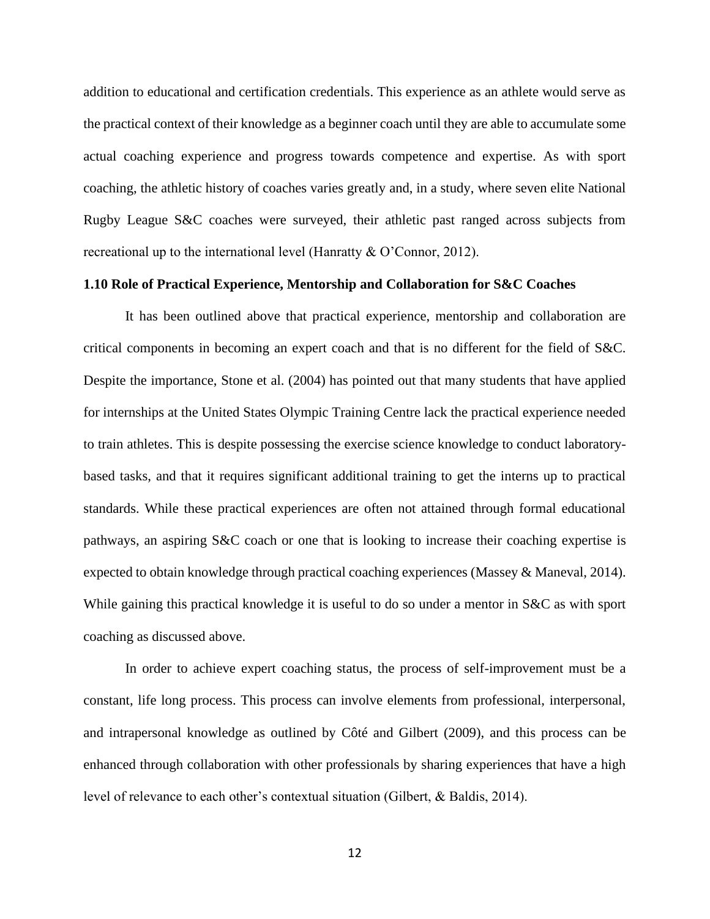addition to educational and certification credentials. This experience as an athlete would serve as the practical context of their knowledge as a beginner coach until they are able to accumulate some actual coaching experience and progress towards competence and expertise. As with sport coaching, the athletic history of coaches varies greatly and, in a study, where seven elite National Rugby League S&C coaches were surveyed, their athletic past ranged across subjects from recreational up to the international level (Hanratty & O'Connor, 2012).

### 1.10 Role of Practical Experience, Mentorship and Collaboration for S&C Coaches

It has been outlined above that practical experience, mentorship and collaboration are critical components in becoming an expert coach and that is no different for the field of S&C. Despite the importance, Stone et al. (2004) has pointed out that many students that have applied for internships at the United States Olympic Training Centre lack the practical experience needed to train athletes. This is despite possessing the exercise science knowledge to conduct laboratory-based tasks, and that it requires significant additional training to get the interns up to practical standards. While these practical experiences are often not attained through formal educational pathways, an aspiring S&C coach or one that is looking to increase their coaching expertise is expected to obtain knowledge through practical coaching experiences (Massey & Maneval, 2014). While gaining this practical knowledge it is useful to do so under a mentor in S&C as with sport coaching as discussed above.

In order to achieve expert coaching status, the process of self-improvement must be a constant, life long process. This process can involve elements from professional, interpersonal, and intrapersonal knowledge as outlined by Côté and Gilbert (2009), and this process can be enhanced through collaboration with other professionals by sharing experiences that have a high level of relevance to each other's contextual situation (Gilbert, & Baldis, 2014).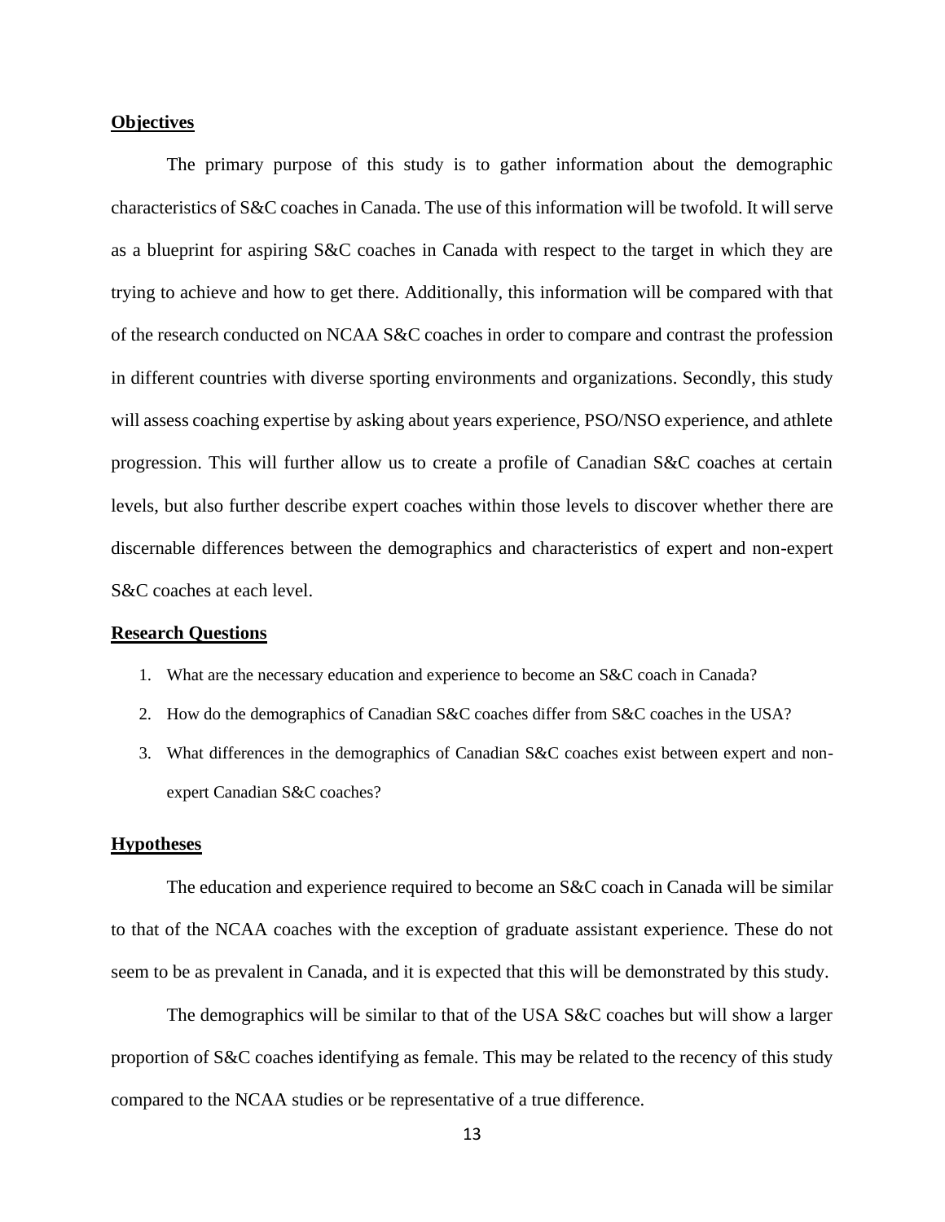## Objectives

The primary purpose of this study is to gather information about the demographic characteristics of S&C coaches in Canada. The use of this information will be twofold. It will serve as a blueprint for aspiring S&C coaches in Canada with respect to the target in which they are trying to achieve and how to get there. Additionally, this information will be compared with that of the research conducted on NCAA S&C coaches in order to compare and contrast the profession in different countries with diverse sporting environments and organizations. Secondly, this study will assess coaching expertise by asking about years experience, PSO/NSO experience, and athlete progression. This will further allow us to create a profile of Canadian S&C coaches at certain levels, but also further describe expert coaches within those levels to discover whether there are discernable differences between the demographics and characteristics of expert and non-expert S&C coaches at each level.

## Research Questions

1. What are the necessary education and experience to become an S&C coach in Canada?
2. How do the demographics of Canadian S&C coaches differ from S&C coaches in the USA?
3. What differences in the demographics of Canadian S&C coaches exist between expert and non-expert Canadian S&C coaches?

## Hypotheses

The education and experience required to become an S&C coach in Canada will be similar to that of the NCAA coaches with the exception of graduate assistant experience. These do not seem to be as prevalent in Canada, and it is expected that this will be demonstrated by this study.

The demographics will be similar to that of the USA S&C coaches but will show a larger proportion of S&C coaches identifying as female. This may be related to the recency of this study compared to the NCAA studies or be representative of a true difference.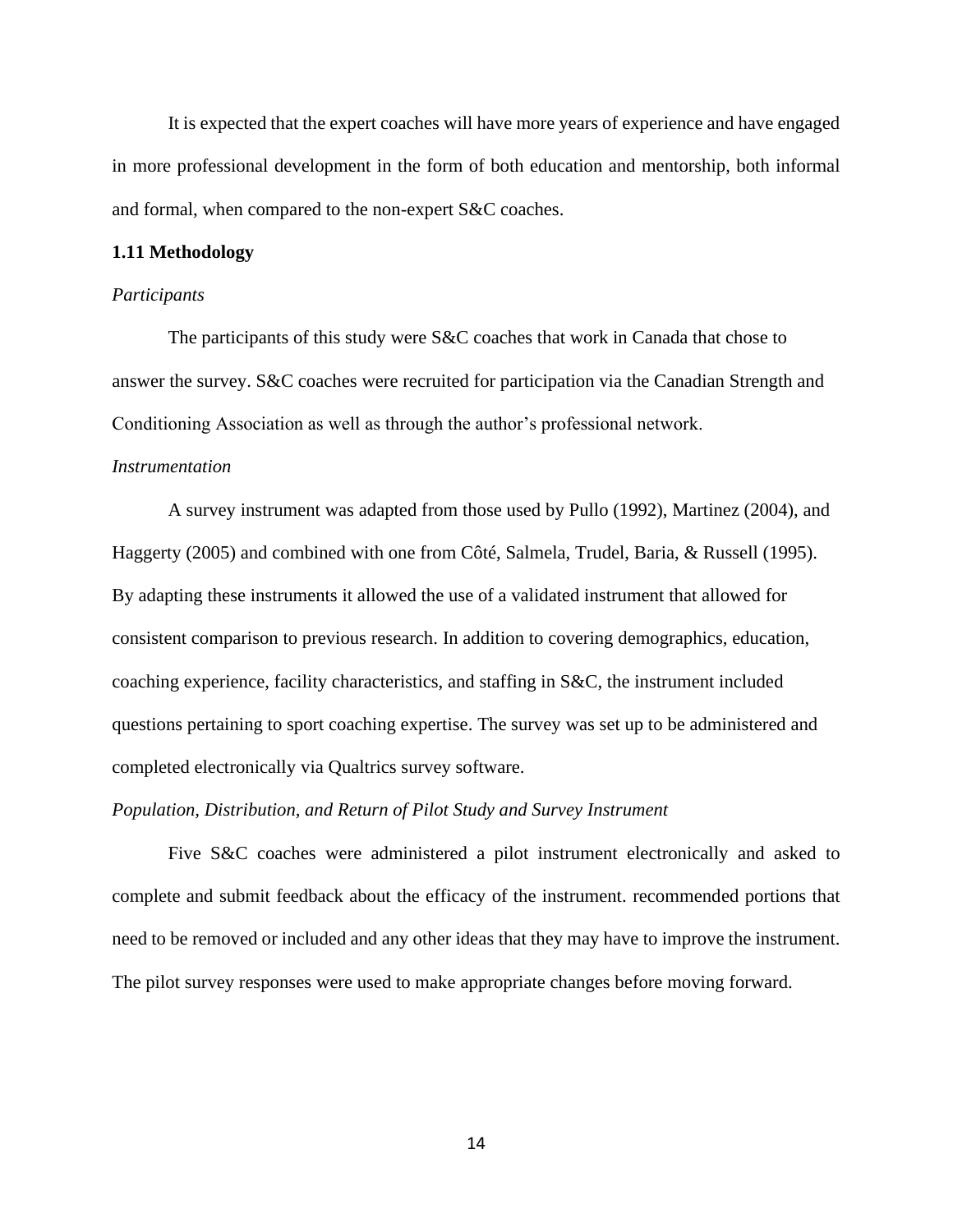It is expected that the expert coaches will have more years of experience and have engaged in more professional development in the form of both education and mentorship, both informal and formal, when compared to the non-expert S&C coaches.

**1.11 Methodology**

*Participants*

The participants of this study were S&C coaches that work in Canada that chose to answer the survey. S&C coaches were recruited for participation via the Canadian Strength and Conditioning Association as well as through the author's professional network.

*Instrumentation*

A survey instrument was adapted from those used by Pullo (1992), Martinez (2004), and Haggerty (2005) and combined with one from Côté, Salmela, Trudel, Baria, & Russell (1995). By adapting these instruments it allowed the use of a validated instrument that allowed for consistent comparison to previous research. In addition to covering demographics, education, coaching experience, facility characteristics, and staffing in S&C, the instrument included questions pertaining to sport coaching expertise. The survey was set up to be administered and completed electronically via Qualtrics survey software.

*Population, Distribution, and Return of Pilot Study and Survey Instrument*

Five S&C coaches were administered a pilot instrument electronically and asked to complete and submit feedback about the efficacy of the instrument. recommended portions that need to be removed or included and any other ideas that they may have to improve the instrument. The pilot survey responses were used to make appropriate changes before moving forward.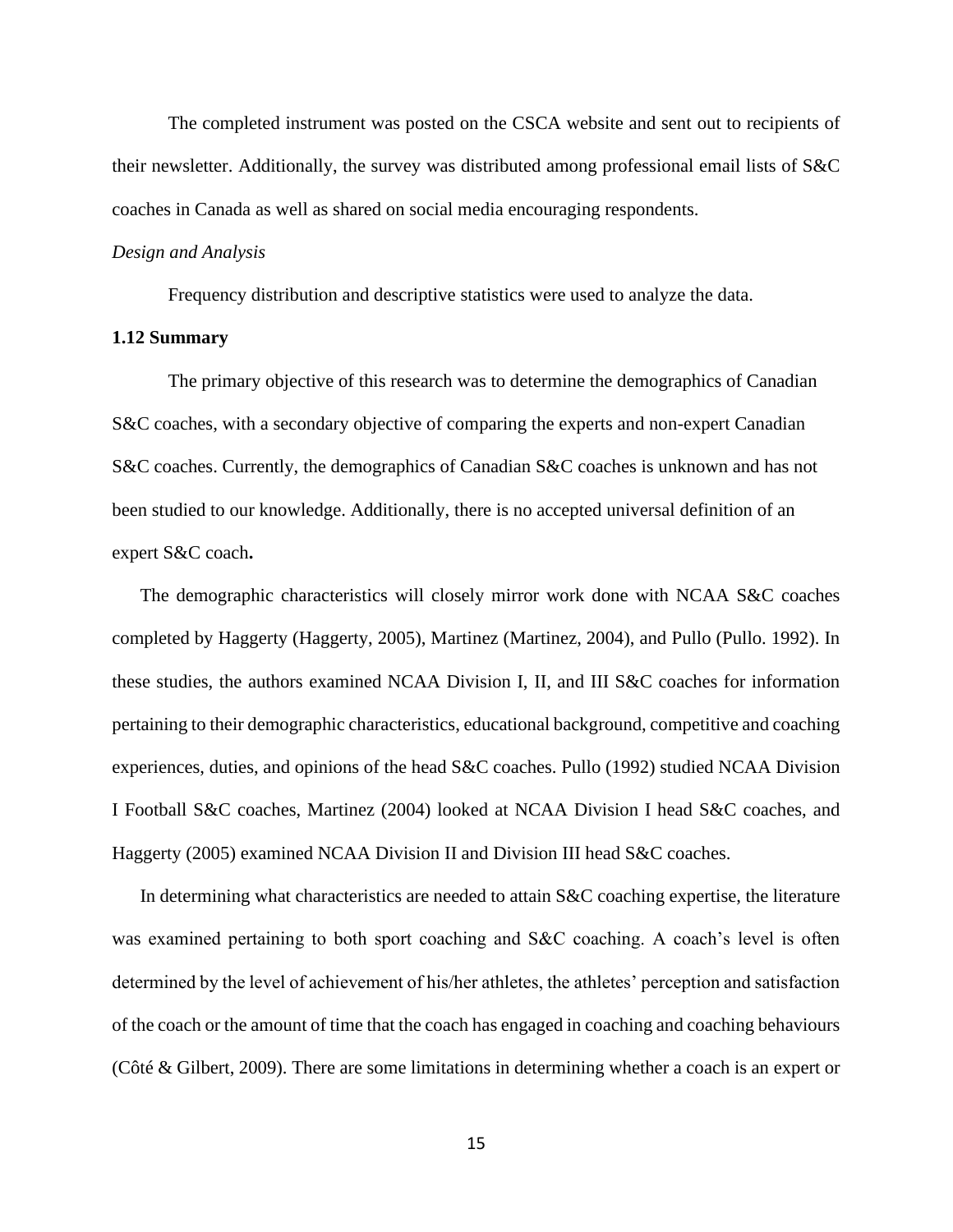The completed instrument was posted on the CSCA website and sent out to recipients of their newsletter. Additionally, the survey was distributed among professional email lists of S&C coaches in Canada as well as shared on social media encouraging respondents.

*Design and Analysis*

Frequency distribution and descriptive statistics were used to analyze the data.

**1.12 Summary**

The primary objective of this research was to determine the demographics of Canadian S&C coaches, with a secondary objective of comparing the experts and non-expert Canadian S&C coaches. Currently, the demographics of Canadian S&C coaches is unknown and has not been studied to our knowledge. Additionally, there is no accepted universal definition of an expert S&C coach**.**

The demographic characteristics will closely mirror work done with NCAA S&C coaches completed by Haggerty (Haggerty, 2005), Martinez (Martinez, 2004), and Pullo (Pullo. 1992). In these studies, the authors examined NCAA Division I, II, and III S&C coaches for information pertaining to their demographic characteristics, educational background, competitive and coaching experiences, duties, and opinions of the head S&C coaches. Pullo (1992) studied NCAA Division I Football S&C coaches, Martinez (2004) looked at NCAA Division I head S&C coaches, and Haggerty (2005) examined NCAA Division II and Division III head S&C coaches.

In determining what characteristics are needed to attain S&C coaching expertise, the literature was examined pertaining to both sport coaching and S&C coaching. A coach's level is often determined by the level of achievement of his/her athletes, the athletes' perception and satisfaction of the coach or the amount of time that the coach has engaged in coaching and coaching behaviours (Côté & Gilbert, 2009). There are some limitations in determining whether a coach is an expert or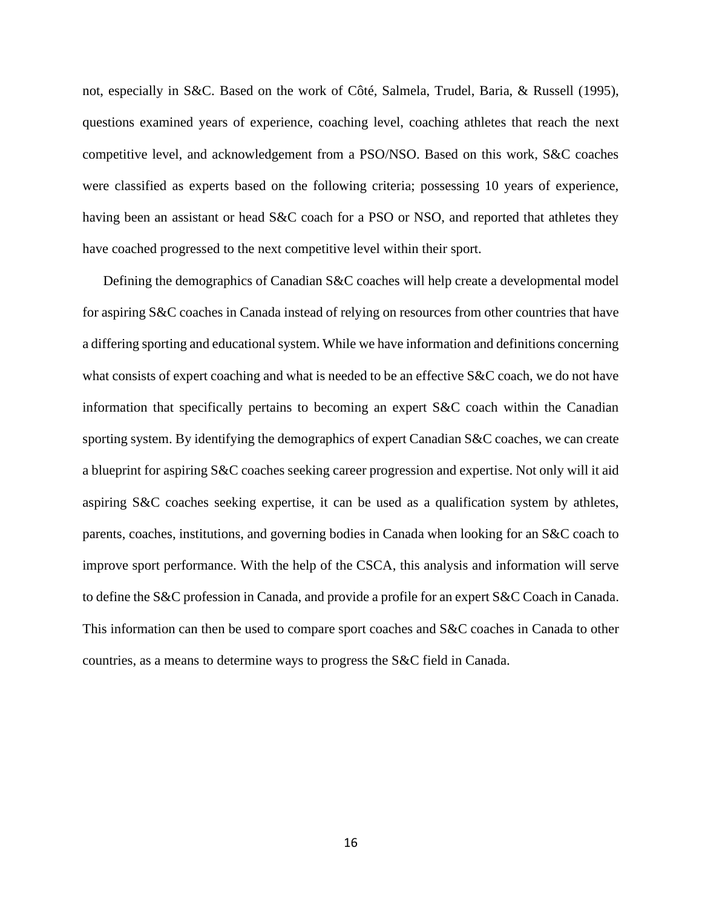not, especially in S&C. Based on the work of Côté, Salmela, Trudel, Baria, & Russell (1995), questions examined years of experience, coaching level, coaching athletes that reach the next competitive level, and acknowledgement from a PSO/NSO. Based on this work, S&C coaches were classified as experts based on the following criteria; possessing 10 years of experience, having been an assistant or head S&C coach for a PSO or NSO, and reported that athletes they have coached progressed to the next competitive level within their sport.

Defining the demographics of Canadian S&C coaches will help create a developmental model for aspiring S&C coaches in Canada instead of relying on resources from other countries that have a differing sporting and educational system. While we have information and definitions concerning what consists of expert coaching and what is needed to be an effective S&C coach, we do not have information that specifically pertains to becoming an expert S&C coach within the Canadian sporting system. By identifying the demographics of expert Canadian S&C coaches, we can create a blueprint for aspiring S&C coaches seeking career progression and expertise. Not only will it aid aspiring S&C coaches seeking expertise, it can be used as a qualification system by athletes, parents, coaches, institutions, and governing bodies in Canada when looking for an S&C coach to improve sport performance. With the help of the CSCA, this analysis and information will serve to define the S&C profession in Canada, and provide a profile for an expert S&C Coach in Canada. This information can then be used to compare sport coaches and S&C coaches in Canada to other countries, as a means to determine ways to progress the S&C field in Canada.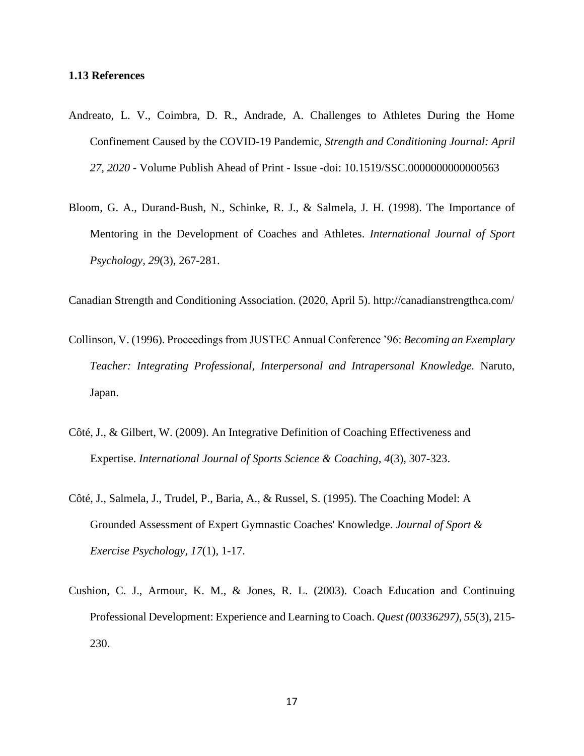### 1.13 References

Andreato, L. V., Coimbra, D. R., Andrade, A. Challenges to Athletes During the Home Confinement Caused by the COVID-19 Pandemic, *Strength and Conditioning Journal: April 27, 2020* - Volume Publish Ahead of Print - Issue -doi: 10.1519/SSC.0000000000000563

Bloom, G. A., Durand-Bush, N., Schinke, R. J., & Salmela, J. H. (1998). The Importance of Mentoring in the Development of Coaches and Athletes. *International Journal of Sport Psychology, 29*(3), 267-281.

Canadian Strength and Conditioning Association. (2020, April 5). http://canadianstrengthca.com/

Collinson, V. (1996). Proceedings from JUSTEC Annual Conference '96: *Becoming an Exemplary Teacher: Integrating Professional, Interpersonal and Intrapersonal Knowledge.* Naruto, Japan.

Côté, J., & Gilbert, W. (2009). An Integrative Definition of Coaching Effectiveness and Expertise. *International Journal of Sports Science & Coaching, 4*(3), 307-323.

Côté, J., Salmela, J., Trudel, P., Baria, A., & Russel, S. (1995). The Coaching Model: A Grounded Assessment of Expert Gymnastic Coaches' Knowledge. *Journal of Sport & Exercise Psychology, 17*(1), 1-17.

Cushion, C. J., Armour, K. M., & Jones, R. L. (2003). Coach Education and Continuing Professional Development: Experience and Learning to Coach. *Quest (00336297), 55*(3), 215-230.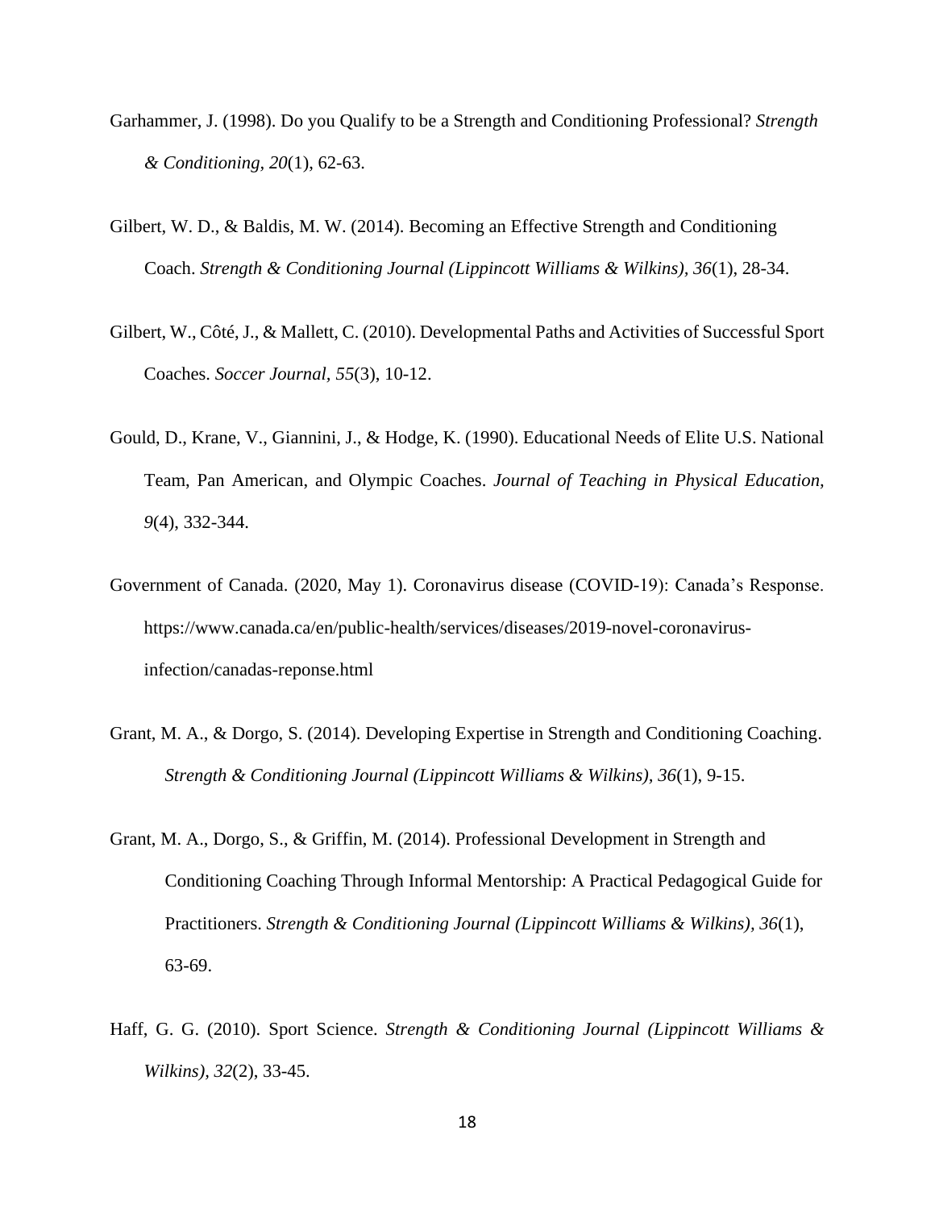Garhammer, J. (1998). Do you Qualify to be a Strength and Conditioning Professional? *Strength & Conditioning, 20*(1), 62-63.

Gilbert, W. D., & Baldis, M. W. (2014). Becoming an Effective Strength and Conditioning Coach. *Strength & Conditioning Journal (Lippincott Williams & Wilkins), 36*(1), 28-34.

Gilbert, W., Côté, J., & Mallett, C. (2010). Developmental Paths and Activities of Successful Sport Coaches. *Soccer Journal, 55*(3), 10-12.

Gould, D., Krane, V., Giannini, J., & Hodge, K. (1990). Educational Needs of Elite U.S. National Team, Pan American, and Olympic Coaches. *Journal of Teaching in Physical Education, 9*(4), 332-344.

Government of Canada. (2020, May 1). Coronavirus disease (COVID-19): Canada's Response. https://www.canada.ca/en/public-health/services/diseases/2019-novel-coronavirus-infection/canadas-reponse.html

Grant, M. A., & Dorgo, S. (2014). Developing Expertise in Strength and Conditioning Coaching. *Strength & Conditioning Journal (Lippincott Williams & Wilkins), 36*(1), 9-15.

Grant, M. A., Dorgo, S., & Griffin, M. (2014). Professional Development in Strength and Conditioning Coaching Through Informal Mentorship: A Practical Pedagogical Guide for Practitioners. *Strength & Conditioning Journal (Lippincott Williams & Wilkins), 36*(1), 63-69.

Haff, G. G. (2010). Sport Science. *Strength & Conditioning Journal (Lippincott Williams & Wilkins), 32*(2), 33-45.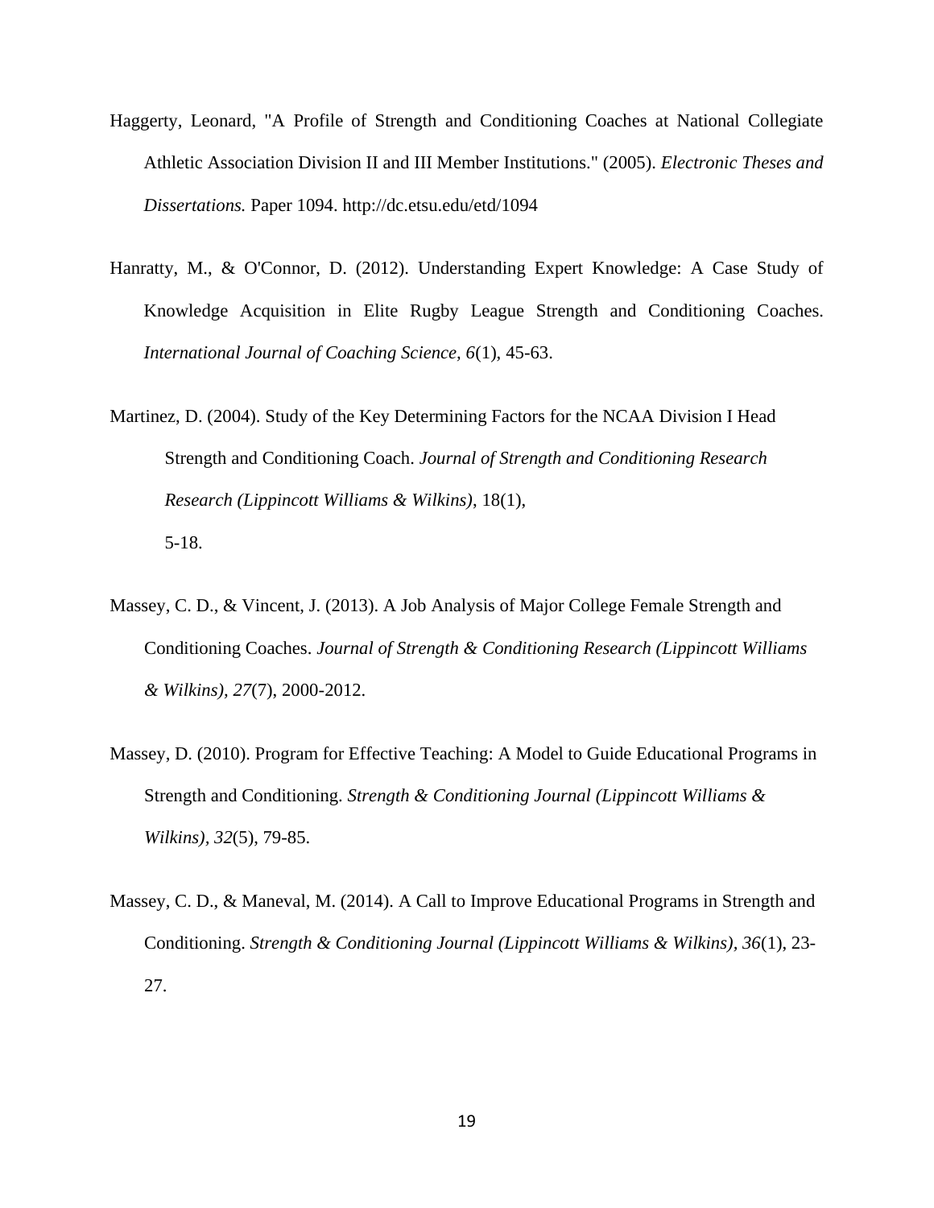Haggerty, Leonard, "A Profile of Strength and Conditioning Coaches at National Collegiate Athletic Association Division II and III Member Institutions." (2005). *Electronic Theses and Dissertations.* Paper 1094. http://dc.etsu.edu/etd/1094

Hanratty, M., & O'Connor, D. (2012). Understanding Expert Knowledge: A Case Study of Knowledge Acquisition in Elite Rugby League Strength and Conditioning Coaches. *International Journal of Coaching Science, 6*(1), 45-63.

Martinez, D. (2004). Study of the Key Determining Factors for the NCAA Division I Head Strength and Conditioning Coach. *Journal of Strength and Conditioning Research Research (Lippincott Williams & Wilkins)*, 18(1), 5-18.

Massey, C. D., & Vincent, J. (2013). A Job Analysis of Major College Female Strength and Conditioning Coaches. *Journal of Strength & Conditioning Research (Lippincott Williams & Wilkins), 27*(7), 2000-2012.

Massey, D. (2010). Program for Effective Teaching: A Model to Guide Educational Programs in Strength and Conditioning. *Strength & Conditioning Journal (Lippincott Williams & Wilkins), 32*(5), 79-85.

Massey, C. D., & Maneval, M. (2014). A Call to Improve Educational Programs in Strength and Conditioning. *Strength & Conditioning Journal (Lippincott Williams & Wilkins), 36*(1), 23-27.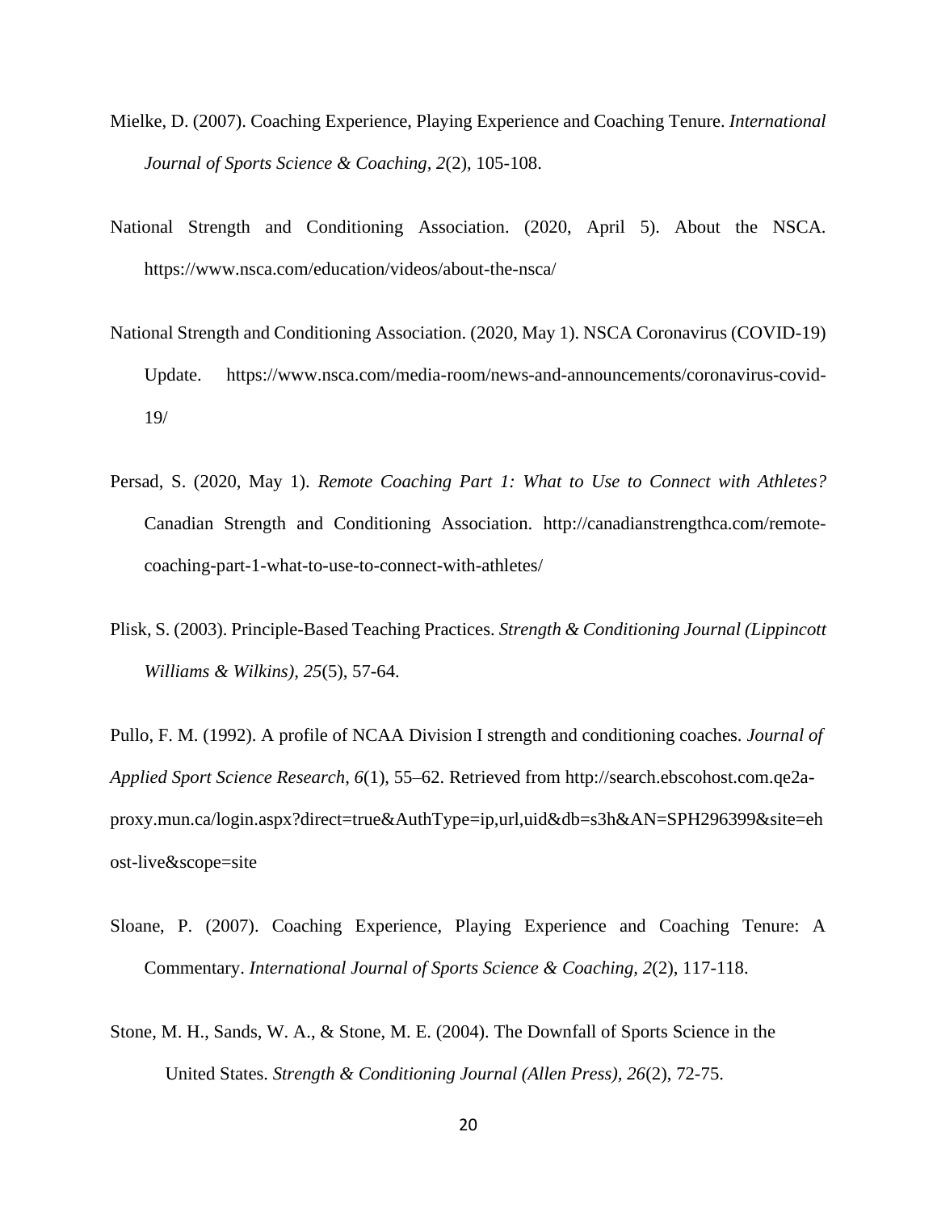Mielke, D. (2007). Coaching Experience, Playing Experience and Coaching Tenure. *International Journal of Sports Science & Coaching, 2*(2), 105-108.

National Strength and Conditioning Association. (2020, April 5). About the NSCA. https://www.nsca.com/education/videos/about-the-nsca/

National Strength and Conditioning Association. (2020, May 1). NSCA Coronavirus (COVID-19) Update. https://www.nsca.com/media-room/news-and-announcements/coronavirus-covid-19/

Persad, S. (2020, May 1). *Remote Coaching Part 1: What to Use to Connect with Athletes?* Canadian Strength and Conditioning Association. http://canadianstrengthca.com/remote-coaching-part-1-what-to-use-to-connect-with-athletes/

Plisk, S. (2003). Principle-Based Teaching Practices. *Strength & Conditioning Journal (Lippincott Williams & Wilkins), 25*(5), 57-64.

Pullo, F. M. (1992). A profile of NCAA Division I strength and conditioning coaches. *Journal of Applied Sport Science Research*, *6*(1), 55–62. Retrieved from http://search.ebscohost.com.qe2a-proxy.mun.ca/login.aspx?direct=true&AuthType=ip,url,uid&db=s3h&AN=SPH296399&site=ehost-live&scope=site

Sloane, P. (2007). Coaching Experience, Playing Experience and Coaching Tenure: A Commentary. *International Journal of Sports Science & Coaching, 2*(2), 117-118.

Stone, M. H., Sands, W. A., & Stone, M. E. (2004). The Downfall of Sports Science in the United States. *Strength & Conditioning Journal (Allen Press), 26*(2), 72-75.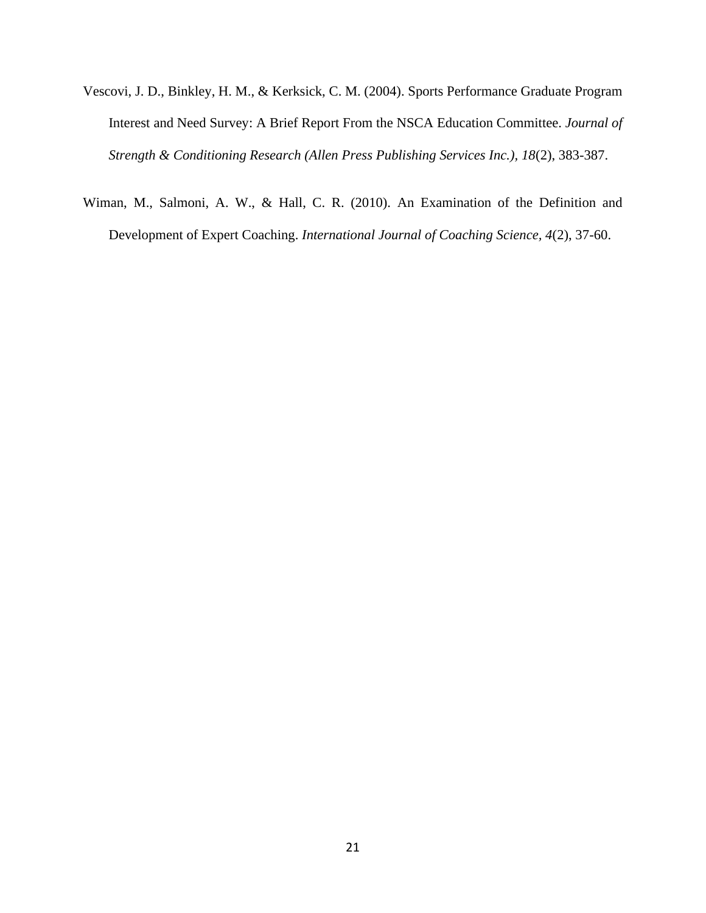Vescovi, J. D., Binkley, H. M., & Kerksick, C. M. (2004). Sports Performance Graduate Program Interest and Need Survey: A Brief Report From the NSCA Education Committee. *Journal of Strength & Conditioning Research (Allen Press Publishing Services Inc.), 18*(2), 383-387.

Wiman, M., Salmoni, A. W., & Hall, C. R. (2010). An Examination of the Definition and Development of Expert Coaching. *International Journal of Coaching Science, 4*(2), 37-60.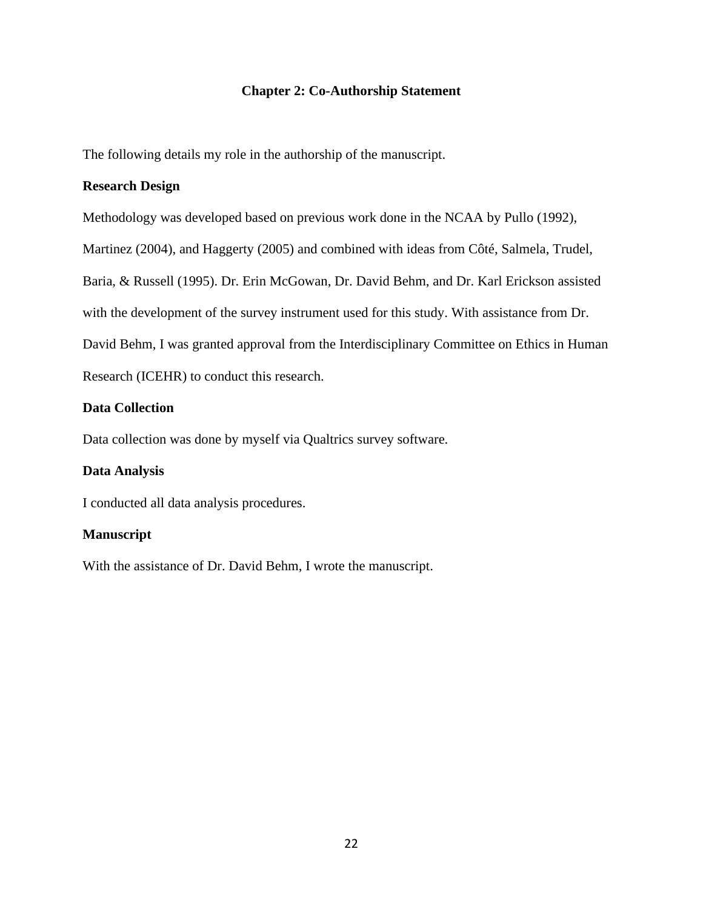## Chapter 2: Co-Authorship Statement

The following details my role in the authorship of the manuscript.

**Research Design**

Methodology was developed based on previous work done in the NCAA by Pullo (1992), Martinez (2004), and Haggerty (2005) and combined with ideas from Côté, Salmela, Trudel, Baria, & Russell (1995). Dr. Erin McGowan, Dr. David Behm, and Dr. Karl Erickson assisted with the development of the survey instrument used for this study. With assistance from Dr. David Behm, I was granted approval from the Interdisciplinary Committee on Ethics in Human Research (ICEHR) to conduct this research.

**Data Collection**

Data collection was done by myself via Qualtrics survey software.

**Data Analysis**

I conducted all data analysis procedures.

**Manuscript**

With the assistance of Dr. David Behm, I wrote the manuscript.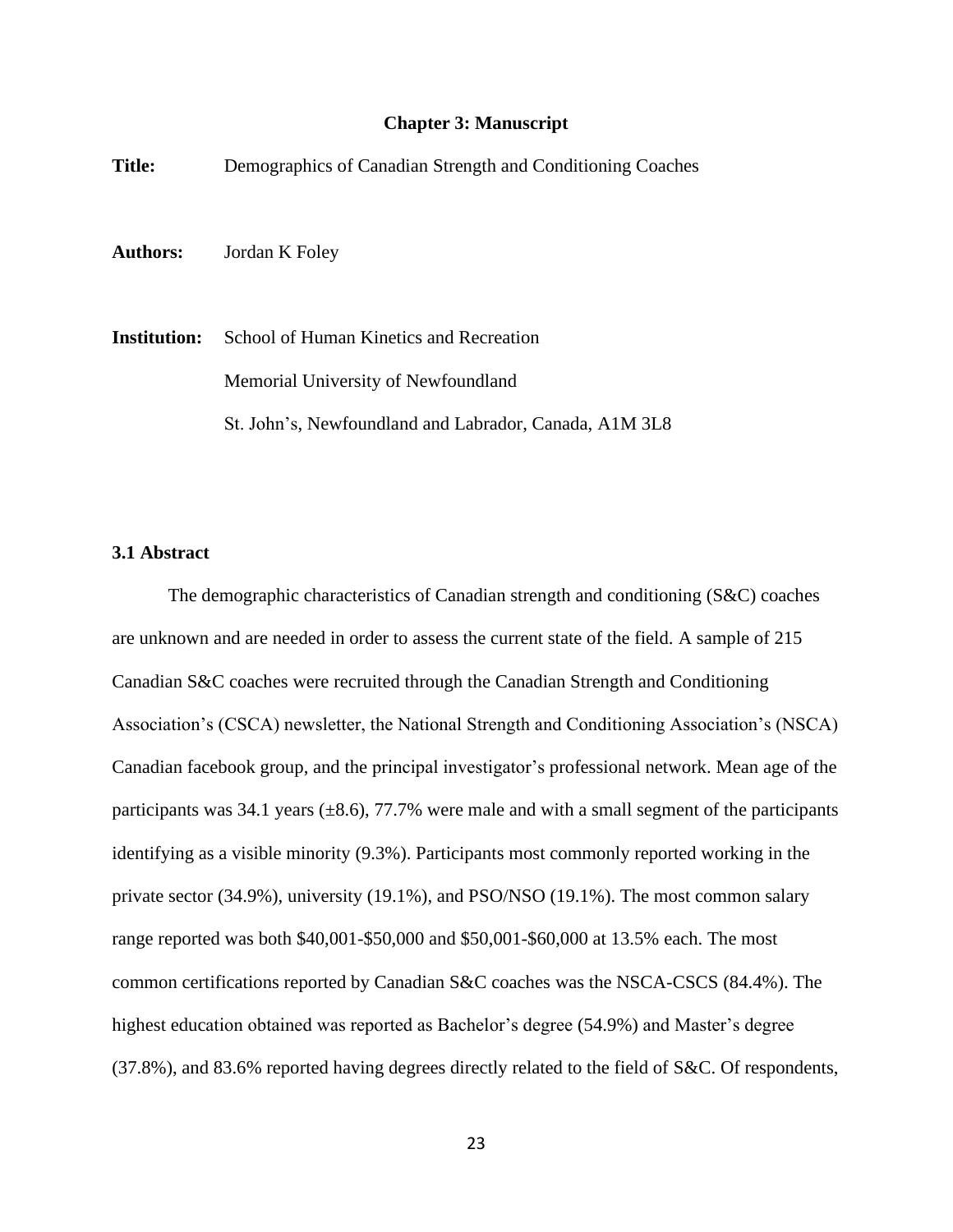## Chapter 3: Manuscript

**Title:** Demographics of Canadian Strength and Conditioning Coaches

**Authors:** Jordan K Foley

**Institution:** School of Human Kinetics and Recreation

Memorial University of Newfoundland

St. John's, Newfoundland and Labrador, Canada, A1M 3L8

### 3.1 Abstract

The demographic characteristics of Canadian strength and conditioning (S&C) coaches are unknown and are needed in order to assess the current state of the field. A sample of 215 Canadian S&C coaches were recruited through the Canadian Strength and Conditioning Association's (CSCA) newsletter, the National Strength and Conditioning Association's (NSCA) Canadian facebook group, and the principal investigator's professional network. Mean age of the participants was 34.1 years (±8.6), 77.7% were male and with a small segment of the participants identifying as a visible minority (9.3%). Participants most commonly reported working in the private sector (34.9%), university (19.1%), and PSO/NSO (19.1%). The most common salary range reported was both $40,001-$50,000 and $50,001-$60,000 at 13.5% each. The most common certifications reported by Canadian S&C coaches was the NSCA-CSCS (84.4%). The highest education obtained was reported as Bachelor's degree (54.9%) and Master's degree (37.8%), and 83.6% reported having degrees directly related to the field of S&C. Of respondents,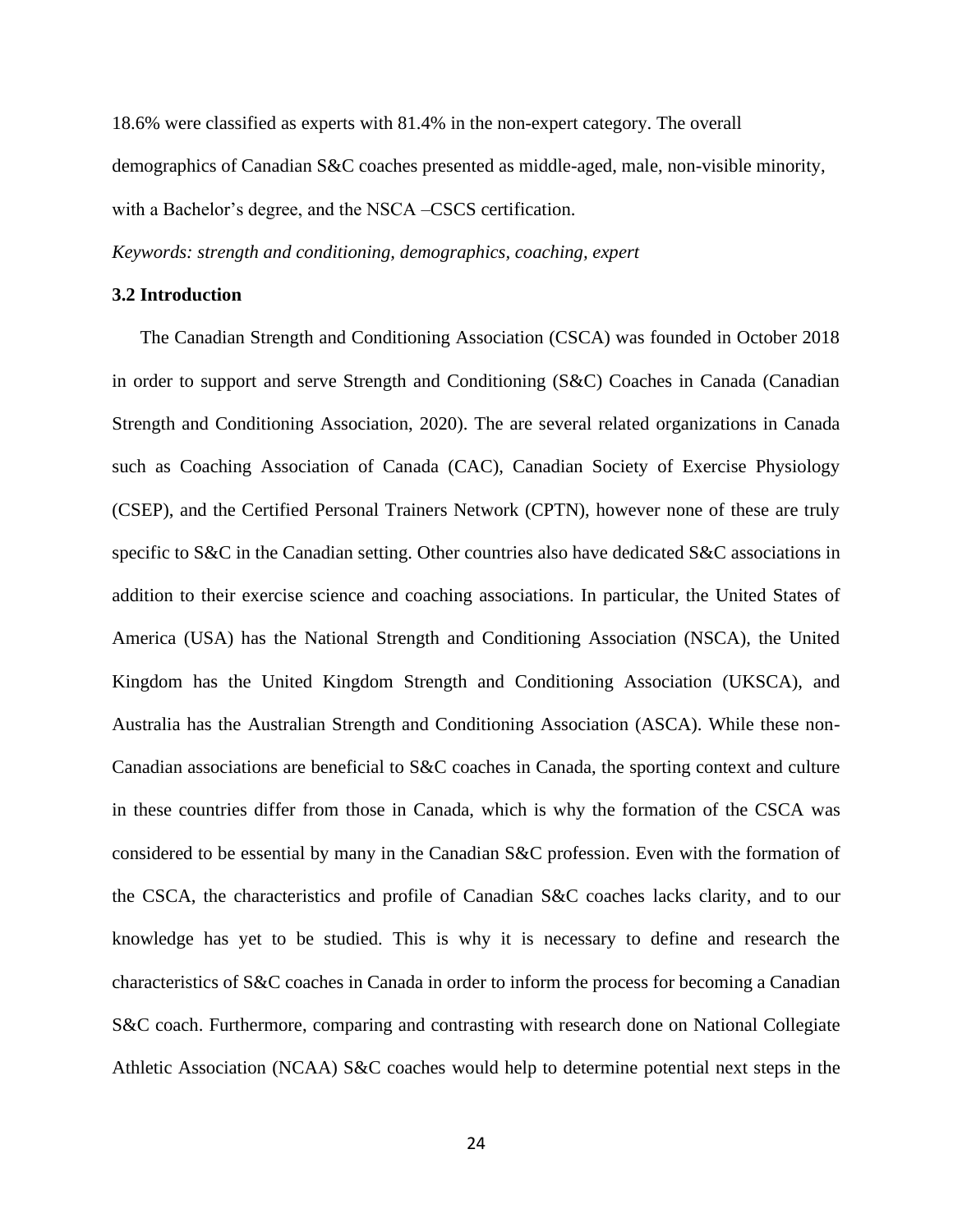18.6% were classified as experts with 81.4% in the non-expert category. The overall demographics of Canadian S&C coaches presented as middle-aged, male, non-visible minority, with a Bachelor's degree, and the NSCA –CSCS certification.

*Keywords: strength and conditioning, demographics, coaching, expert*

### 3.2 Introduction

The Canadian Strength and Conditioning Association (CSCA) was founded in October 2018 in order to support and serve Strength and Conditioning (S&C) Coaches in Canada (Canadian Strength and Conditioning Association, 2020). The are several related organizations in Canada such as Coaching Association of Canada (CAC), Canadian Society of Exercise Physiology (CSEP), and the Certified Personal Trainers Network (CPTN), however none of these are truly specific to S&C in the Canadian setting. Other countries also have dedicated S&C associations in addition to their exercise science and coaching associations. In particular, the United States of America (USA) has the National Strength and Conditioning Association (NSCA), the United Kingdom has the United Kingdom Strength and Conditioning Association (UKSCA), and Australia has the Australian Strength and Conditioning Association (ASCA). While these non-Canadian associations are beneficial to S&C coaches in Canada, the sporting context and culture in these countries differ from those in Canada, which is why the formation of the CSCA was considered to be essential by many in the Canadian S&C profession. Even with the formation of the CSCA, the characteristics and profile of Canadian S&C coaches lacks clarity, and to our knowledge has yet to be studied. This is why it is necessary to define and research the characteristics of S&C coaches in Canada in order to inform the process for becoming a Canadian S&C coach. Furthermore, comparing and contrasting with research done on National Collegiate Athletic Association (NCAA) S&C coaches would help to determine potential next steps in the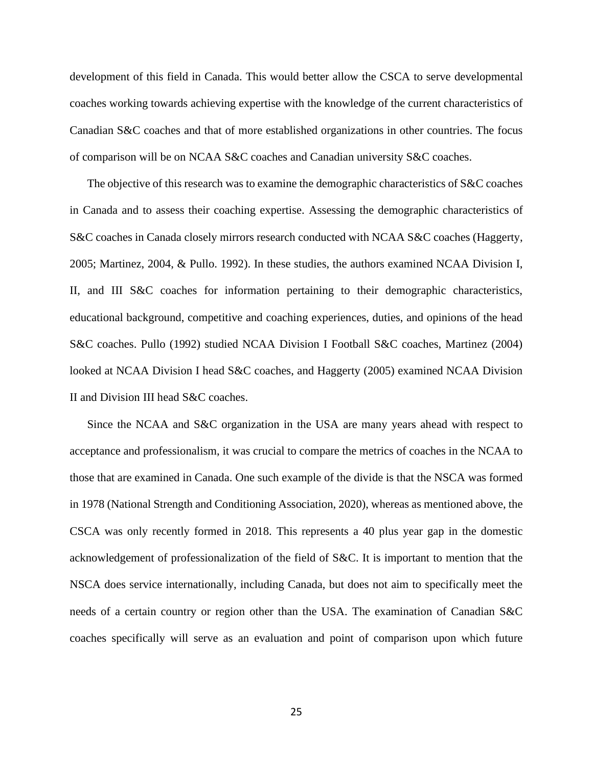development of this field in Canada. This would better allow the CSCA to serve developmental coaches working towards achieving expertise with the knowledge of the current characteristics of Canadian S&C coaches and that of more established organizations in other countries. The focus of comparison will be on NCAA S&C coaches and Canadian university S&C coaches.

The objective of this research was to examine the demographic characteristics of S&C coaches in Canada and to assess their coaching expertise. Assessing the demographic characteristics of S&C coaches in Canada closely mirrors research conducted with NCAA S&C coaches (Haggerty, 2005; Martinez, 2004, & Pullo. 1992). In these studies, the authors examined NCAA Division I, II, and III S&C coaches for information pertaining to their demographic characteristics, educational background, competitive and coaching experiences, duties, and opinions of the head S&C coaches. Pullo (1992) studied NCAA Division I Football S&C coaches, Martinez (2004) looked at NCAA Division I head S&C coaches, and Haggerty (2005) examined NCAA Division II and Division III head S&C coaches.

Since the NCAA and S&C organization in the USA are many years ahead with respect to acceptance and professionalism, it was crucial to compare the metrics of coaches in the NCAA to those that are examined in Canada. One such example of the divide is that the NSCA was formed in 1978 (National Strength and Conditioning Association, 2020), whereas as mentioned above, the CSCA was only recently formed in 2018. This represents a 40 plus year gap in the domestic acknowledgement of professionalization of the field of S&C. It is important to mention that the NSCA does service internationally, including Canada, but does not aim to specifically meet the needs of a certain country or region other than the USA. The examination of Canadian S&C coaches specifically will serve as an evaluation and point of comparison upon which future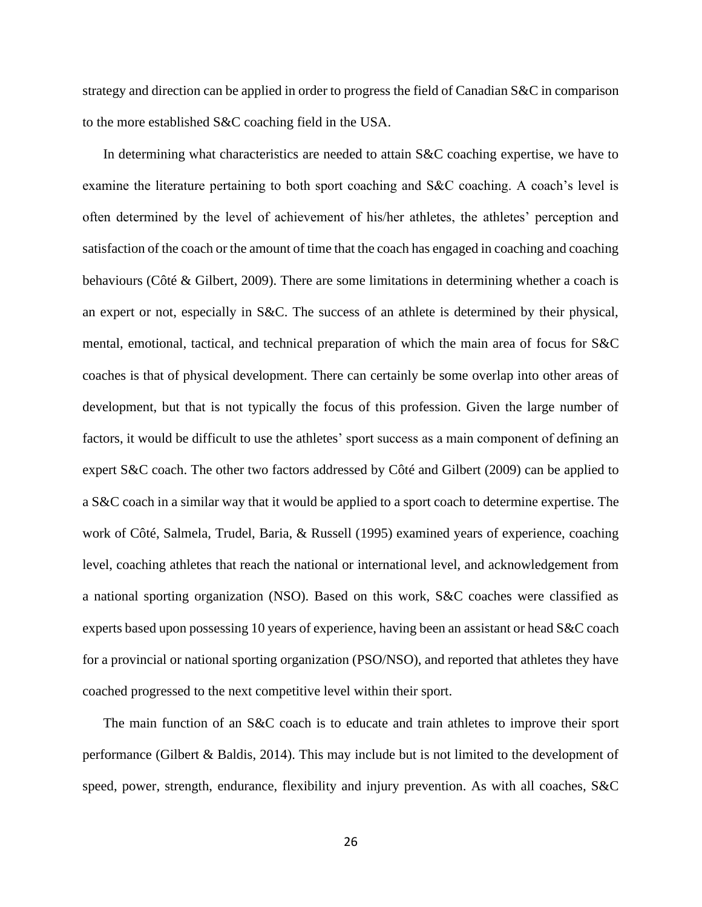strategy and direction can be applied in order to progress the field of Canadian S&C in comparison to the more established S&C coaching field in the USA.

In determining what characteristics are needed to attain S&C coaching expertise, we have to examine the literature pertaining to both sport coaching and S&C coaching. A coach's level is often determined by the level of achievement of his/her athletes, the athletes' perception and satisfaction of the coach or the amount of time that the coach has engaged in coaching and coaching behaviours (Côté & Gilbert, 2009). There are some limitations in determining whether a coach is an expert or not, especially in S&C. The success of an athlete is determined by their physical, mental, emotional, tactical, and technical preparation of which the main area of focus for S&C coaches is that of physical development. There can certainly be some overlap into other areas of development, but that is not typically the focus of this profession. Given the large number of factors, it would be difficult to use the athletes' sport success as a main component of defining an expert S&C coach. The other two factors addressed by Côté and Gilbert (2009) can be applied to a S&C coach in a similar way that it would be applied to a sport coach to determine expertise. The work of Côté, Salmela, Trudel, Baria, & Russell (1995) examined years of experience, coaching level, coaching athletes that reach the national or international level, and acknowledgement from a national sporting organization (NSO). Based on this work, S&C coaches were classified as experts based upon possessing 10 years of experience, having been an assistant or head S&C coach for a provincial or national sporting organization (PSO/NSO), and reported that athletes they have coached progressed to the next competitive level within their sport.

The main function of an S&C coach is to educate and train athletes to improve their sport performance (Gilbert & Baldis, 2014). This may include but is not limited to the development of speed, power, strength, endurance, flexibility and injury prevention. As with all coaches, S&C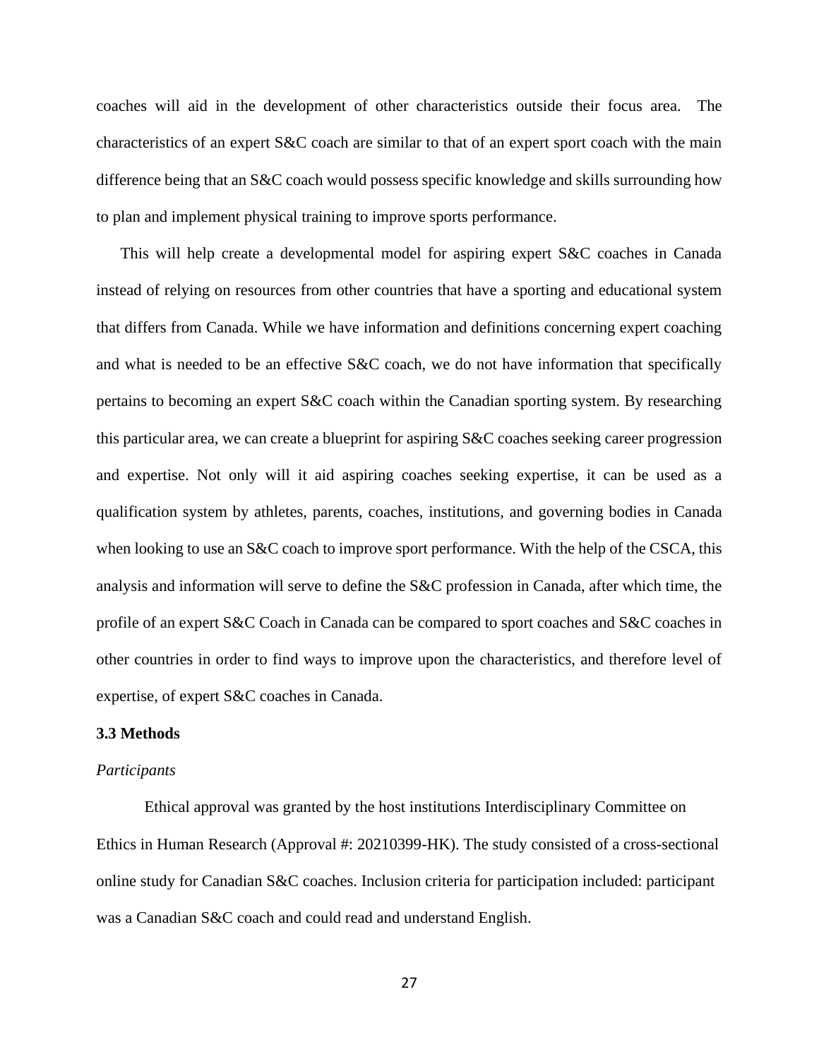coaches will aid in the development of other characteristics outside their focus area. The characteristics of an expert S&C coach are similar to that of an expert sport coach with the main difference being that an S&C coach would possess specific knowledge and skills surrounding how to plan and implement physical training to improve sports performance.

This will help create a developmental model for aspiring expert S&C coaches in Canada instead of relying on resources from other countries that have a sporting and educational system that differs from Canada. While we have information and definitions concerning expert coaching and what is needed to be an effective S&C coach, we do not have information that specifically pertains to becoming an expert S&C coach within the Canadian sporting system. By researching this particular area, we can create a blueprint for aspiring S&C coaches seeking career progression and expertise. Not only will it aid aspiring coaches seeking expertise, it can be used as a qualification system by athletes, parents, coaches, institutions, and governing bodies in Canada when looking to use an S&C coach to improve sport performance. With the help of the CSCA, this analysis and information will serve to define the S&C profession in Canada, after which time, the profile of an expert S&C Coach in Canada can be compared to sport coaches and S&C coaches in other countries in order to find ways to improve upon the characteristics, and therefore level of expertise, of expert S&C coaches in Canada.

### 3.3 Methods

*Participants*

Ethical approval was granted by the host institutions Interdisciplinary Committee on Ethics in Human Research (Approval #: 20210399-HK). The study consisted of a cross-sectional online study for Canadian S&C coaches. Inclusion criteria for participation included: participant was a Canadian S&C coach and could read and understand English.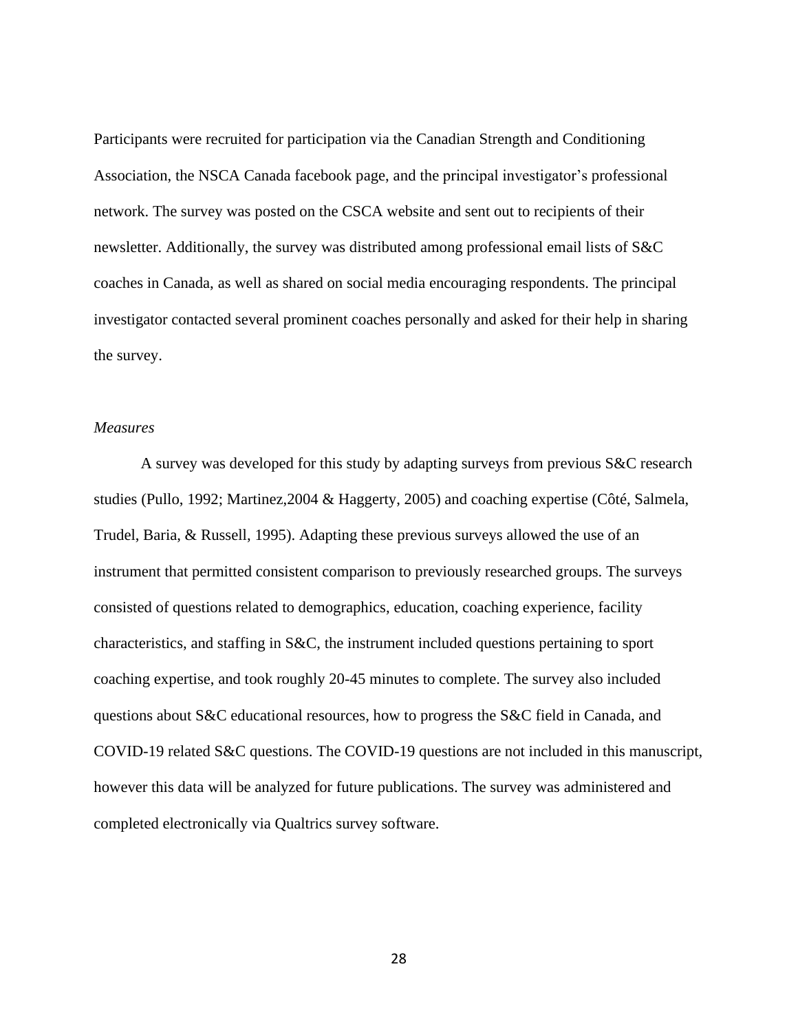Participants were recruited for participation via the Canadian Strength and Conditioning Association, the NSCA Canada facebook page, and the principal investigator's professional network. The survey was posted on the CSCA website and sent out to recipients of their newsletter. Additionally, the survey was distributed among professional email lists of S&C coaches in Canada, as well as shared on social media encouraging respondents. The principal investigator contacted several prominent coaches personally and asked for their help in sharing the survey.

*Measures*

A survey was developed for this study by adapting surveys from previous S&C research studies (Pullo, 1992; Martinez,2004 & Haggerty, 2005) and coaching expertise (Côté, Salmela, Trudel, Baria, & Russell, 1995). Adapting these previous surveys allowed the use of an instrument that permitted consistent comparison to previously researched groups. The surveys consisted of questions related to demographics, education, coaching experience, facility characteristics, and staffing in S&C, the instrument included questions pertaining to sport coaching expertise, and took roughly 20-45 minutes to complete. The survey also included questions about S&C educational resources, how to progress the S&C field in Canada, and COVID-19 related S&C questions. The COVID-19 questions are not included in this manuscript, however this data will be analyzed for future publications. The survey was administered and completed electronically via Qualtrics survey software.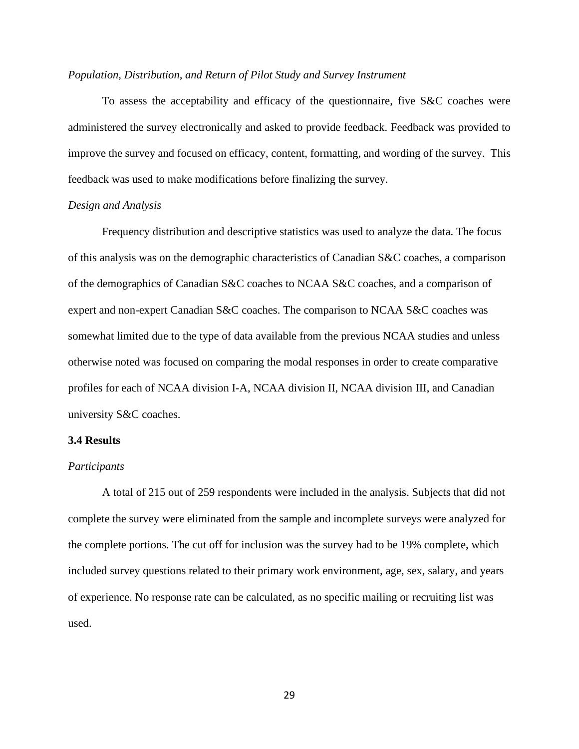*Population, Distribution, and Return of Pilot Study and Survey Instrument*

To assess the acceptability and efficacy of the questionnaire, five S&C coaches were administered the survey electronically and asked to provide feedback. Feedback was provided to improve the survey and focused on efficacy, content, formatting, and wording of the survey. This feedback was used to make modifications before finalizing the survey.

*Design and Analysis*

Frequency distribution and descriptive statistics was used to analyze the data. The focus of this analysis was on the demographic characteristics of Canadian S&C coaches, a comparison of the demographics of Canadian S&C coaches to NCAA S&C coaches, and a comparison of expert and non-expert Canadian S&C coaches. The comparison to NCAA S&C coaches was somewhat limited due to the type of data available from the previous NCAA studies and unless otherwise noted was focused on comparing the modal responses in order to create comparative profiles for each of NCAA division I-A, NCAA division II, NCAA division III, and Canadian university S&C coaches.

**3.4 Results**

*Participants*

A total of 215 out of 259 respondents were included in the analysis. Subjects that did not complete the survey were eliminated from the sample and incomplete surveys were analyzed for the complete portions. The cut off for inclusion was the survey had to be 19% complete, which included survey questions related to their primary work environment, age, sex, salary, and years of experience. No response rate can be calculated, as no specific mailing or recruiting list was used.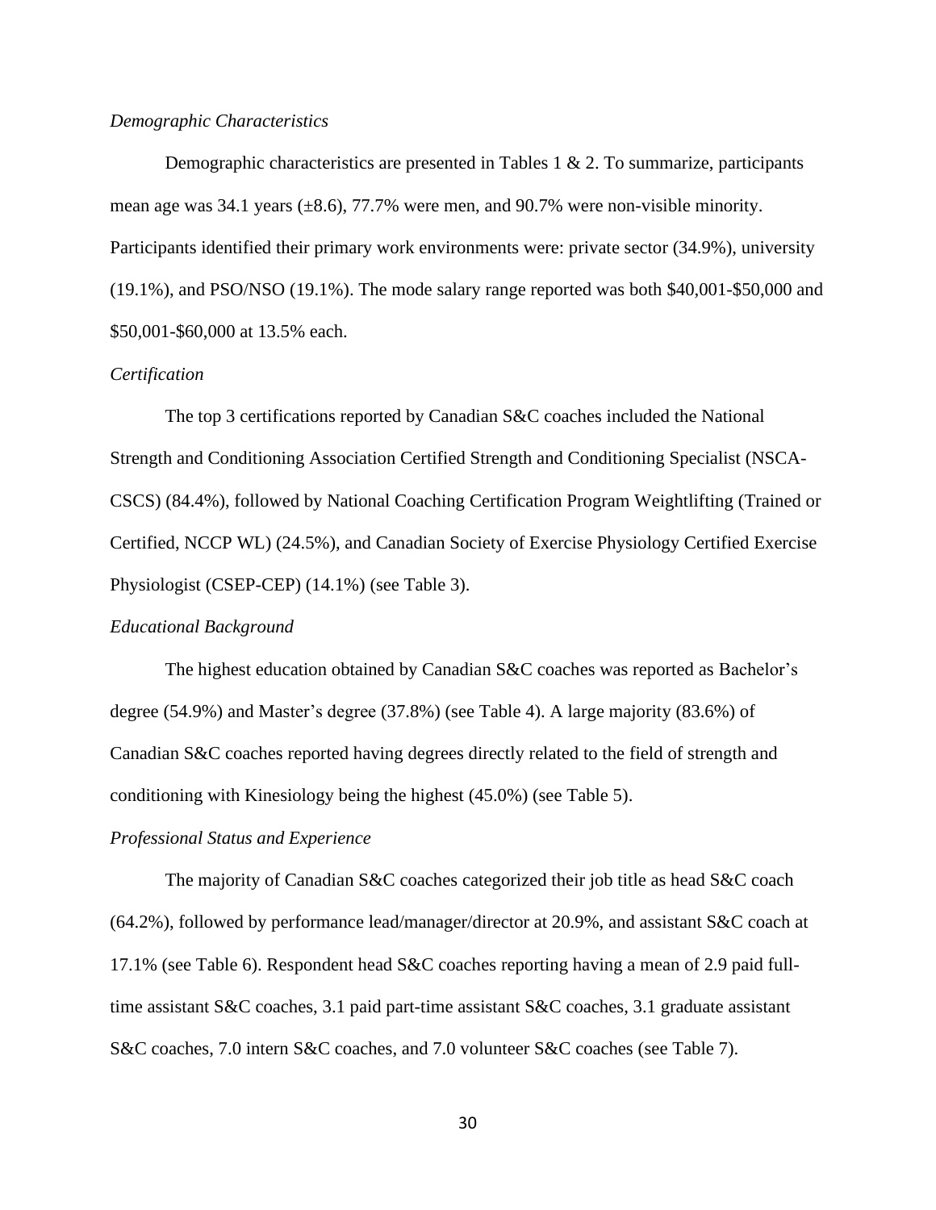*Demographic Characteristics*

Demographic characteristics are presented in Tables 1 & 2. To summarize, participants mean age was 34.1 years (±8.6), 77.7% were men, and 90.7% were non-visible minority. Participants identified their primary work environments were: private sector (34.9%), university (19.1%), and PSO/NSO (19.1%). The mode salary range reported was both $40,001-$50,000 and $50,001-$60,000 at 13.5% each.

*Certification*

The top 3 certifications reported by Canadian S&C coaches included the National Strength and Conditioning Association Certified Strength and Conditioning Specialist (NSCA-CSCS) (84.4%), followed by National Coaching Certification Program Weightlifting (Trained or Certified, NCCP WL) (24.5%), and Canadian Society of Exercise Physiology Certified Exercise Physiologist (CSEP-CEP) (14.1%) (see Table 3).

*Educational Background*

The highest education obtained by Canadian S&C coaches was reported as Bachelor's degree (54.9%) and Master's degree (37.8%) (see Table 4). A large majority (83.6%) of Canadian S&C coaches reported having degrees directly related to the field of strength and conditioning with Kinesiology being the highest (45.0%) (see Table 5).

*Professional Status and Experience*

The majority of Canadian S&C coaches categorized their job title as head S&C coach (64.2%), followed by performance lead/manager/director at 20.9%, and assistant S&C coach at 17.1% (see Table 6). Respondent head S&C coaches reporting having a mean of 2.9 paid full-time assistant S&C coaches, 3.1 paid part-time assistant S&C coaches, 3.1 graduate assistant S&C coaches, 7.0 intern S&C coaches, and 7.0 volunteer S&C coaches (see Table 7).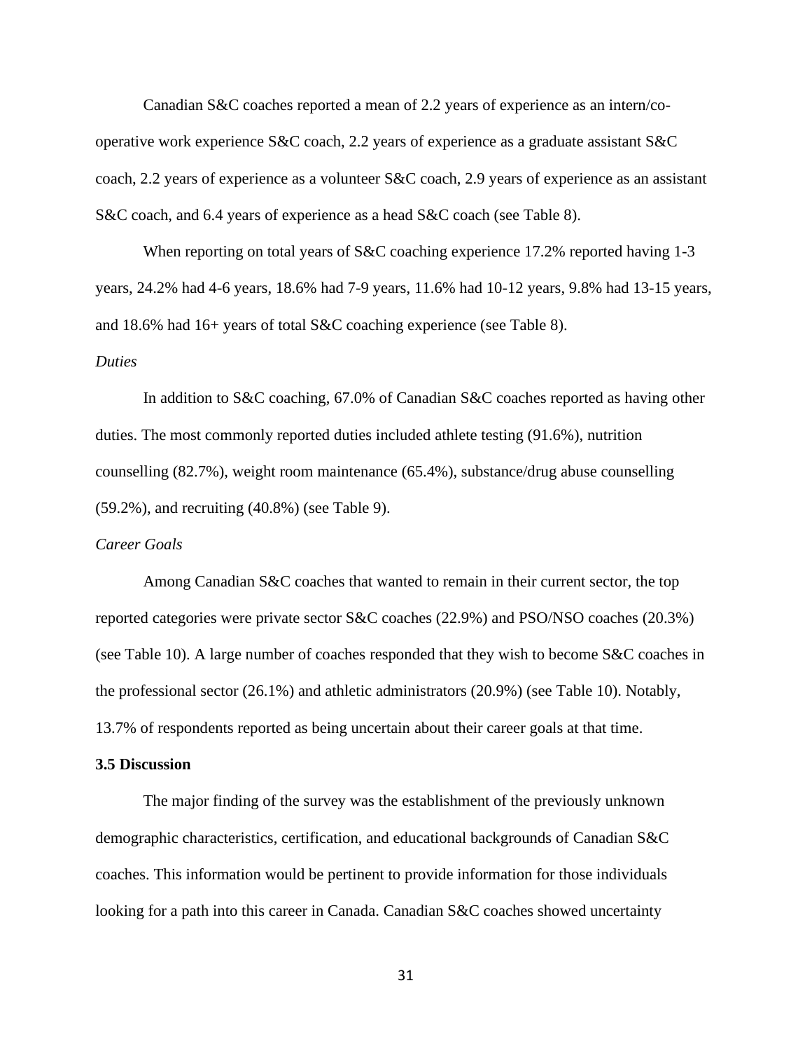Canadian S&C coaches reported a mean of 2.2 years of experience as an intern/co-operative work experience S&C coach, 2.2 years of experience as a graduate assistant S&C coach, 2.2 years of experience as a volunteer S&C coach, 2.9 years of experience as an assistant S&C coach, and 6.4 years of experience as a head S&C coach (see Table 8).

When reporting on total years of S&C coaching experience 17.2% reported having 1-3 years, 24.2% had 4-6 years, 18.6% had 7-9 years, 11.6% had 10-12 years, 9.8% had 13-15 years, and 18.6% had 16+ years of total S&C coaching experience (see Table 8).

*Duties*

In addition to S&C coaching, 67.0% of Canadian S&C coaches reported as having other duties. The most commonly reported duties included athlete testing (91.6%), nutrition counselling (82.7%), weight room maintenance (65.4%), substance/drug abuse counselling (59.2%), and recruiting (40.8%) (see Table 9).

*Career Goals*

Among Canadian S&C coaches that wanted to remain in their current sector, the top reported categories were private sector S&C coaches (22.9%) and PSO/NSO coaches (20.3%) (see Table 10). A large number of coaches responded that they wish to become S&C coaches in the professional sector (26.1%) and athletic administrators (20.9%) (see Table 10). Notably, 13.7% of respondents reported as being uncertain about their career goals at that time.

### 3.5 Discussion

The major finding of the survey was the establishment of the previously unknown demographic characteristics, certification, and educational backgrounds of Canadian S&C coaches. This information would be pertinent to provide information for those individuals looking for a path into this career in Canada. Canadian S&C coaches showed uncertainty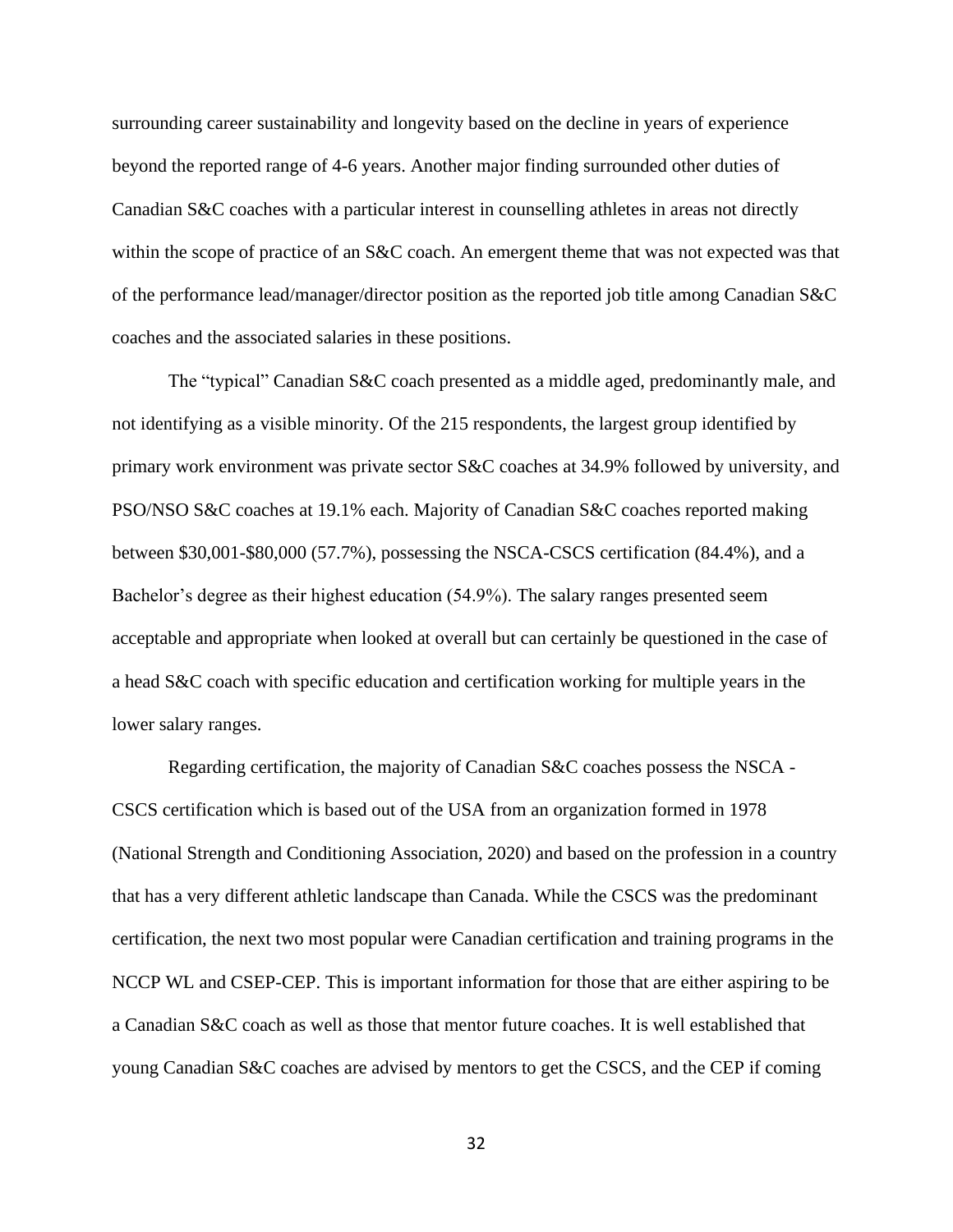surrounding career sustainability and longevity based on the decline in years of experience beyond the reported range of 4-6 years. Another major finding surrounded other duties of Canadian S&C coaches with a particular interest in counselling athletes in areas not directly within the scope of practice of an S&C coach. An emergent theme that was not expected was that of the performance lead/manager/director position as the reported job title among Canadian S&C coaches and the associated salaries in these positions.

The “typical” Canadian S&C coach presented as a middle aged, predominantly male, and not identifying as a visible minority. Of the 215 respondents, the largest group identified by primary work environment was private sector S&C coaches at 34.9% followed by university, and PSO/NSO S&C coaches at 19.1% each. Majority of Canadian S&C coaches reported making between $30,001-$80,000 (57.7%), possessing the NSCA-CSCS certification (84.4%), and a Bachelor’s degree as their highest education (54.9%). The salary ranges presented seem acceptable and appropriate when looked at overall but can certainly be questioned in the case of a head S&C coach with specific education and certification working for multiple years in the lower salary ranges.

Regarding certification, the majority of Canadian S&C coaches possess the NSCA - CSCS certification which is based out of the USA from an organization formed in 1978 (National Strength and Conditioning Association, 2020) and based on the profession in a country that has a very different athletic landscape than Canada. While the CSCS was the predominant certification, the next two most popular were Canadian certification and training programs in the NCCP WL and CSEP-CEP. This is important information for those that are either aspiring to be a Canadian S&C coach as well as those that mentor future coaches. It is well established that young Canadian S&C coaches are advised by mentors to get the CSCS, and the CEP if coming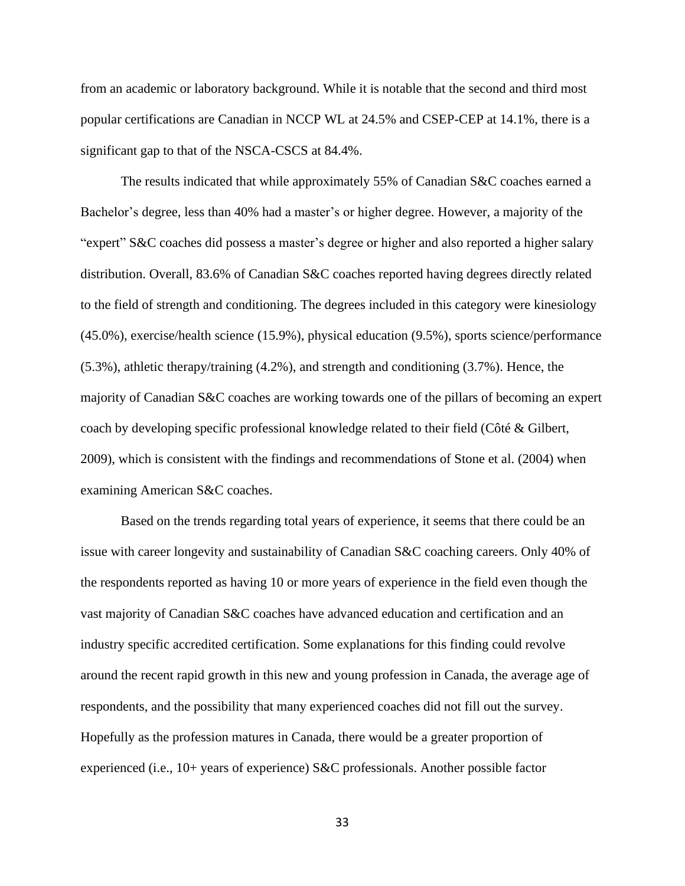from an academic or laboratory background. While it is notable that the second and third most popular certifications are Canadian in NCCP WL at 24.5% and CSEP-CEP at 14.1%, there is a significant gap to that of the NSCA-CSCS at 84.4%.

The results indicated that while approximately 55% of Canadian S&C coaches earned a Bachelor's degree, less than 40% had a master's or higher degree. However, a majority of the "expert" S&C coaches did possess a master's degree or higher and also reported a higher salary distribution. Overall, 83.6% of Canadian S&C coaches reported having degrees directly related to the field of strength and conditioning. The degrees included in this category were kinesiology (45.0%), exercise/health science (15.9%), physical education (9.5%), sports science/performance (5.3%), athletic therapy/training (4.2%), and strength and conditioning (3.7%). Hence, the majority of Canadian S&C coaches are working towards one of the pillars of becoming an expert coach by developing specific professional knowledge related to their field (Côté & Gilbert, 2009), which is consistent with the findings and recommendations of Stone et al. (2004) when examining American S&C coaches.

Based on the trends regarding total years of experience, it seems that there could be an issue with career longevity and sustainability of Canadian S&C coaching careers. Only 40% of the respondents reported as having 10 or more years of experience in the field even though the vast majority of Canadian S&C coaches have advanced education and certification and an industry specific accredited certification. Some explanations for this finding could revolve around the recent rapid growth in this new and young profession in Canada, the average age of respondents, and the possibility that many experienced coaches did not fill out the survey. Hopefully as the profession matures in Canada, there would be a greater proportion of experienced (i.e., 10+ years of experience) S&C professionals. Another possible factor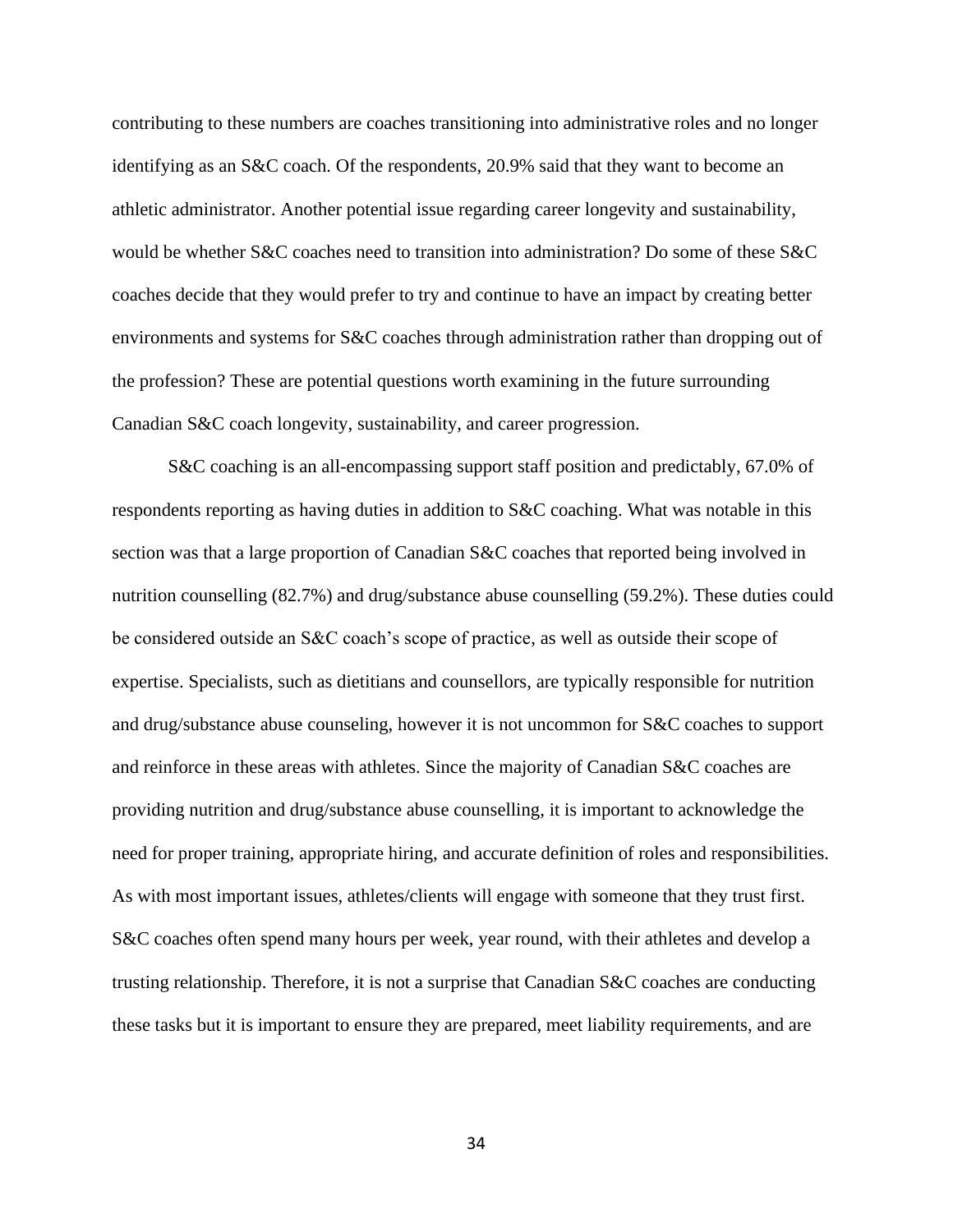contributing to these numbers are coaches transitioning into administrative roles and no longer identifying as an S&C coach. Of the respondents, 20.9% said that they want to become an athletic administrator. Another potential issue regarding career longevity and sustainability, would be whether S&C coaches need to transition into administration? Do some of these S&C coaches decide that they would prefer to try and continue to have an impact by creating better environments and systems for S&C coaches through administration rather than dropping out of the profession? These are potential questions worth examining in the future surrounding Canadian S&C coach longevity, sustainability, and career progression.

S&C coaching is an all-encompassing support staff position and predictably, 67.0% of respondents reporting as having duties in addition to S&C coaching. What was notable in this section was that a large proportion of Canadian S&C coaches that reported being involved in nutrition counselling (82.7%) and drug/substance abuse counselling (59.2%). These duties could be considered outside an S&C coach's scope of practice, as well as outside their scope of expertise. Specialists, such as dietitians and counsellors, are typically responsible for nutrition and drug/substance abuse counseling, however it is not uncommon for S&C coaches to support and reinforce in these areas with athletes. Since the majority of Canadian S&C coaches are providing nutrition and drug/substance abuse counselling, it is important to acknowledge the need for proper training, appropriate hiring, and accurate definition of roles and responsibilities. As with most important issues, athletes/clients will engage with someone that they trust first. S&C coaches often spend many hours per week, year round, with their athletes and develop a trusting relationship. Therefore, it is not a surprise that Canadian S&C coaches are conducting these tasks but it is important to ensure they are prepared, meet liability requirements, and are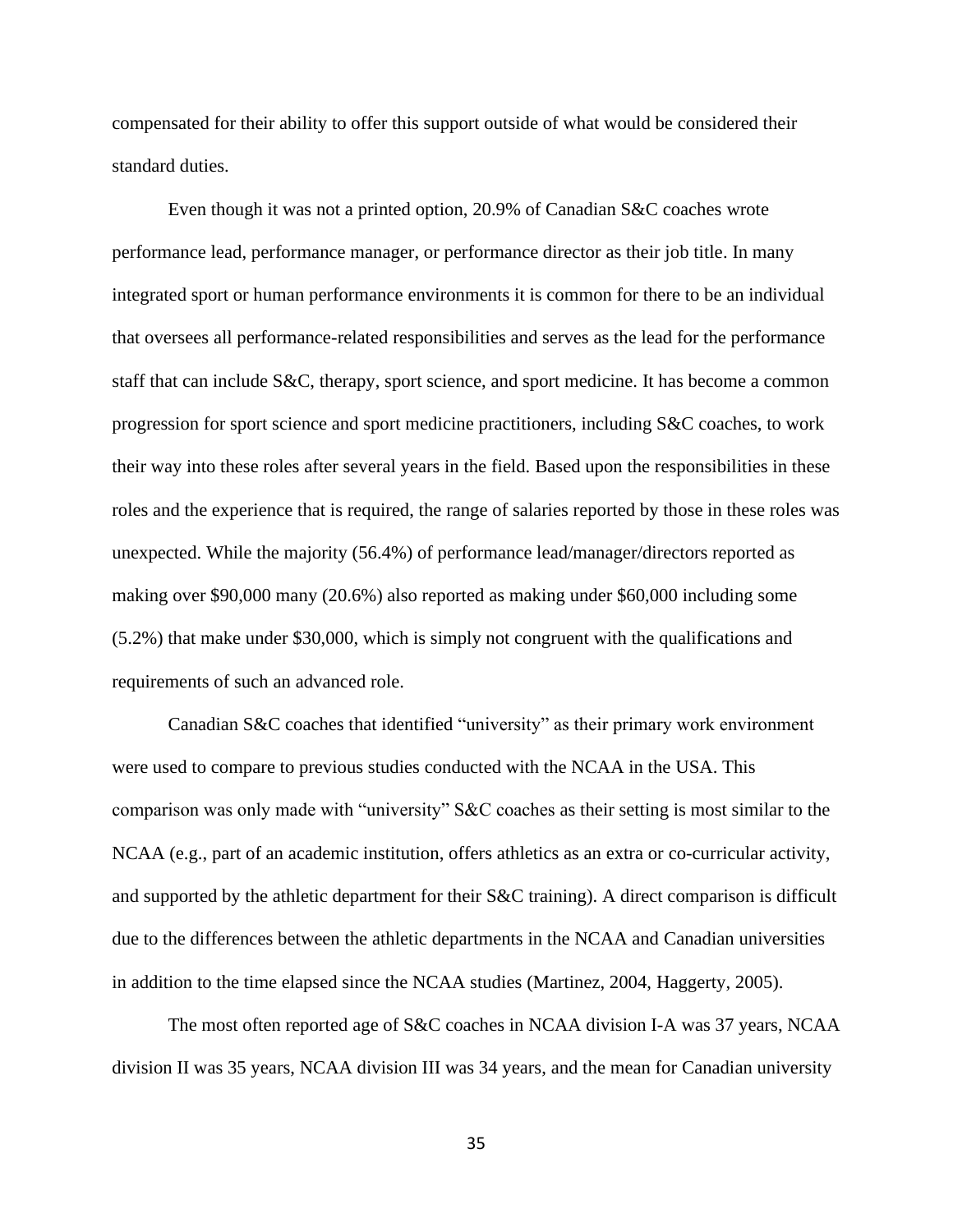compensated for their ability to offer this support outside of what would be considered their standard duties.

Even though it was not a printed option, 20.9% of Canadian S&C coaches wrote performance lead, performance manager, or performance director as their job title. In many integrated sport or human performance environments it is common for there to be an individual that oversees all performance-related responsibilities and serves as the lead for the performance staff that can include S&C, therapy, sport science, and sport medicine. It has become a common progression for sport science and sport medicine practitioners, including S&C coaches, to work their way into these roles after several years in the field. Based upon the responsibilities in these roles and the experience that is required, the range of salaries reported by those in these roles was unexpected. While the majority (56.4%) of performance lead/manager/directors reported as making over $90,000 many (20.6%) also reported as making under $60,000 including some (5.2%) that make under $30,000, which is simply not congruent with the qualifications and requirements of such an advanced role.

Canadian S&C coaches that identified "university" as their primary work environment were used to compare to previous studies conducted with the NCAA in the USA. This comparison was only made with "university" S&C coaches as their setting is most similar to the NCAA (e.g., part of an academic institution, offers athletics as an extra or co-curricular activity, and supported by the athletic department for their S&C training). A direct comparison is difficult due to the differences between the athletic departments in the NCAA and Canadian universities in addition to the time elapsed since the NCAA studies (Martinez, 2004, Haggerty, 2005).

The most often reported age of S&C coaches in NCAA division I-A was 37 years, NCAA division II was 35 years, NCAA division III was 34 years, and the mean for Canadian university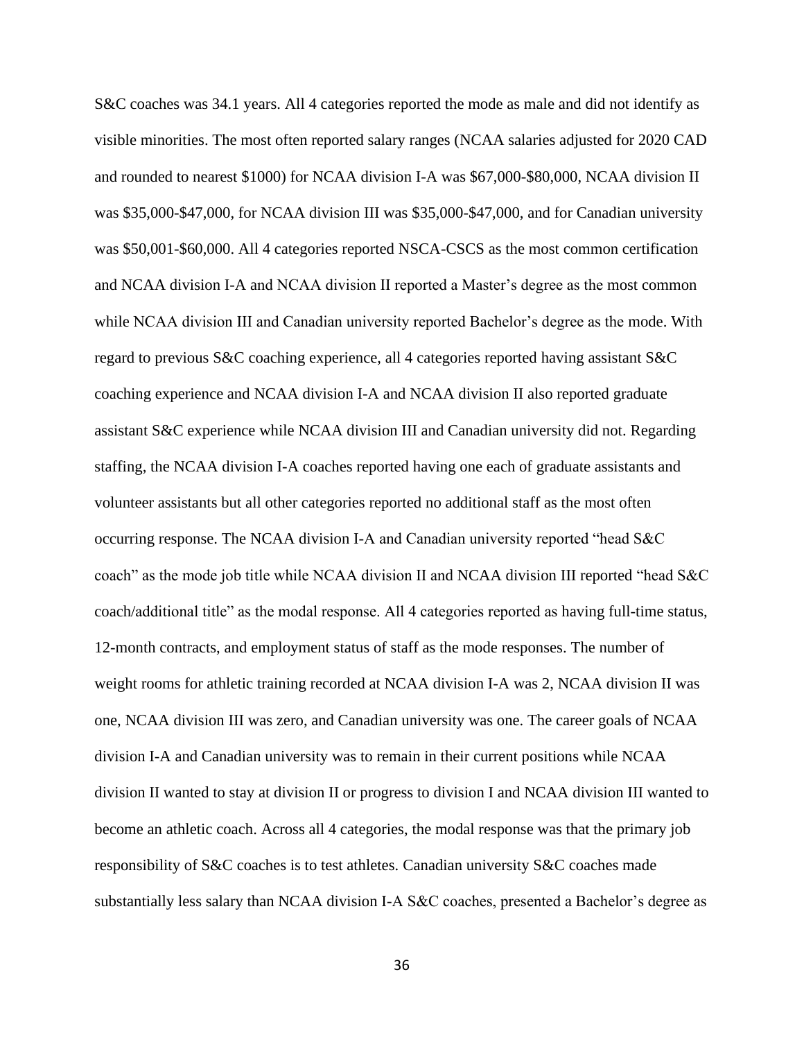S&C coaches was 34.1 years. All 4 categories reported the mode as male and did not identify as visible minorities. The most often reported salary ranges (NCAA salaries adjusted for 2020 CAD and rounded to nearest $1000) for NCAA division I-A was $67,000-$80,000, NCAA division II was $35,000-$47,000, for NCAA division III was $35,000-$47,000, and for Canadian university was $50,001-$60,000. All 4 categories reported NSCA-CSCS as the most common certification and NCAA division I-A and NCAA division II reported a Master's degree as the most common while NCAA division III and Canadian university reported Bachelor's degree as the mode. With regard to previous S&C coaching experience, all 4 categories reported having assistant S&C coaching experience and NCAA division I-A and NCAA division II also reported graduate assistant S&C experience while NCAA division III and Canadian university did not. Regarding staffing, the NCAA division I-A coaches reported having one each of graduate assistants and volunteer assistants but all other categories reported no additional staff as the most often occurring response. The NCAA division I-A and Canadian university reported "head S&C coach" as the mode job title while NCAA division II and NCAA division III reported "head S&C coach/additional title" as the modal response. All 4 categories reported as having full-time status, 12-month contracts, and employment status of staff as the mode responses. The number of weight rooms for athletic training recorded at NCAA division I-A was 2, NCAA division II was one, NCAA division III was zero, and Canadian university was one. The career goals of NCAA division I-A and Canadian university was to remain in their current positions while NCAA division II wanted to stay at division II or progress to division I and NCAA division III wanted to become an athletic coach. Across all 4 categories, the modal response was that the primary job responsibility of S&C coaches is to test athletes. Canadian university S&C coaches made substantially less salary than NCAA division I-A S&C coaches, presented a Bachelor's degree as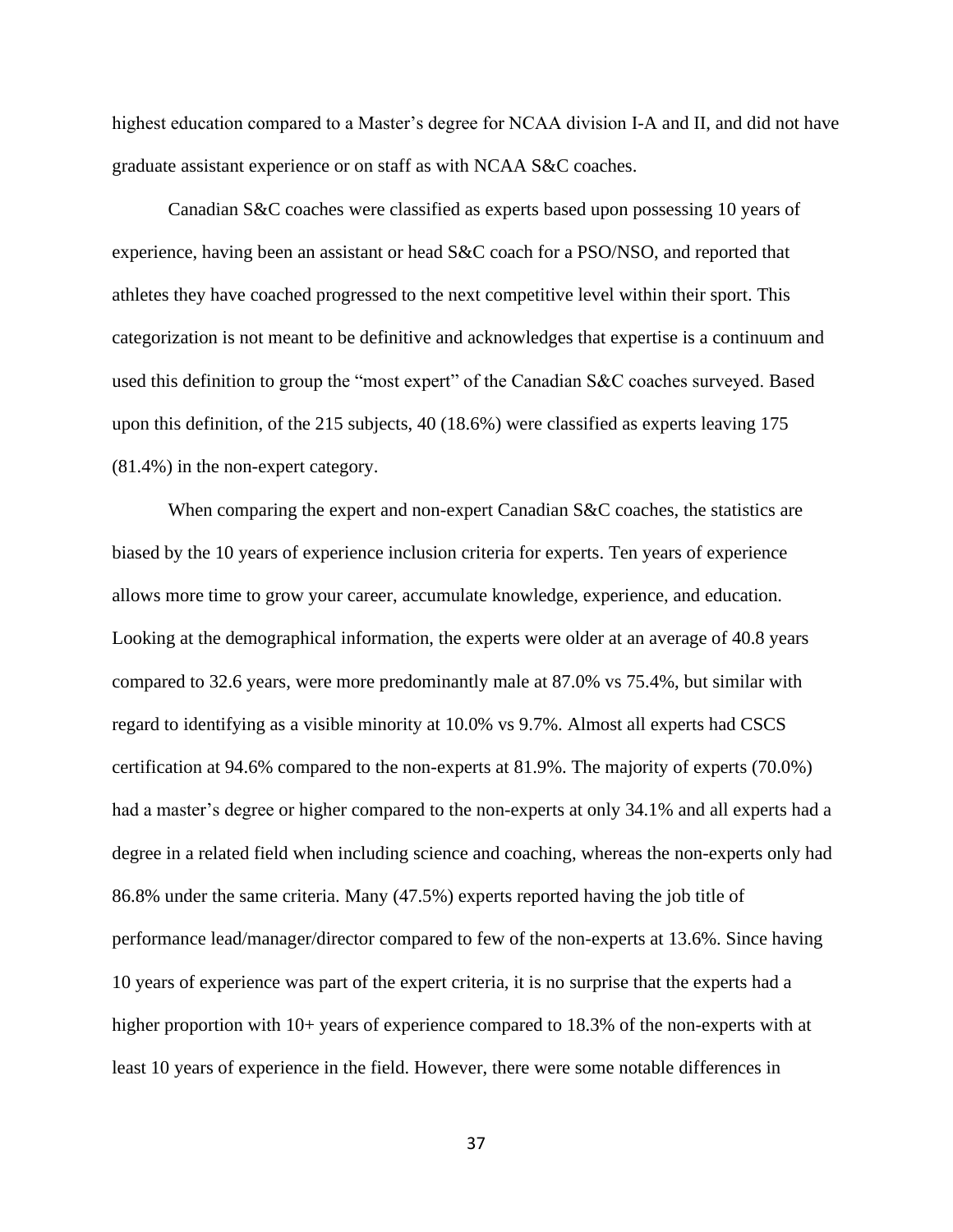highest education compared to a Master's degree for NCAA division I-A and II, and did not have graduate assistant experience or on staff as with NCAA S&C coaches.

Canadian S&C coaches were classified as experts based upon possessing 10 years of experience, having been an assistant or head S&C coach for a PSO/NSO, and reported that athletes they have coached progressed to the next competitive level within their sport. This categorization is not meant to be definitive and acknowledges that expertise is a continuum and used this definition to group the "most expert" of the Canadian S&C coaches surveyed. Based upon this definition, of the 215 subjects, 40 (18.6%) were classified as experts leaving 175 (81.4%) in the non-expert category.

When comparing the expert and non-expert Canadian S&C coaches, the statistics are biased by the 10 years of experience inclusion criteria for experts. Ten years of experience allows more time to grow your career, accumulate knowledge, experience, and education. Looking at the demographical information, the experts were older at an average of 40.8 years compared to 32.6 years, were more predominantly male at 87.0% vs 75.4%, but similar with regard to identifying as a visible minority at 10.0% vs 9.7%. Almost all experts had CSCS certification at 94.6% compared to the non-experts at 81.9%. The majority of experts (70.0%) had a master's degree or higher compared to the non-experts at only 34.1% and all experts had a degree in a related field when including science and coaching, whereas the non-experts only had 86.8% under the same criteria. Many (47.5%) experts reported having the job title of performance lead/manager/director compared to few of the non-experts at 13.6%. Since having 10 years of experience was part of the expert criteria, it is no surprise that the experts had a higher proportion with 10+ years of experience compared to 18.3% of the non-experts with at least 10 years of experience in the field. However, there were some notable differences in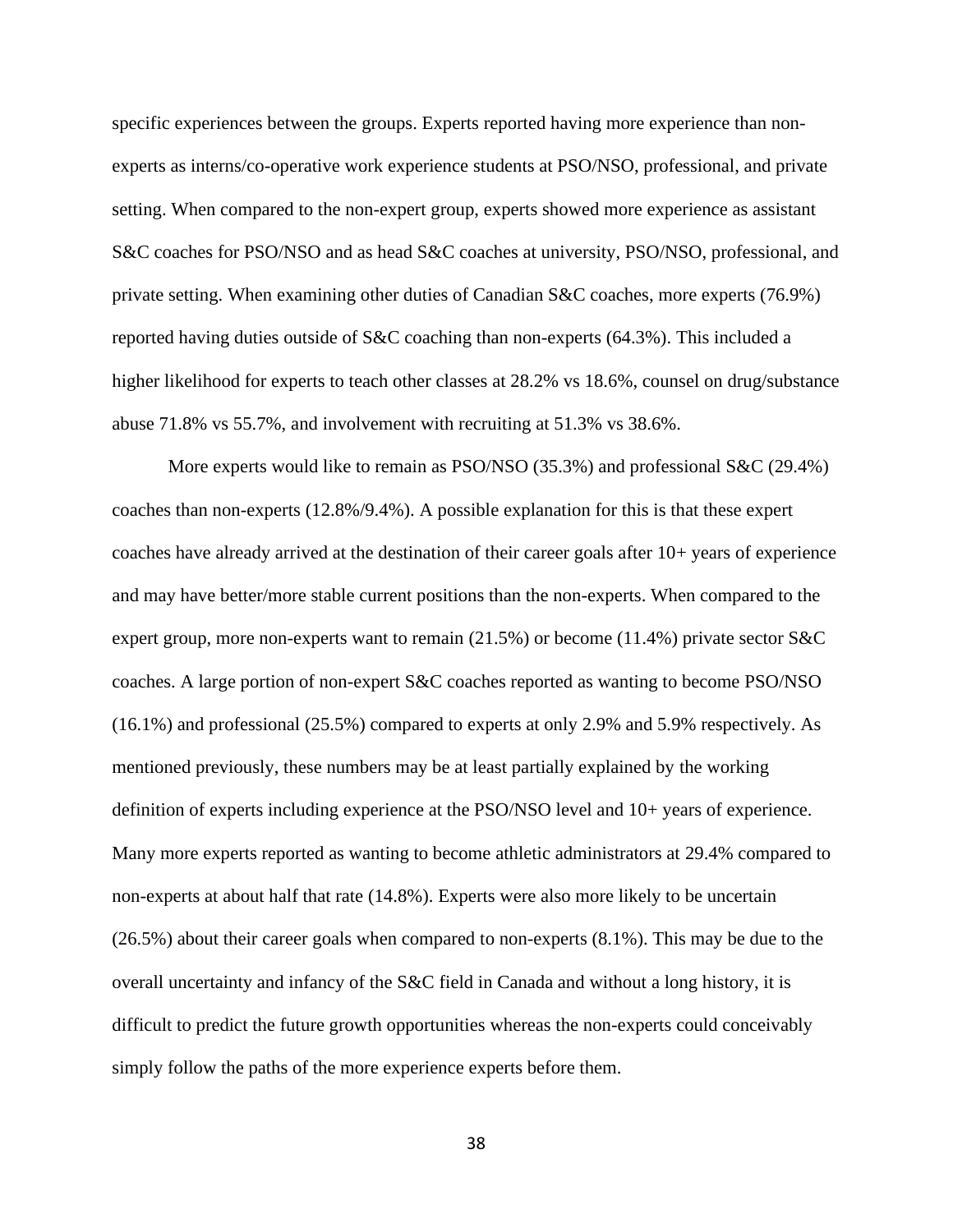specific experiences between the groups. Experts reported having more experience than non-experts as interns/co-operative work experience students at PSO/NSO, professional, and private setting. When compared to the non-expert group, experts showed more experience as assistant S&C coaches for PSO/NSO and as head S&C coaches at university, PSO/NSO, professional, and private setting. When examining other duties of Canadian S&C coaches, more experts (76.9%) reported having duties outside of S&C coaching than non-experts (64.3%). This included a higher likelihood for experts to teach other classes at 28.2% vs 18.6%, counsel on drug/substance abuse 71.8% vs 55.7%, and involvement with recruiting at 51.3% vs 38.6%.

More experts would like to remain as PSO/NSO (35.3%) and professional S&C (29.4%) coaches than non-experts (12.8%/9.4%). A possible explanation for this is that these expert coaches have already arrived at the destination of their career goals after 10+ years of experience and may have better/more stable current positions than the non-experts. When compared to the expert group, more non-experts want to remain (21.5%) or become (11.4%) private sector S&C coaches. A large portion of non-expert S&C coaches reported as wanting to become PSO/NSO (16.1%) and professional (25.5%) compared to experts at only 2.9% and 5.9% respectively. As mentioned previously, these numbers may be at least partially explained by the working definition of experts including experience at the PSO/NSO level and 10+ years of experience. Many more experts reported as wanting to become athletic administrators at 29.4% compared to non-experts at about half that rate (14.8%). Experts were also more likely to be uncertain (26.5%) about their career goals when compared to non-experts (8.1%). This may be due to the overall uncertainty and infancy of the S&C field in Canada and without a long history, it is difficult to predict the future growth opportunities whereas the non-experts could conceivably simply follow the paths of the more experience experts before them.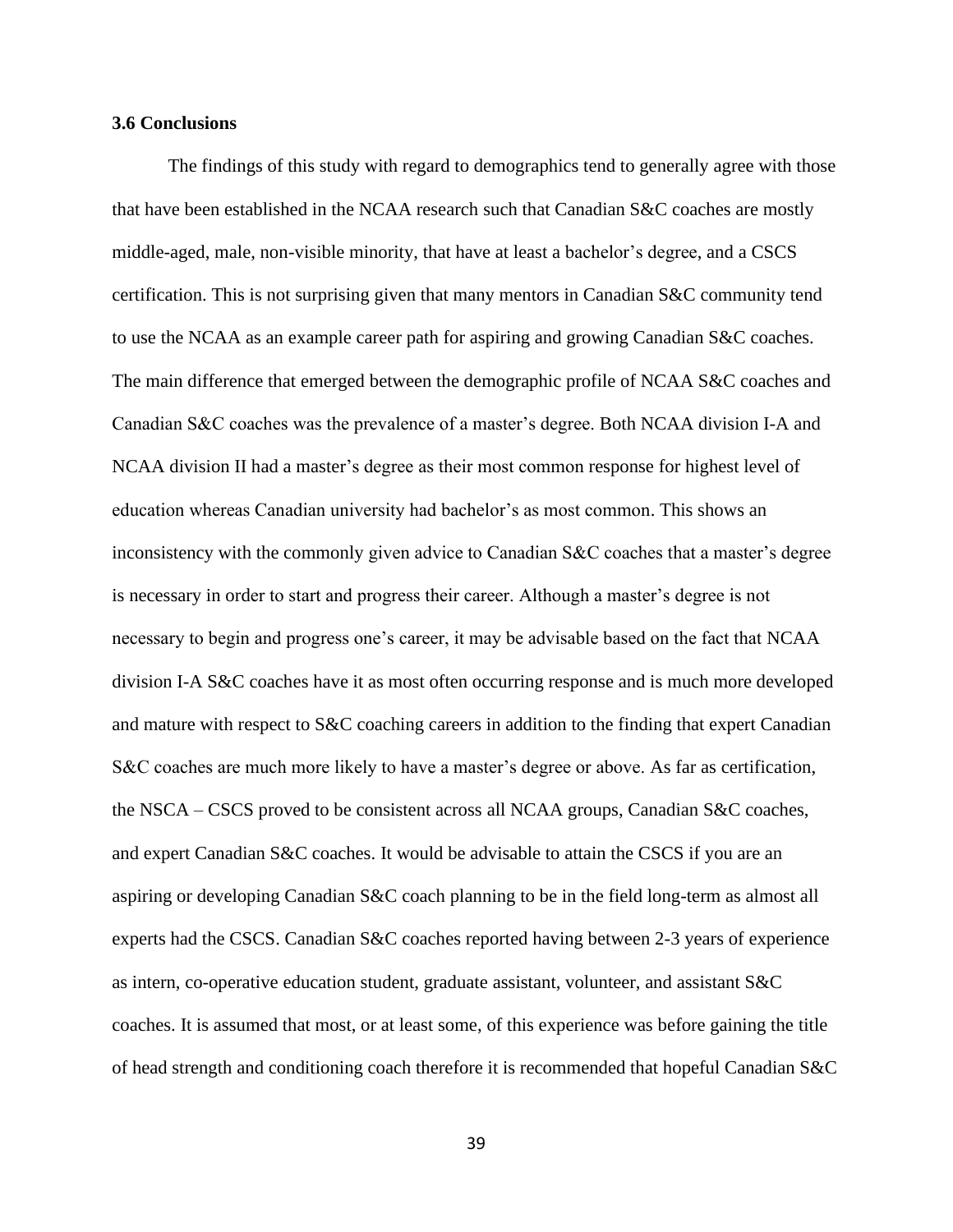### 3.6 Conclusions

The findings of this study with regard to demographics tend to generally agree with those that have been established in the NCAA research such that Canadian S&C coaches are mostly middle-aged, male, non-visible minority, that have at least a bachelor's degree, and a CSCS certification. This is not surprising given that many mentors in Canadian S&C community tend to use the NCAA as an example career path for aspiring and growing Canadian S&C coaches. The main difference that emerged between the demographic profile of NCAA S&C coaches and Canadian S&C coaches was the prevalence of a master's degree. Both NCAA division I-A and NCAA division II had a master's degree as their most common response for highest level of education whereas Canadian university had bachelor's as most common. This shows an inconsistency with the commonly given advice to Canadian S&C coaches that a master's degree is necessary in order to start and progress their career. Although a master's degree is not necessary to begin and progress one's career, it may be advisable based on the fact that NCAA division I-A S&C coaches have it as most often occurring response and is much more developed and mature with respect to S&C coaching careers in addition to the finding that expert Canadian S&C coaches are much more likely to have a master's degree or above. As far as certification, the NSCA – CSCS proved to be consistent across all NCAA groups, Canadian S&C coaches, and expert Canadian S&C coaches. It would be advisable to attain the CSCS if you are an aspiring or developing Canadian S&C coach planning to be in the field long-term as almost all experts had the CSCS. Canadian S&C coaches reported having between 2-3 years of experience as intern, co-operative education student, graduate assistant, volunteer, and assistant S&C coaches. It is assumed that most, or at least some, of this experience was before gaining the title of head strength and conditioning coach therefore it is recommended that hopeful Canadian S&C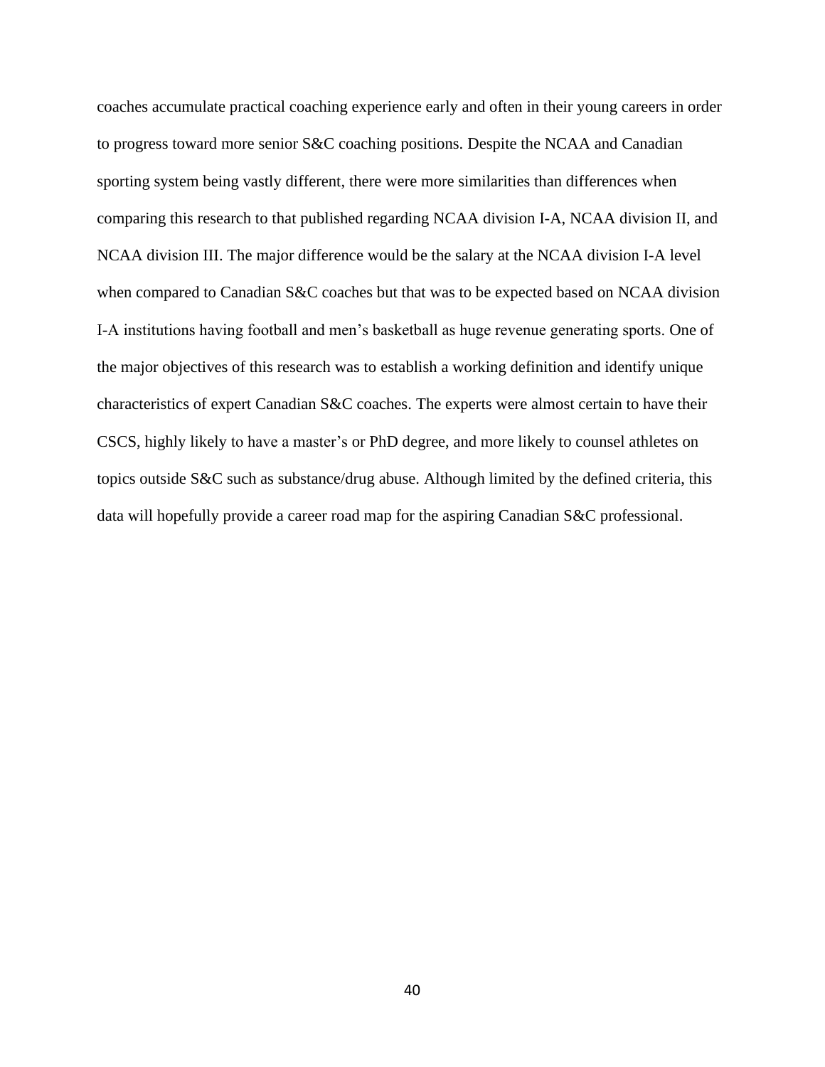coaches accumulate practical coaching experience early and often in their young careers in order to progress toward more senior S&C coaching positions. Despite the NCAA and Canadian sporting system being vastly different, there were more similarities than differences when comparing this research to that published regarding NCAA division I-A, NCAA division II, and NCAA division III. The major difference would be the salary at the NCAA division I-A level when compared to Canadian S&C coaches but that was to be expected based on NCAA division I-A institutions having football and men's basketball as huge revenue generating sports. One of the major objectives of this research was to establish a working definition and identify unique characteristics of expert Canadian S&C coaches. The experts were almost certain to have their CSCS, highly likely to have a master's or PhD degree, and more likely to counsel athletes on topics outside S&C such as substance/drug abuse. Although limited by the defined criteria, this data will hopefully provide a career road map for the aspiring Canadian S&C professional.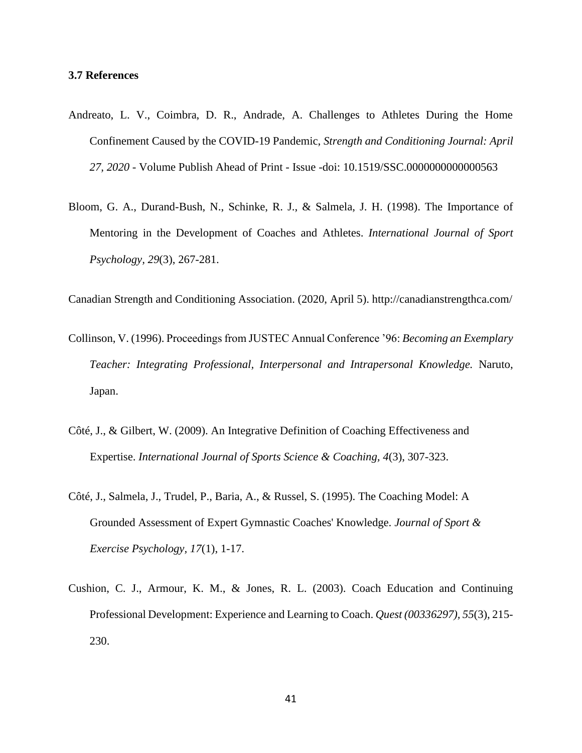### 3.7 References

Andreato, L. V., Coimbra, D. R., Andrade, A. Challenges to Athletes During the Home Confinement Caused by the COVID-19 Pandemic, *Strength and Conditioning Journal: April 27, 2020* - Volume Publish Ahead of Print - Issue -doi: 10.1519/SSC.0000000000000563

Bloom, G. A., Durand-Bush, N., Schinke, R. J., & Salmela, J. H. (1998). The Importance of Mentoring in the Development of Coaches and Athletes. *International Journal of Sport Psychology, 29*(3), 267-281.

Canadian Strength and Conditioning Association. (2020, April 5). http://canadianstrengthca.com/

Collinson, V. (1996). Proceedings from JUSTEC Annual Conference '96: *Becoming an Exemplary Teacher: Integrating Professional, Interpersonal and Intrapersonal Knowledge.* Naruto, Japan.

Côté, J., & Gilbert, W. (2009). An Integrative Definition of Coaching Effectiveness and Expertise. *International Journal of Sports Science & Coaching, 4*(3), 307-323.

Côté, J., Salmela, J., Trudel, P., Baria, A., & Russel, S. (1995). The Coaching Model: A Grounded Assessment of Expert Gymnastic Coaches' Knowledge. *Journal of Sport & Exercise Psychology, 17*(1), 1-17.

Cushion, C. J., Armour, K. M., & Jones, R. L. (2003). Coach Education and Continuing Professional Development: Experience and Learning to Coach. *Quest (00336297), 55*(3), 215-230.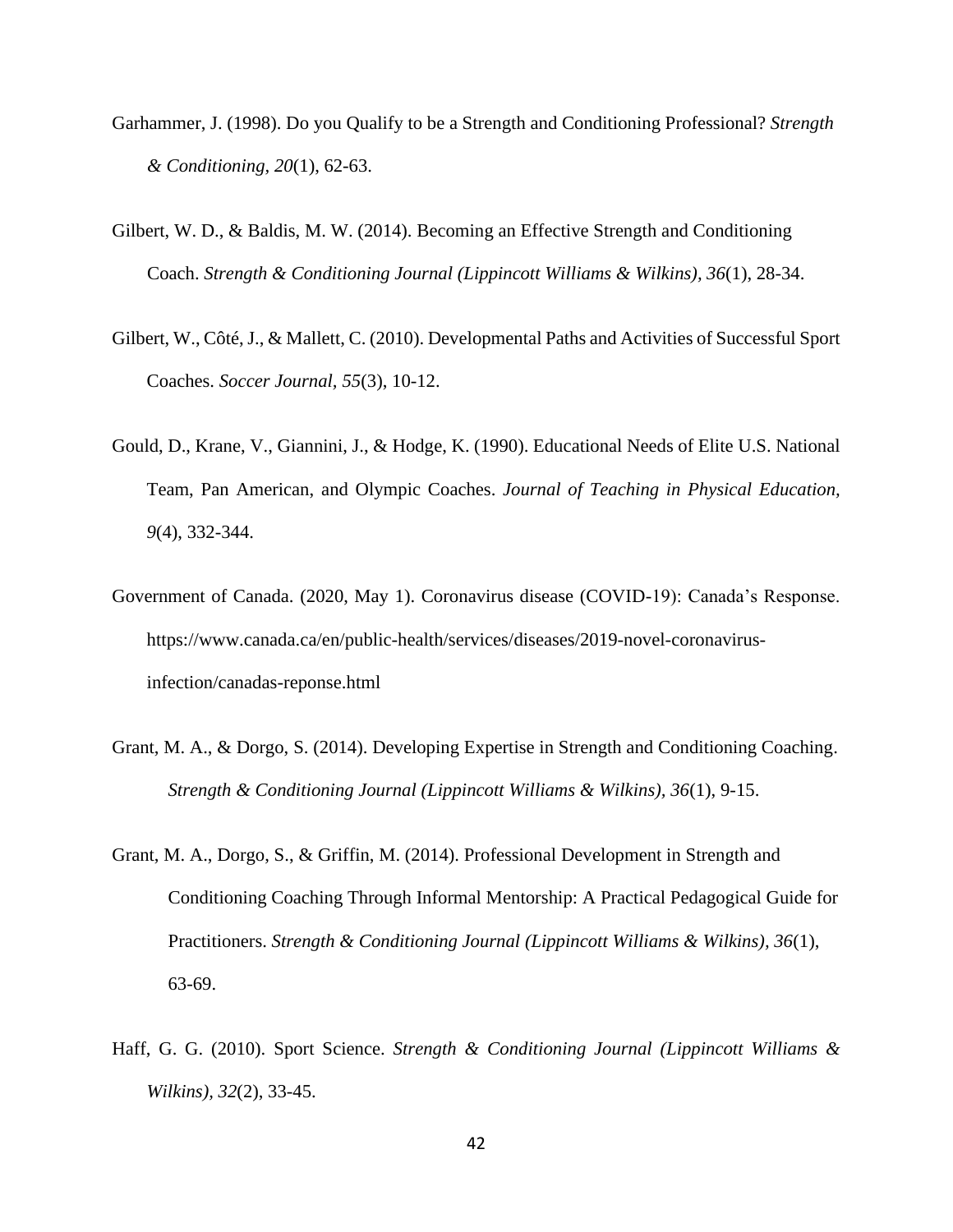Garhammer, J. (1998). Do you Qualify to be a Strength and Conditioning Professional? *Strength & Conditioning, 20*(1), 62-63.

Gilbert, W. D., & Baldis, M. W. (2014). Becoming an Effective Strength and Conditioning Coach. *Strength & Conditioning Journal (Lippincott Williams & Wilkins), 36*(1), 28-34.

Gilbert, W., Côté, J., & Mallett, C. (2010). Developmental Paths and Activities of Successful Sport Coaches. *Soccer Journal, 55*(3), 10-12.

Gould, D., Krane, V., Giannini, J., & Hodge, K. (1990). Educational Needs of Elite U.S. National Team, Pan American, and Olympic Coaches. *Journal of Teaching in Physical Education, 9*(4), 332-344.

Government of Canada. (2020, May 1). Coronavirus disease (COVID-19): Canada's Response. https://www.canada.ca/en/public-health/services/diseases/2019-novel-coronavirus-infection/canadas-reponse.html

Grant, M. A., & Dorgo, S. (2014). Developing Expertise in Strength and Conditioning Coaching. *Strength & Conditioning Journal (Lippincott Williams & Wilkins), 36*(1), 9-15.

Grant, M. A., Dorgo, S., & Griffin, M. (2014). Professional Development in Strength and Conditioning Coaching Through Informal Mentorship: A Practical Pedagogical Guide for Practitioners. *Strength & Conditioning Journal (Lippincott Williams & Wilkins), 36*(1), 63-69.

Haff, G. G. (2010). Sport Science. *Strength & Conditioning Journal (Lippincott Williams & Wilkins), 32*(2), 33-45.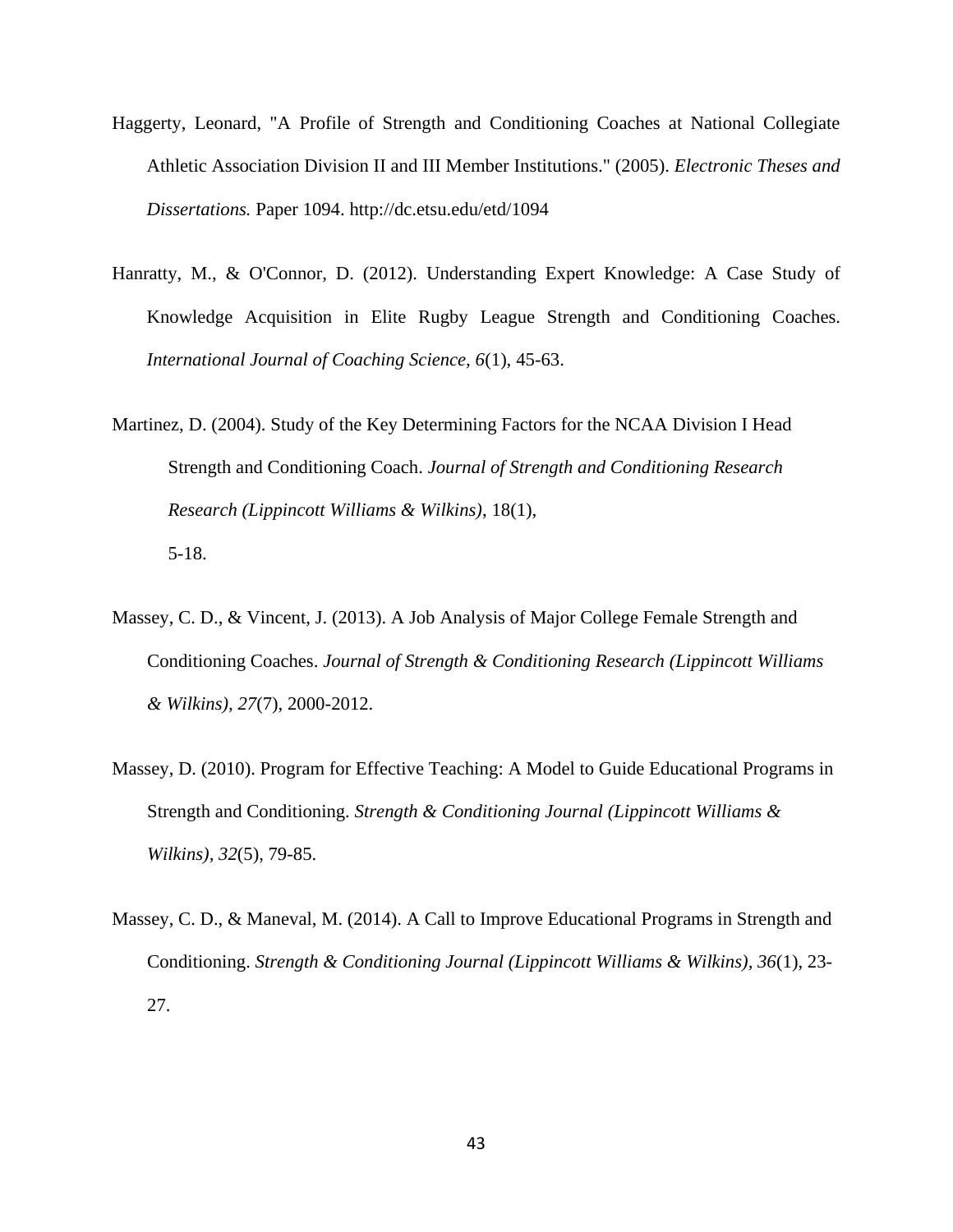Haggerty, Leonard, "A Profile of Strength and Conditioning Coaches at National Collegiate Athletic Association Division II and III Member Institutions." (2005). *Electronic Theses and Dissertations.* Paper 1094. http://dc.etsu.edu/etd/1094

Hanratty, M., & O'Connor, D. (2012). Understanding Expert Knowledge: A Case Study of Knowledge Acquisition in Elite Rugby League Strength and Conditioning Coaches. *International Journal of Coaching Science, 6*(1), 45-63.

Martinez, D. (2004). Study of the Key Determining Factors for the NCAA Division I Head Strength and Conditioning Coach. *Journal of Strength and Conditioning Research Research (Lippincott Williams & Wilkins)*, 18(1), 5-18.

Massey, C. D., & Vincent, J. (2013). A Job Analysis of Major College Female Strength and Conditioning Coaches. *Journal of Strength & Conditioning Research (Lippincott Williams & Wilkins), 27*(7), 2000-2012.

Massey, D. (2010). Program for Effective Teaching: A Model to Guide Educational Programs in Strength and Conditioning. *Strength & Conditioning Journal (Lippincott Williams & Wilkins), 32*(5), 79-85.

Massey, C. D., & Maneval, M. (2014). A Call to Improve Educational Programs in Strength and Conditioning. *Strength & Conditioning Journal (Lippincott Williams & Wilkins), 36*(1), 23-27.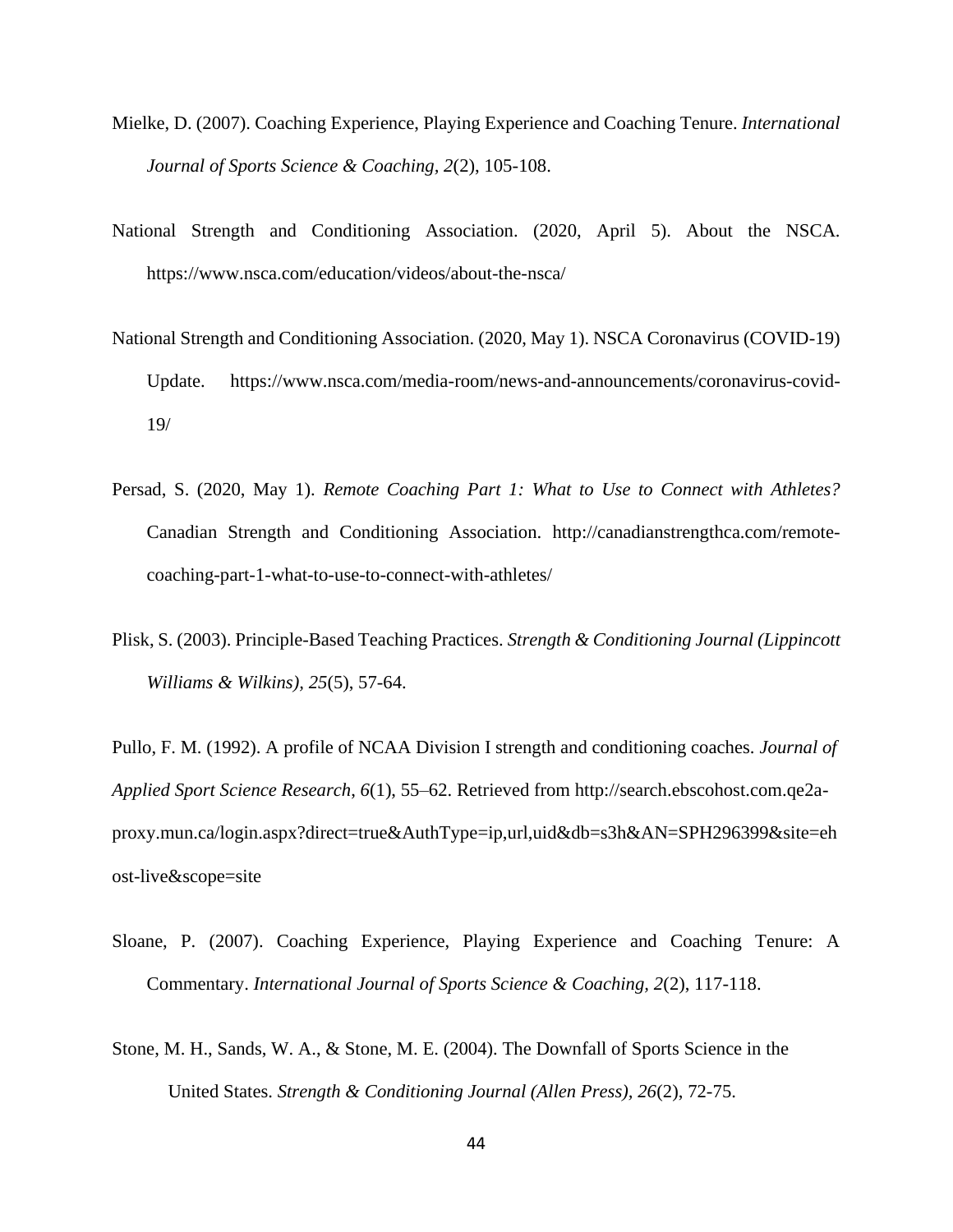Mielke, D. (2007). Coaching Experience, Playing Experience and Coaching Tenure. *International Journal of Sports Science & Coaching, 2*(2), 105-108.

National Strength and Conditioning Association. (2020, April 5). About the NSCA. https://www.nsca.com/education/videos/about-the-nsca/

National Strength and Conditioning Association. (2020, May 1). NSCA Coronavirus (COVID-19) Update. https://www.nsca.com/media-room/news-and-announcements/coronavirus-covid-19/

Persad, S. (2020, May 1). *Remote Coaching Part 1: What to Use to Connect with Athletes?* Canadian Strength and Conditioning Association. http://canadianstrengthca.com/remote-coaching-part-1-what-to-use-to-connect-with-athletes/

Plisk, S. (2003). Principle-Based Teaching Practices. *Strength & Conditioning Journal (Lippincott Williams & Wilkins), 25*(5), 57-64.

Pullo, F. M. (1992). A profile of NCAA Division I strength and conditioning coaches. *Journal of Applied Sport Science Research*, *6*(1), 55–62. Retrieved from http://search.ebscohost.com.qe2a-proxy.mun.ca/login.aspx?direct=true&AuthType=ip,url,uid&db=s3h&AN=SPH296399&site=ehost-live&scope=site

Sloane, P. (2007). Coaching Experience, Playing Experience and Coaching Tenure: A Commentary. *International Journal of Sports Science & Coaching, 2*(2), 117-118.

Stone, M. H., Sands, W. A., & Stone, M. E. (2004). The Downfall of Sports Science in the United States. *Strength & Conditioning Journal (Allen Press), 26*(2), 72-75.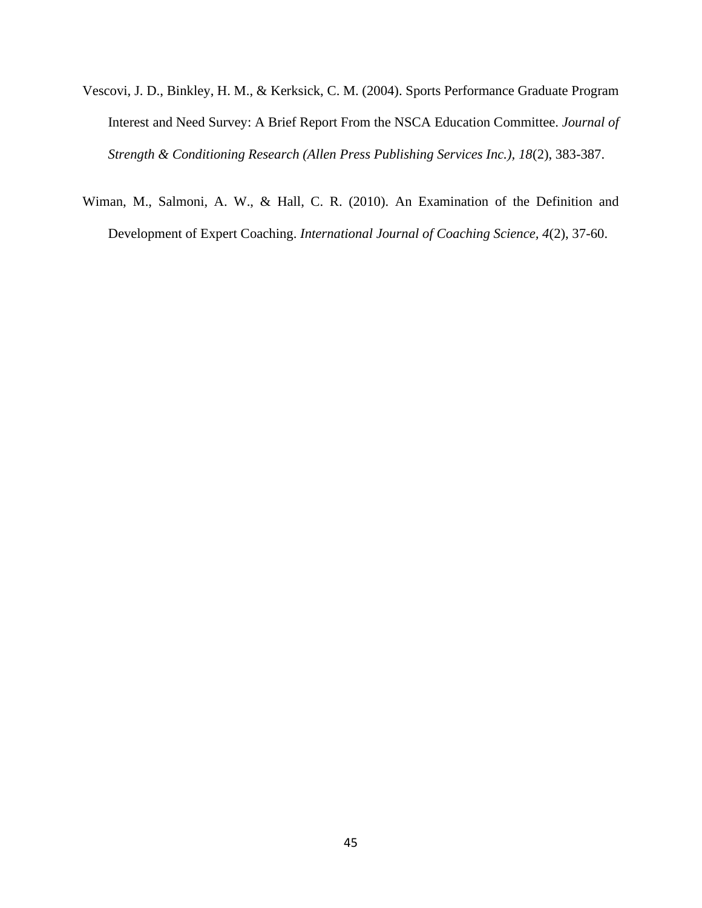Vescovi, J. D., Binkley, H. M., & Kerksick, C. M. (2004). Sports Performance Graduate Program Interest and Need Survey: A Brief Report From the NSCA Education Committee. *Journal of Strength & Conditioning Research (Allen Press Publishing Services Inc.), 18*(2), 383-387.

Wiman, M., Salmoni, A. W., & Hall, C. R. (2010). An Examination of the Definition and Development of Expert Coaching. *International Journal of Coaching Science, 4*(2), 37-60.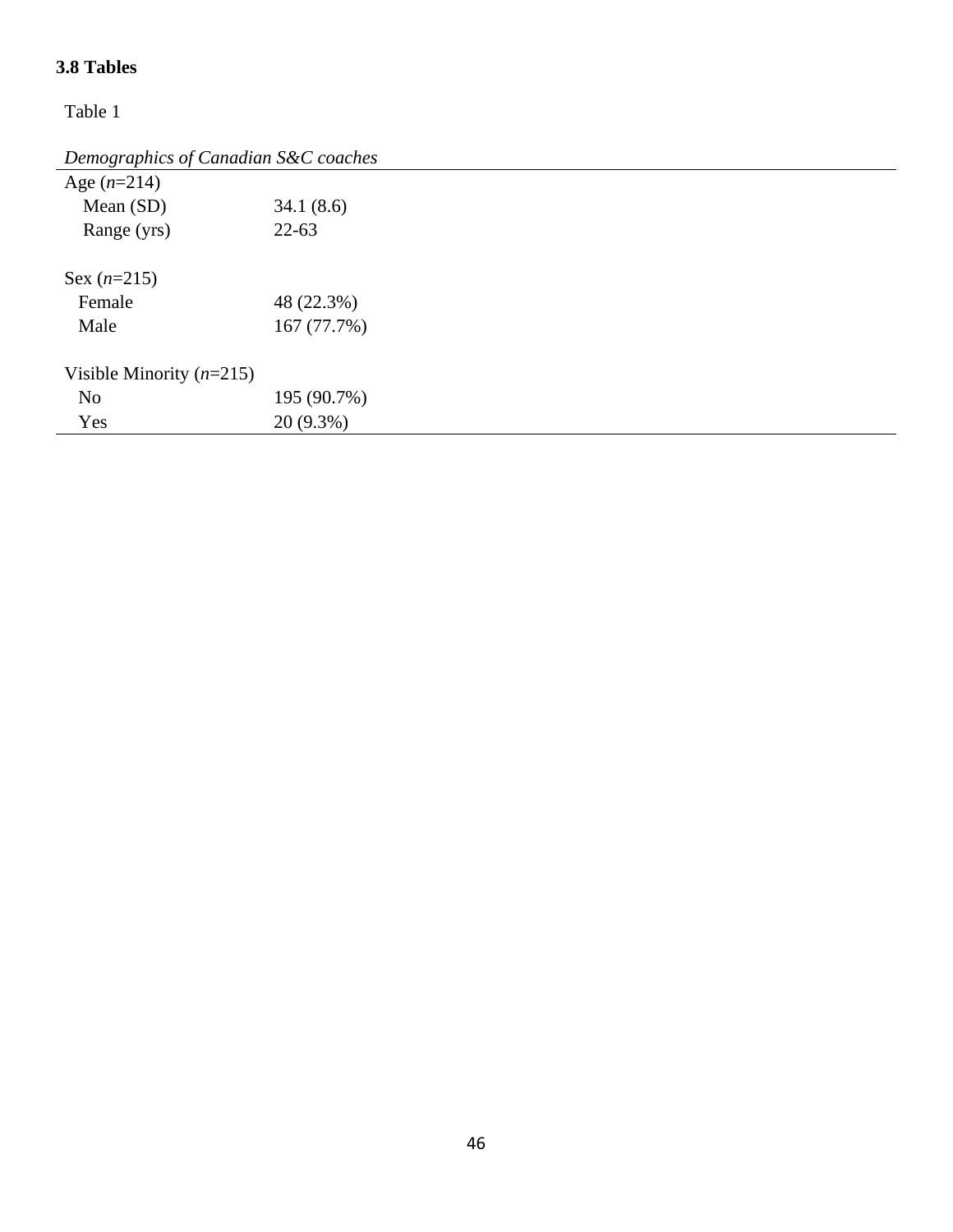### 3.8 Tables

Table 1

*Demographics of Canadian S&C coaches*

| | |
|---|---|
| Age (*n*=214) | |
| Mean (SD) | 34.1 (8.6) |
| Range (yrs) | 22-63 |
| | |
| Sex (*n*=215) | |
| Female | 48 (22.3%) |
| Male | 167 (77.7%) |
| | |
| Visible Minority (*n*=215) | |
| No | 195 (90.7%) |
| Yes | 20 (9.3%) |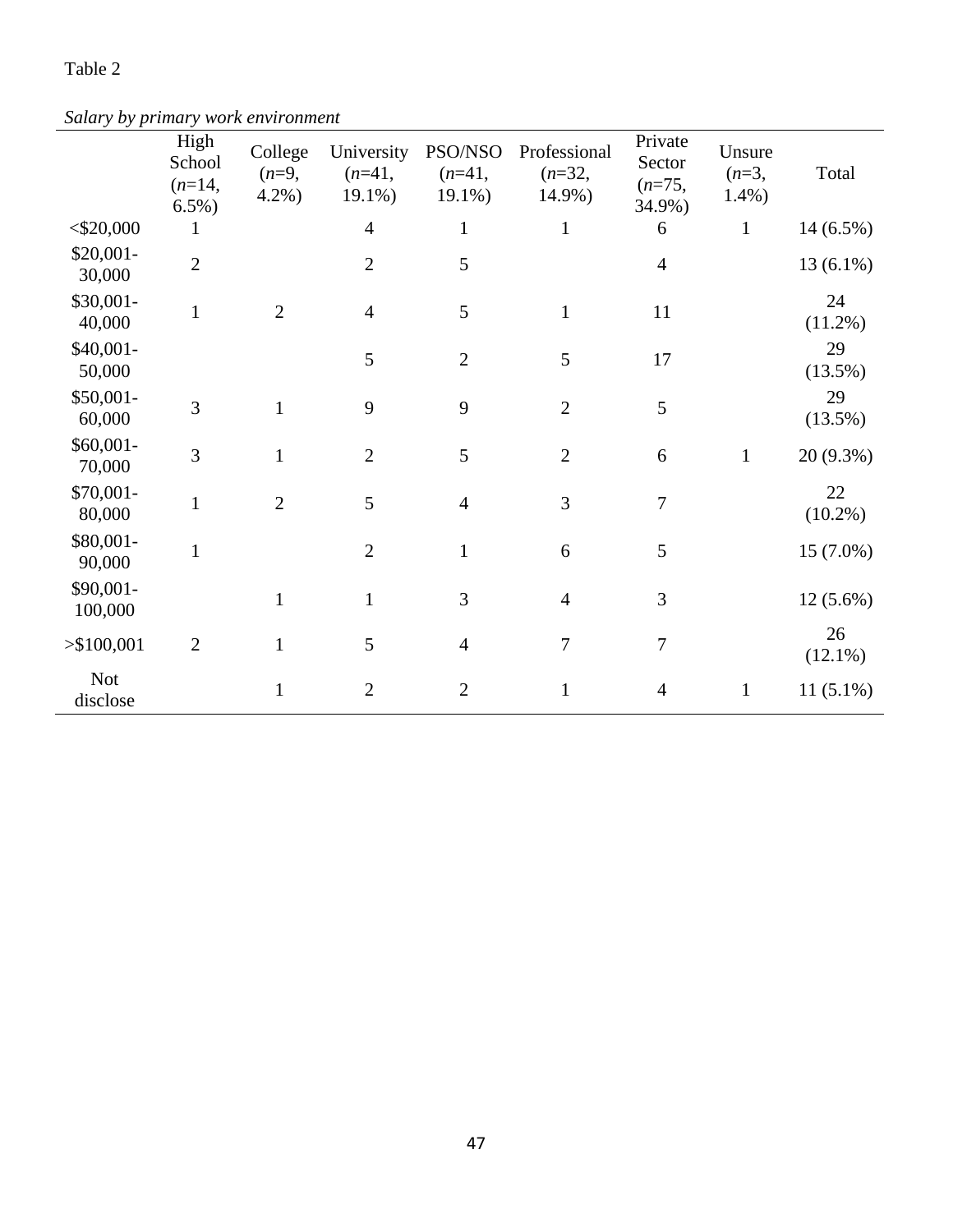Table 2

*Salary by primary work environment*

| | High School (*n*=14, 6.5%) | College (*n*=9, 4.2%) | University (*n*=41, 19.1%) | PSO/NSO (*n*=41, 19.1%) | Professional (*n*=32, 14.9%) | Private Sector (*n*=75, 34.9%) | Unsure (*n*=3, 1.4%) | Total |
|---|---|---|---|---|---|---|---|---|
| <$20,000 | 1 | | 4 | 1 | 1 | 6 | 1 | 14 (6.5%) |
| $20,001-30,000 | 2 | | 2 | 5 | | 4 | | 13 (6.1%) |
| $30,001-40,000 | 1 | 2 | 4 | 5 | 1 | 11 | | 24 (11.2%) |
| $40,001-50,000 | | | 5 | 2 | 5 | 17 | | 29 (13.5%) |
| $50,001-60,000 | 3 | 1 | 9 | 9 | 2 | 5 | | 29 (13.5%) |
| $60,001-70,000 | 3 | 1 | 2 | 5 | 2 | 6 | 1 | 20 (9.3%) |
| $70,001-80,000 | 1 | 2 | 5 | 4 | 3 | 7 | | 22 (10.2%) |
| $80,001-90,000 | 1 | | 2 | 1 | 6 | 5 | | 15 (7.0%) |
| $90,001-100,000 | | 1 | 1 | 3 | 4 | 3 | | 12 (5.6%) |
| >$100,001 | 2 | 1 | 5 | 4 | 7 | 7 | | 26 (12.1%) |
| Not disclose | | 1 | 2 | 2 | 1 | 4 | 1 | 11 (5.1%) |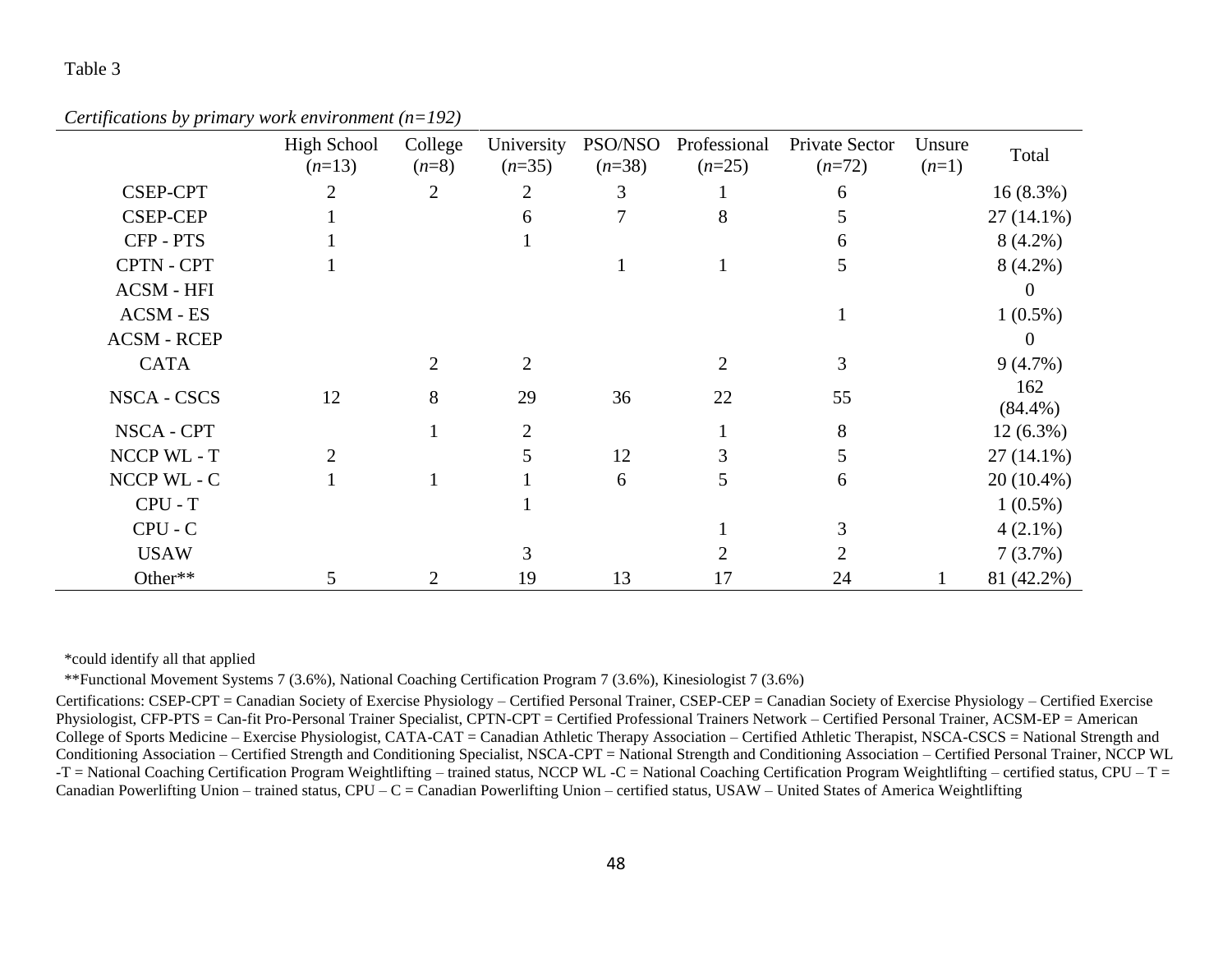Table 3

*Certifications by primary work environment (n=192)*

| | High School (*n*=13) | College (*n*=8) | University (*n*=35) | PSO/NSO (*n*=38) | Professional (*n*=25) | Private Sector (*n*=72) | Unsure (*n*=1) | Total |
|---|---|---|---|---|---|---|---|---|
| CSEP-CPT | 2 | 2 | 2 | 3 | 1 | 6 | | 16 (8.3%) |
| CSEP-CEP | 1 | | 6 | 7 | 8 | 5 | | 27 (14.1%) |
| CFP - PTS | 1 | | 1 | | | 6 | | 8 (4.2%) |
| CPTN - CPT | 1 | | | 1 | 1 | 5 | | 8 (4.2%) |
| ACSM - HFI | | | | | | | | 0 |
| ACSM - ES | | | | | | 1 | | 1 (0.5%) |
| ACSM - RCEP | | | | | | | | 0 |
| CATA | | 2 | 2 | | 2 | 3 | | 9 (4.7%) |
| NSCA - CSCS | 12 | 8 | 29 | 36 | 22 | 55 | | 162 (84.4%) |
| NSCA - CPT | | 1 | 2 | | 1 | 8 | | 12 (6.3%) |
| NCCP WL - T | 2 | | 5 | 12 | 3 | 5 | | 27 (14.1%) |
| NCCP WL - C | 1 | 1 | 1 | 6 | 5 | 6 | | 20 (10.4%) |
| CPU - T | | | 1 | | | | | 1 (0.5%) |
| CPU - C | | | | | 1 | 3 | | 4 (2.1%) |
| USAW | | | 3 | | 2 | 2 | | 7 (3.7%) |
| Other** | 5 | 2 | 19 | 13 | 17 | 24 | 1 | 81 (42.2%) |

*could identify all that applied

**Functional Movement Systems 7 (3.6%), National Coaching Certification Program 7 (3.6%), Kinesiologist 7 (3.6%)

Certifications: CSEP-CPT = Canadian Society of Exercise Physiology – Certified Personal Trainer, CSEP-CEP = Canadian Society of Exercise Physiology – Certified Exercise Physiologist, CFP-PTS = Can-fit Pro-Personal Trainer Specialist, CPTN-CPT = Certified Professional Trainers Network – Certified Personal Trainer, ACSM-EP = American College of Sports Medicine – Exercise Physiologist, CATA-CAT = Canadian Athletic Therapy Association – Certified Athletic Therapist, NSCA-CSCS = National Strength and Conditioning Association – Certified Strength and Conditioning Specialist, NSCA-CPT = National Strength and Conditioning Association – Certified Personal Trainer, NCCP WL -T = National Coaching Certification Program Weightlifting – trained status, NCCP WL -C = National Coaching Certification Program Weightlifting – certified status, CPU – T = Canadian Powerlifting Union – trained status, CPU – C = Canadian Powerlifting Union – certified status, USAW – United States of America Weightlifting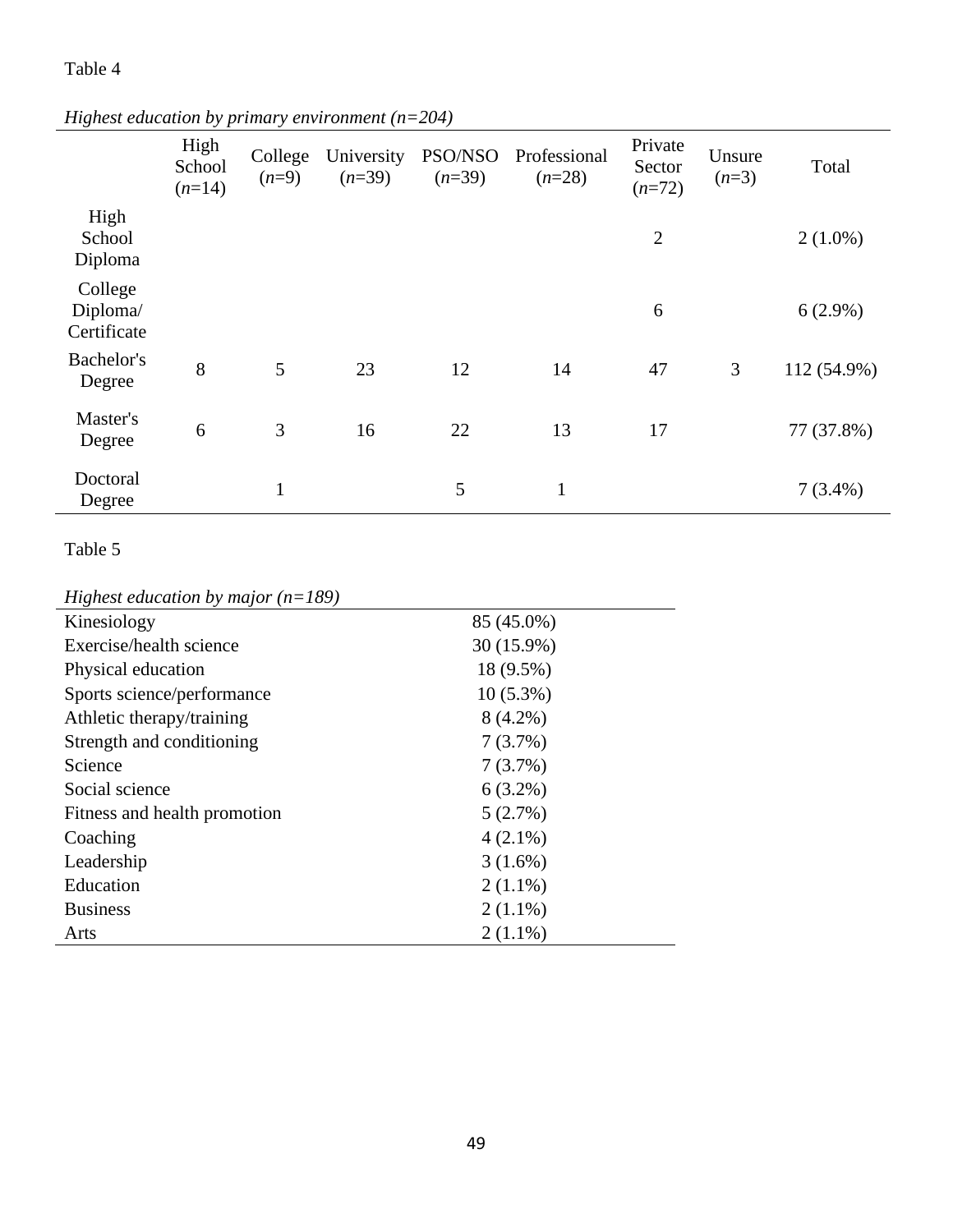Table 4

*Highest education by primary environment (n=204)*

| | High School (*n*=14) | College (*n*=9) | University (*n*=39) | PSO/NSO (*n*=39) | Professional (*n*=28) | Private Sector (*n*=72) | Unsure (*n*=3) | Total |
|---|---|---|---|---|---|---|---|---|
| High School Diploma | | | | | | 2 | | 2 (1.0%) |
| College Diploma/ Certificate | | | | | | 6 | | 6 (2.9%) |
| Bachelor's Degree | 8 | 5 | 23 | 12 | 14 | 47 | 3 | 112 (54.9%) |
| Master's Degree | 6 | 3 | 16 | 22 | 13 | 17 | | 77 (37.8%) |
| Doctoral Degree | | 1 | | 5 | 1 | | | 7 (3.4%) |

Table 5

*Highest education by major (n=189)*

| | |
|---|---|
| Kinesiology | 85 (45.0%) |
| Exercise/health science | 30 (15.9%) |
| Physical education | 18 (9.5%) |
| Sports science/performance | 10 (5.3%) |
| Athletic therapy/training | 8 (4.2%) |
| Strength and conditioning | 7 (3.7%) |
| Science | 7 (3.7%) |
| Social science | 6 (3.2%) |
| Fitness and health promotion | 5 (2.7%) |
| Coaching | 4 (2.1%) |
| Leadership | 3 (1.6%) |
| Education | 2 (1.1%) |
| Business | 2 (1.1%) |
| Arts | 2 (1.1%) |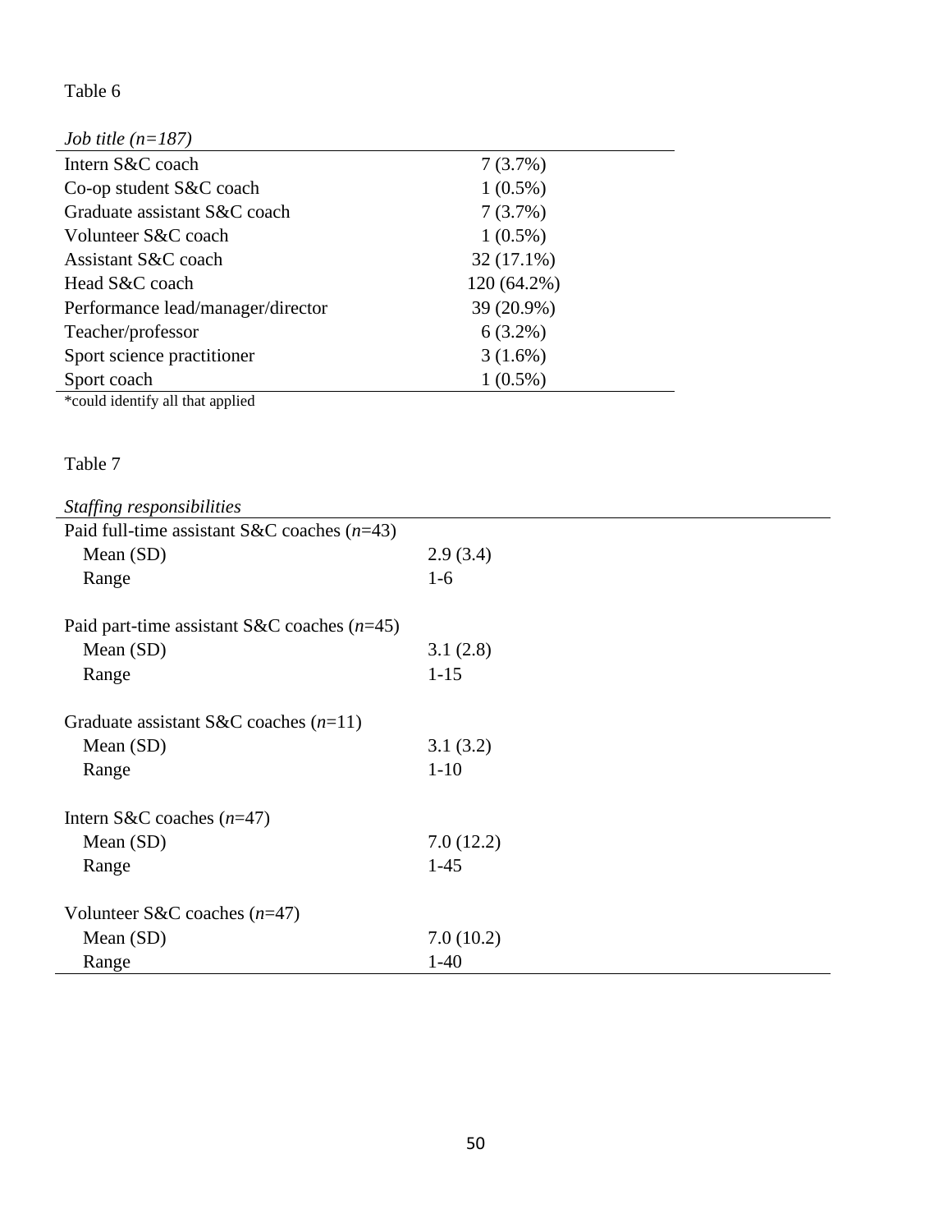Table 6

| *Job title (n=187)* | |
|---|---|
| Intern S&C coach | 7 (3.7%) |
| Co-op student S&C coach | 1 (0.5%) |
| Graduate assistant S&C coach | 7 (3.7%) |
| Volunteer S&C coach | 1 (0.5%) |
| Assistant S&C coach | 32 (17.1%) |
| Head S&C coach | 120 (64.2%) |
| Performance lead/manager/director | 39 (20.9%) |
| Teacher/professor | 6 (3.2%) |
| Sport science practitioner | 3 (1.6%) |
| Sport coach | 1 (0.5%) |

*could identify all that applied

Table 7

| *Staffing responsibilities* | |
|---|---|
| Paid full-time assistant S&C coaches (*n*=43) | |
| Mean (SD) | 2.9 (3.4) |
| Range | 1-6 |
| | |
| Paid part-time assistant S&C coaches (*n*=45) | |
| Mean (SD) | 3.1 (2.8) |
| Range | 1-15 |
| | |
| Graduate assistant S&C coaches (*n*=11) | |
| Mean (SD) | 3.1 (3.2) |
| Range | 1-10 |
| | |
| Intern S&C coaches (*n*=47) | |
| Mean (SD) | 7.0 (12.2) |
| Range | 1-45 |
| | |
| Volunteer S&C coaches (*n*=47) | |
| Mean (SD) | 7.0 (10.2) |
| Range | 1-40 |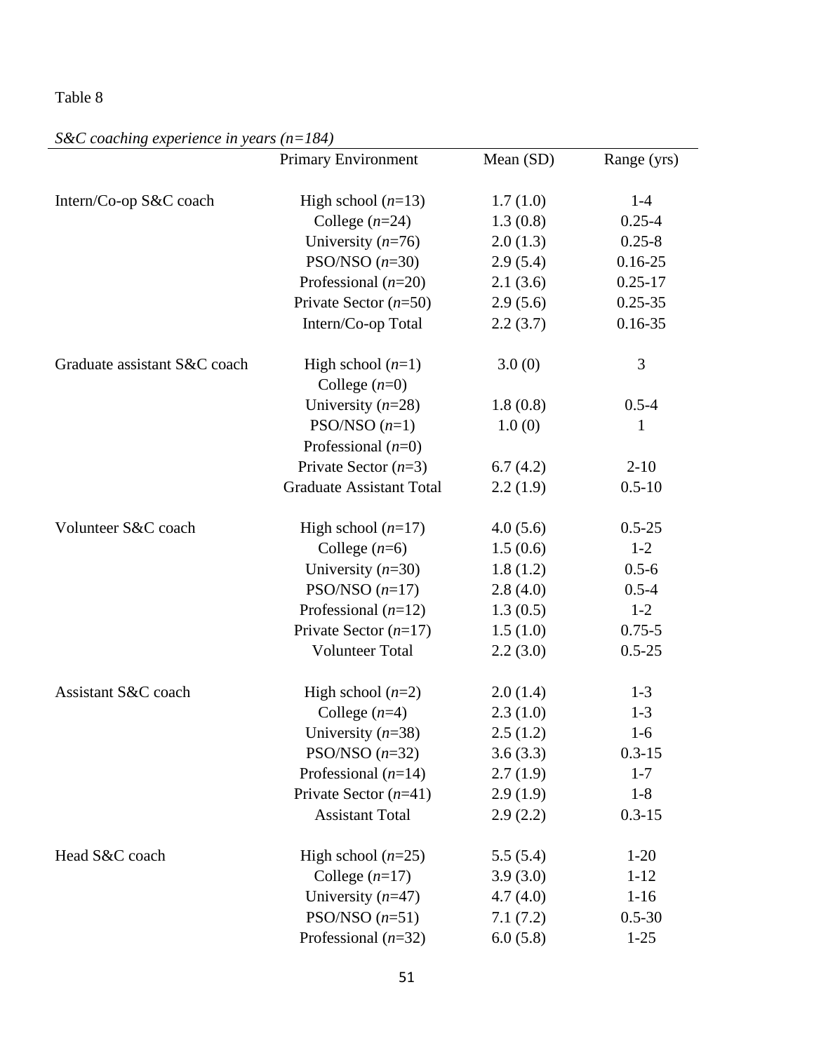Table 8

*S&C coaching experience in years (n=184)*

| | Primary Environment | Mean (SD) | Range (yrs) |
|---|---|---|---|
| Intern/Co-op S&C coach | High school (*n*=13) | 1.7 (1.0) | 1-4 |
| | College (*n*=24) | 1.3 (0.8) | 0.25-4 |
| | University (*n*=76) | 2.0 (1.3) | 0.25-8 |
| | PSO/NSO (*n*=30) | 2.9 (5.4) | 0.16-25 |
| | Professional (*n*=20) | 2.1 (3.6) | 0.25-17 |
| | Private Sector (*n*=50) | 2.9 (5.6) | 0.25-35 |
| | Intern/Co-op Total | 2.2 (3.7) | 0.16-35 |
| Graduate assistant S&C coach | High school (*n*=1) | 3.0 (0) | 3 |
| | College (*n*=0) | | |
| | University (*n*=28) | 1.8 (0.8) | 0.5-4 |
| | PSO/NSO (*n*=1) | 1.0 (0) | 1 |
| | Professional (*n*=0) | | |
| | Private Sector (*n*=3) | 6.7 (4.2) | 2-10 |
| | Graduate Assistant Total | 2.2 (1.9) | 0.5-10 |
| Volunteer S&C coach | High school (*n*=17) | 4.0 (5.6) | 0.5-25 |
| | College (*n*=6) | 1.5 (0.6) | 1-2 |
| | University (*n*=30) | 1.8 (1.2) | 0.5-6 |
| | PSO/NSO (*n*=17) | 2.8 (4.0) | 0.5-4 |
| | Professional (*n*=12) | 1.3 (0.5) | 1-2 |
| | Private Sector (*n*=17) | 1.5 (1.0) | 0.75-5 |
| | Volunteer Total | 2.2 (3.0) | 0.5-25 |
| Assistant S&C coach | High school (*n*=2) | 2.0 (1.4) | 1-3 |
| | College (*n*=4) | 2.3 (1.0) | 1-3 |
| | University (*n*=38) | 2.5 (1.2) | 1-6 |
| | PSO/NSO (*n*=32) | 3.6 (3.3) | 0.3-15 |
| | Professional (*n*=14) | 2.7 (1.9) | 1-7 |
| | Private Sector (*n*=41) | 2.9 (1.9) | 1-8 |
| | Assistant Total | 2.9 (2.2) | 0.3-15 |
| Head S&C coach | High school (*n*=25) | 5.5 (5.4) | 1-20 |
| | College (*n*=17) | 3.9 (3.0) | 1-12 |
| | University (*n*=47) | 4.7 (4.0) | 1-16 |
| | PSO/NSO (*n*=51) | 7.1 (7.2) | 0.5-30 |
| | Professional (*n*=32) | 6.0 (5.8) | 1-25 |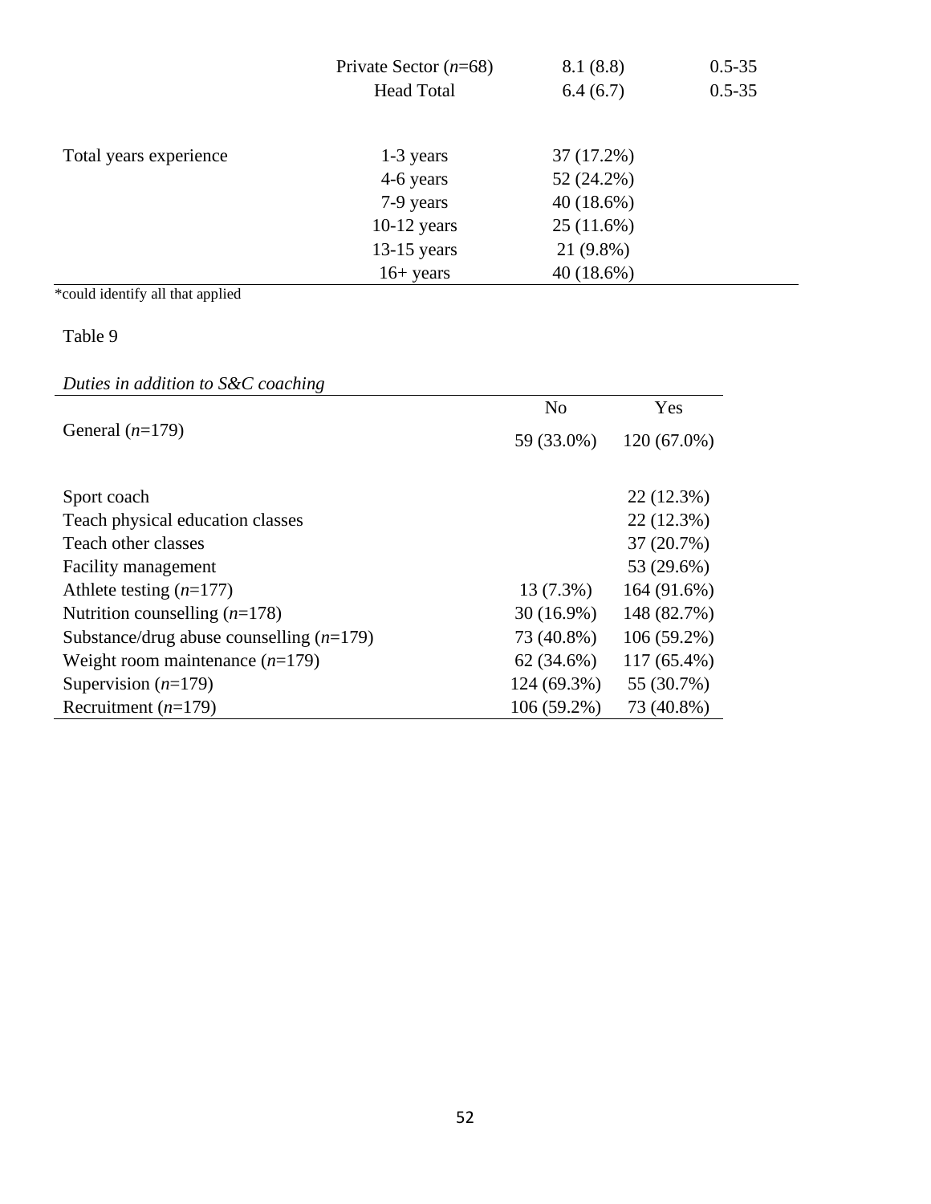| | | | |
|---|---|---|---|
| | Private Sector ($n$=68) | 8.1 (8.8) | 0.5-35 |
| | Head Total | 6.4 (6.7) | 0.5-35 |
| | | | |
| Total years experience | 1-3 years | 37 (17.2%) | |
| | 4-6 years | 52 (24.2%) | |
| | 7-9 years | 40 (18.6%) | |
| | 10-12 years | 25 (11.6%) | |
| | 13-15 years | 21 (9.8%) | |
| | 16+ years | 40 (18.6%) | |

*could identify all that applied

Table 9

*Duties in addition to S&C coaching*

| | No | Yes |
|---|---|---|
| General ($n$=179) | 59 (33.0%) | 120 (67.0%) |
| | | |
| Sport coach | | 22 (12.3%) |
| Teach physical education classes | | 22 (12.3%) |
| Teach other classes | | 37 (20.7%) |
| Facility management | | 53 (29.6%) |
| Athlete testing ($n$=177) | 13 (7.3%) | 164 (91.6%) |
| Nutrition counselling ($n$=178) | 30 (16.9%) | 148 (82.7%) |
| Substance/drug abuse counselling ($n$=179) | 73 (40.8%) | 106 (59.2%) |
| Weight room maintenance ($n$=179) | 62 (34.6%) | 117 (65.4%) |
| Supervision ($n$=179) | 124 (69.3%) | 55 (30.7%) |
| Recruitment ($n$=179) | 106 (59.2%) | 73 (40.8%) |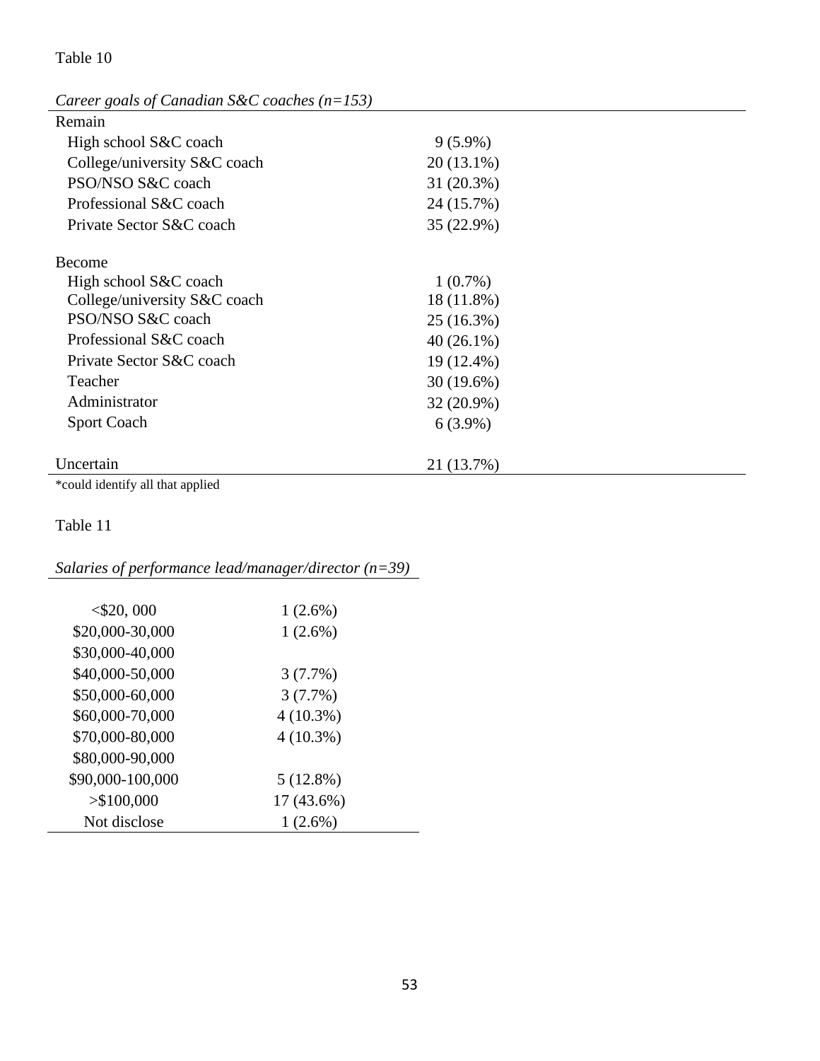Table 10

*Career goals of Canadian S&C coaches (n=153)*

| | |
|---|---|
| **Remain** | |
| High school S&C coach | 9 (5.9%) |
| College/university S&C coach | 20 (13.1%) |
| PSO/NSO S&C coach | 31 (20.3%) |
| Professional S&C coach | 24 (15.7%) |
| Private Sector S&C coach | 35 (22.9%) |
| **Become** | |
| High school S&C coach | 1 (0.7%) |
| College/university S&C coach | 18 (11.8%) |
| PSO/NSO S&C coach | 25 (16.3%) |
| Professional S&C coach | 40 (26.1%) |
| Private Sector S&C coach | 19 (12.4%) |
| Teacher | 30 (19.6%) |
| Administrator | 32 (20.9%) |
| Sport Coach | 6 (3.9%) |
| **Uncertain** | 21 (13.7%) |

*could identify all that applied

Table 11

*Salaries of performance lead/manager/director (n=39)*

| | |
|---|---|
| <$20, 000 | 1 (2.6%) |
| $20,000-30,000 | 1 (2.6%) |
| $30,000-40,000 | |
| $40,000-50,000 | 3 (7.7%) |
| $50,000-60,000 | 3 (7.7%) |
| $60,000-70,000 | 4 (10.3%) |
| $70,000-80,000 | 4 (10.3%) |
| $80,000-90,000 | |
| $90,000-100,000 | 5 (12.8%) |
| >$100,000 | 17 (43.6%) |
| Not disclose | 1 (2.6%) |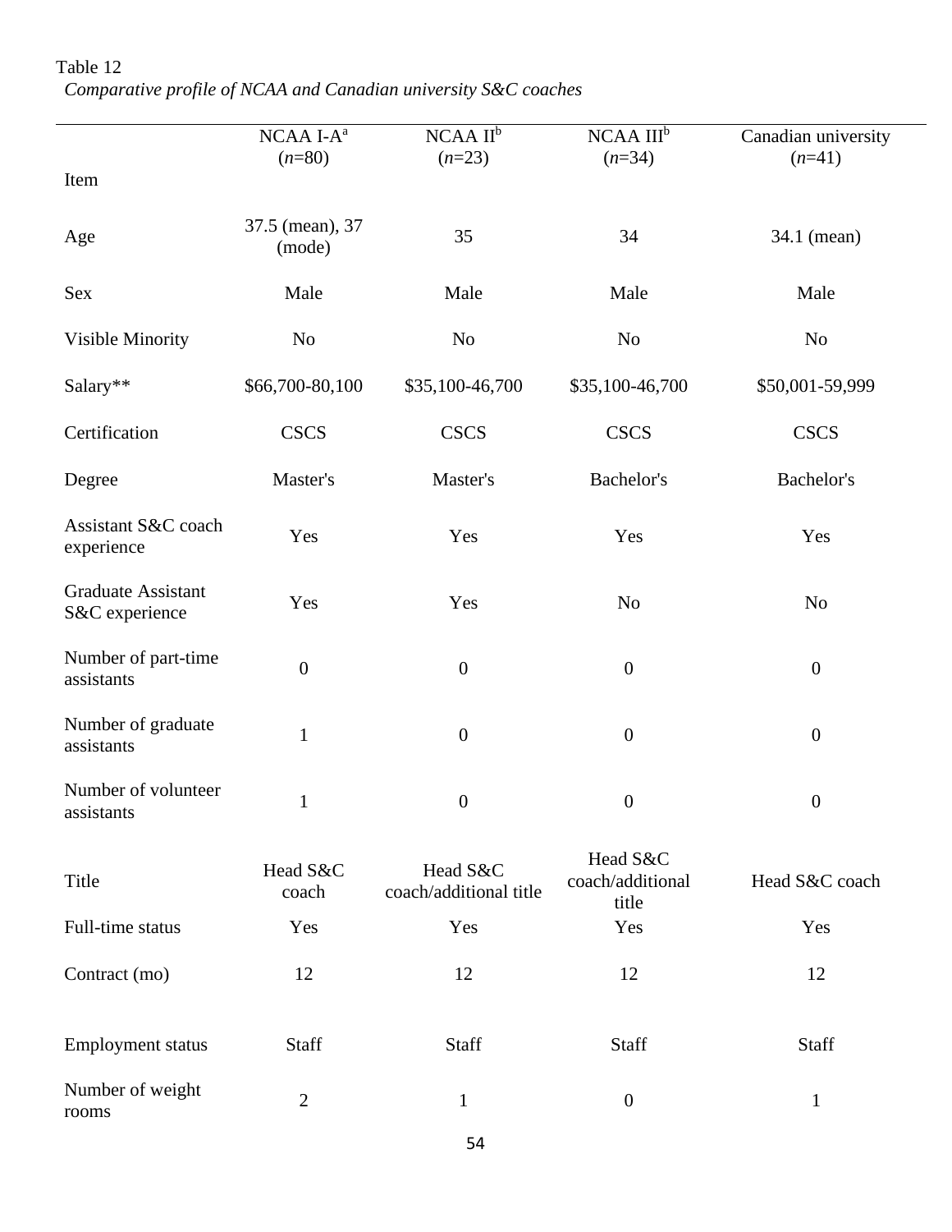Table 12

*Comparative profile of NCAA and Canadian university S&C coaches*

| Item | NCAA I-A[a] (*n*=80) | NCAA II[b] (*n*=23) | NCAA III[b] (*n*=34) | Canadian university (*n*=41) |
|---|---|---|---|---|
| Age | 37.5 (mean), 37 (mode) | 35 | 34 | 34.1 (mean) |
| Sex | Male | Male | Male | Male |
| Visible Minority | No | No | No | No |
| Salary** | $66,700-80,100 | $35,100-46,700 | $35,100-46,700 | $50,001-59,999 |
| Certification | CSCS | CSCS | CSCS | CSCS |
| Degree | Master's | Master's | Bachelor's | Bachelor's |
| Assistant S&C coach experience | Yes | Yes | Yes | Yes |
| Graduate Assistant S&C experience | Yes | Yes | No | No |
| Number of part-time assistants | 0 | 0 | 0 | 0 |
| Number of graduate assistants | 1 | 0 | 0 | 0 |
| Number of volunteer assistants | 1 | 0 | 0 | 0 |
| Title | Head S&C coach | Head S&C coach/additional title | Head S&C coach/additional title | Head S&C coach |
| Full-time status | Yes | Yes | Yes | Yes |
| Contract (mo) | 12 | 12 | 12 | 12 |
| Employment status | Staff | Staff | Staff | Staff |
| Number of weight rooms | 2 | 1 | 0 | 1 |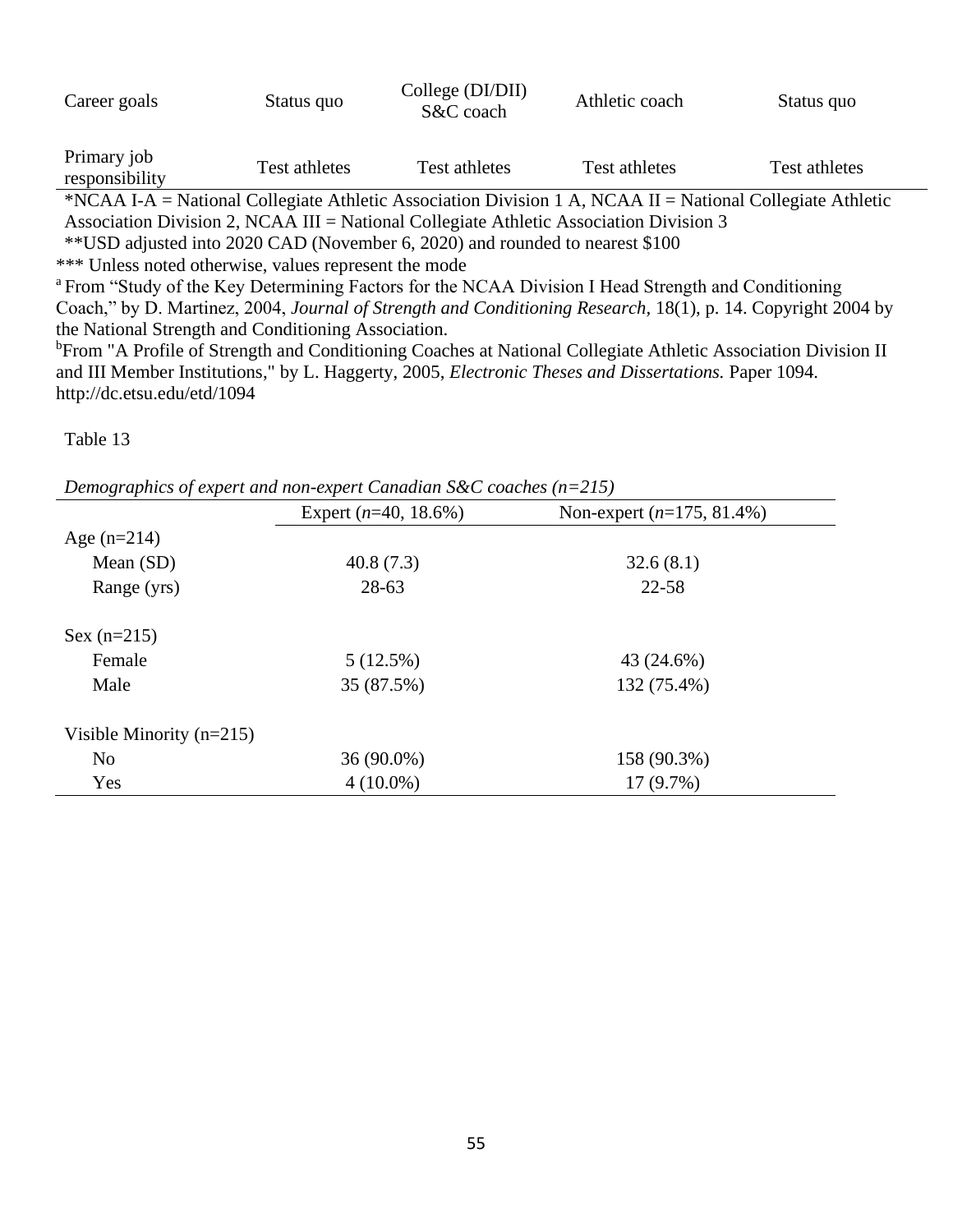| | | | | |
|---|---|---|---|---|
| Career goals | Status quo | College (DI/DII) S&C coach | Athletic coach | Status quo |
| Primary job responsibility | Test athletes | Test athletes | Test athletes | Test athletes |

*NCAA I-A = National Collegiate Athletic Association Division 1 A, NCAA II = National Collegiate Athletic Association Division 2, NCAA III = National Collegiate Athletic Association Division 3

**USD adjusted into 2020 CAD (November 6, 2020) and rounded to nearest $100

*** Unless noted otherwise, values represent the mode

[a] From "Study of the Key Determining Factors for the NCAA Division I Head Strength and Conditioning Coach," by D. Martinez, 2004, *Journal of Strength and Conditioning Research*, 18(1), p. 14. Copyright 2004 by the National Strength and Conditioning Association.

[b]From "A Profile of Strength and Conditioning Coaches at National Collegiate Athletic Association Division II and III Member Institutions," by L. Haggerty, 2005, *Electronic Theses and Dissertations.* Paper 1094. http://dc.etsu.edu/etd/1094

Table 13

*Demographics of expert and non-expert Canadian S&C coaches (n=215)*

| | Expert (*n*=40, 18.6%) | Non-expert (*n*=175, 81.4%) |
|---|---|---|
| Age (n=214) | | |
| Mean (SD) | 40.8 (7.3) | 32.6 (8.1) |
| Range (yrs) | 28-63 | 22-58 |
| Sex (n=215) | | |
| Female | 5 (12.5%) | 43 (24.6%) |
| Male | 35 (87.5%) | 132 (75.4%) |
| Visible Minority (n=215) | | |
| No | 36 (90.0%) | 158 (90.3%) |
| Yes | 4 (10.0%) | 17 (9.7%) |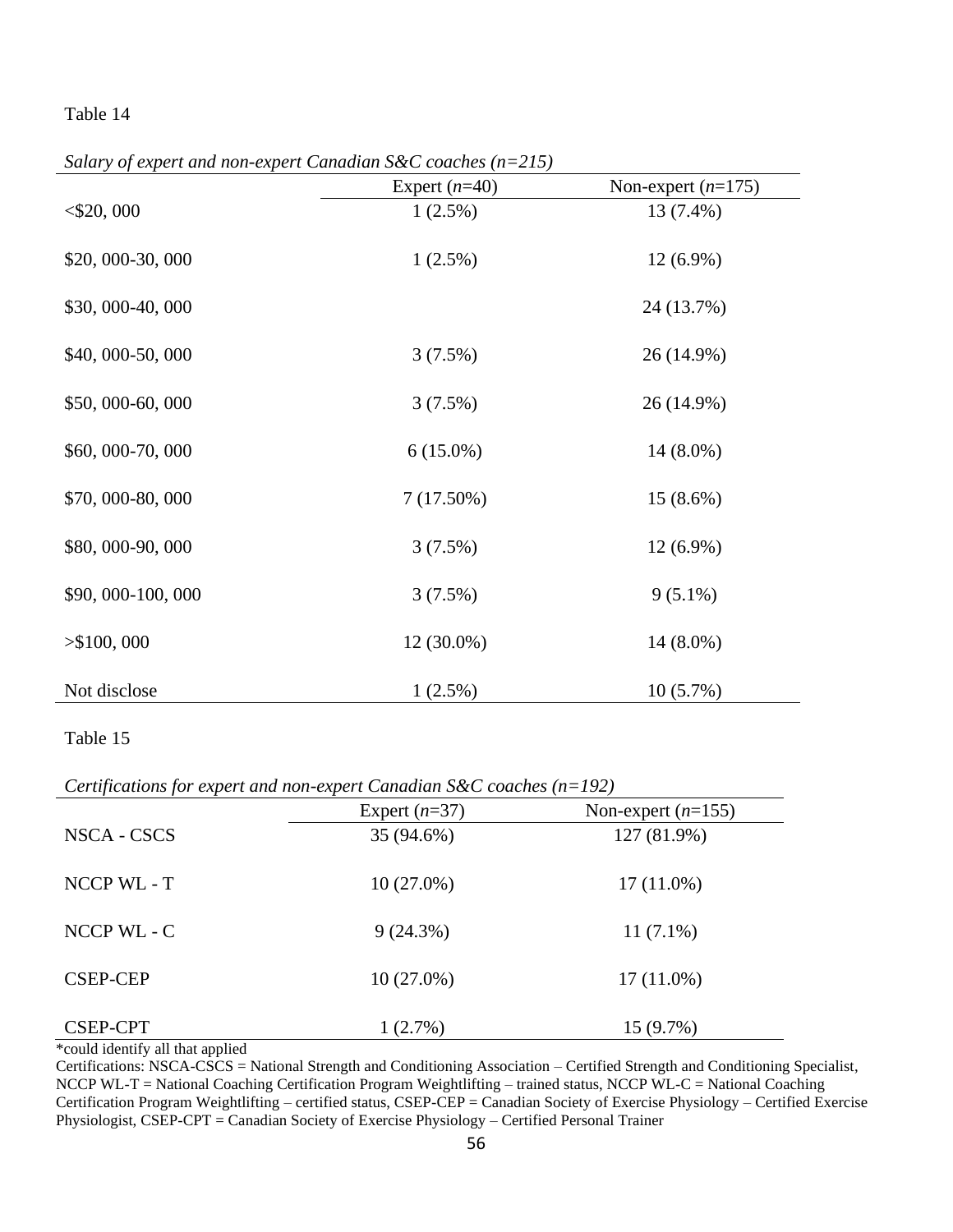Table 14

*Salary of expert and non-expert Canadian S&C coaches (n=215)*

| | Expert (*n*=40) | Non-expert (*n*=175) |
|---|---|---|
| <$20, 000 | 1 (2.5%) | 13 (7.4%) |
| $20, 000-30, 000 | 1 (2.5%) | 12 (6.9%) |
| $30, 000-40, 000 | | 24 (13.7%) |
| $40, 000-50, 000 | 3 (7.5%) | 26 (14.9%) |
| $50, 000-60, 000 | 3 (7.5%) | 26 (14.9%) |
| $60, 000-70, 000 | 6 (15.0%) | 14 (8.0%) |
| $70, 000-80, 000 | 7 (17.50%) | 15 (8.6%) |
| $80, 000-90, 000 | 3 (7.5%) | 12 (6.9%) |
| $90, 000-100, 000 | 3 (7.5%) | 9 (5.1%) |
| >$100, 000 | 12 (30.0%) | 14 (8.0%) |
| Not disclose | 1 (2.5%) | 10 (5.7%) |

Table 15

*Certifications for expert and non-expert Canadian S&C coaches (n=192)*

| | Expert (*n*=37) | Non-expert (*n*=155) |
|---|---|---|
| NSCA - CSCS | 35 (94.6%) | 127 (81.9%) |
| NCCP WL - T | 10 (27.0%) | 17 (11.0%) |
| NCCP WL - C | 9 (24.3%) | 11 (7.1%) |
| CSEP-CEP | 10 (27.0%) | 17 (11.0%) |
| CSEP-CPT | 1 (2.7%) | 15 (9.7%) |

*could identify all that applied

Certifications: NSCA-CSCS = National Strength and Conditioning Association – Certified Strength and Conditioning Specialist, NCCP WL-T = National Coaching Certification Program Weightlifting – trained status, NCCP WL-C = National Coaching Certification Program Weightlifting – certified status, CSEP-CEP = Canadian Society of Exercise Physiology – Certified Exercise Physiologist, CSEP-CPT = Canadian Society of Exercise Physiology – Certified Personal Trainer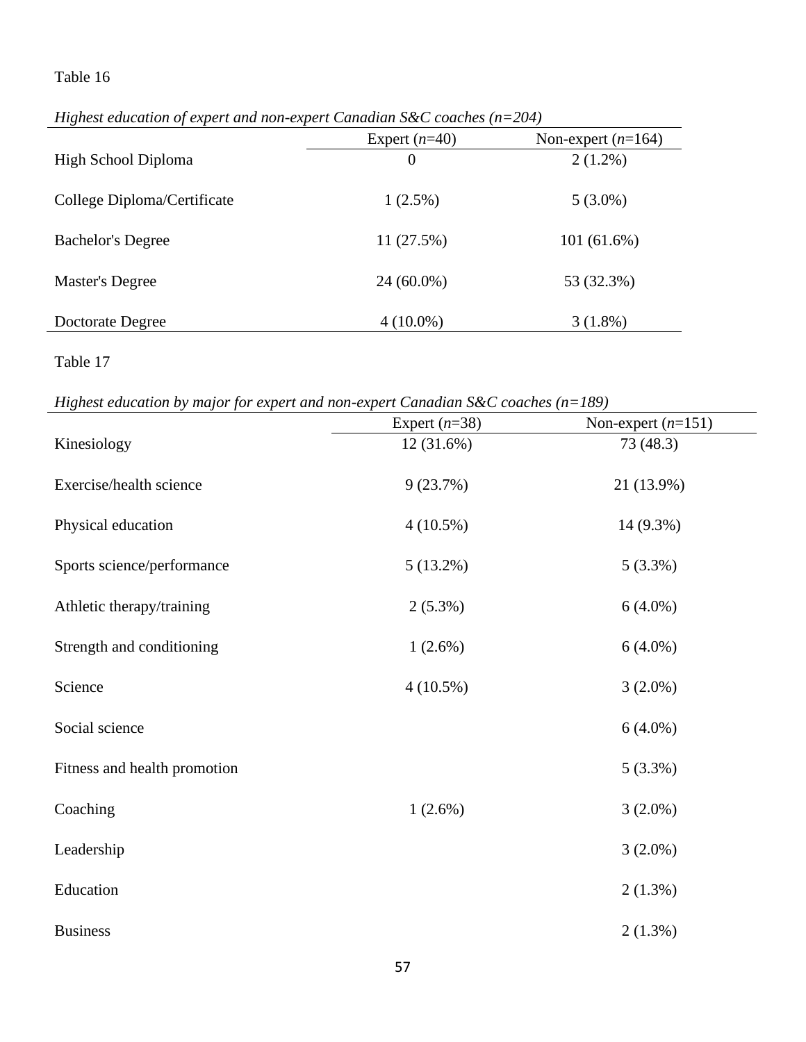Table 16

*Highest education of expert and non-expert Canadian S&C coaches (n=204)*

| | Expert (*n*=40) | Non-expert (*n*=164) |
|---|---|---|
| High School Diploma | 0 | 2 (1.2%) |
| College Diploma/Certificate | 1 (2.5%) | 5 (3.0%) |
| Bachelor's Degree | 11 (27.5%) | 101 (61.6%) |
| Master's Degree | 24 (60.0%) | 53 (32.3%) |
| Doctorate Degree | 4 (10.0%) | 3 (1.8%) |

Table 17

*Highest education by major for expert and non-expert Canadian S&C coaches (n=189)*

| | Expert (*n*=38) | Non-expert (*n*=151) |
|---|---|---|
| Kinesiology | 12 (31.6%) | 73 (48.3) |
| Exercise/health science | 9 (23.7%) | 21 (13.9%) |
| Physical education | 4 (10.5%) | 14 (9.3%) |
| Sports science/performance | 5 (13.2%) | 5 (3.3%) |
| Athletic therapy/training | 2 (5.3%) | 6 (4.0%) |
| Strength and conditioning | 1 (2.6%) | 6 (4.0%) |
| Science | 4 (10.5%) | 3 (2.0%) |
| Social science | | 6 (4.0%) |
| Fitness and health promotion | | 5 (3.3%) |
| Coaching | 1 (2.6%) | 3 (2.0%) |
| Leadership | | 3 (2.0%) |
| Education | | 2 (1.3%) |
| Business | | 2 (1.3%) |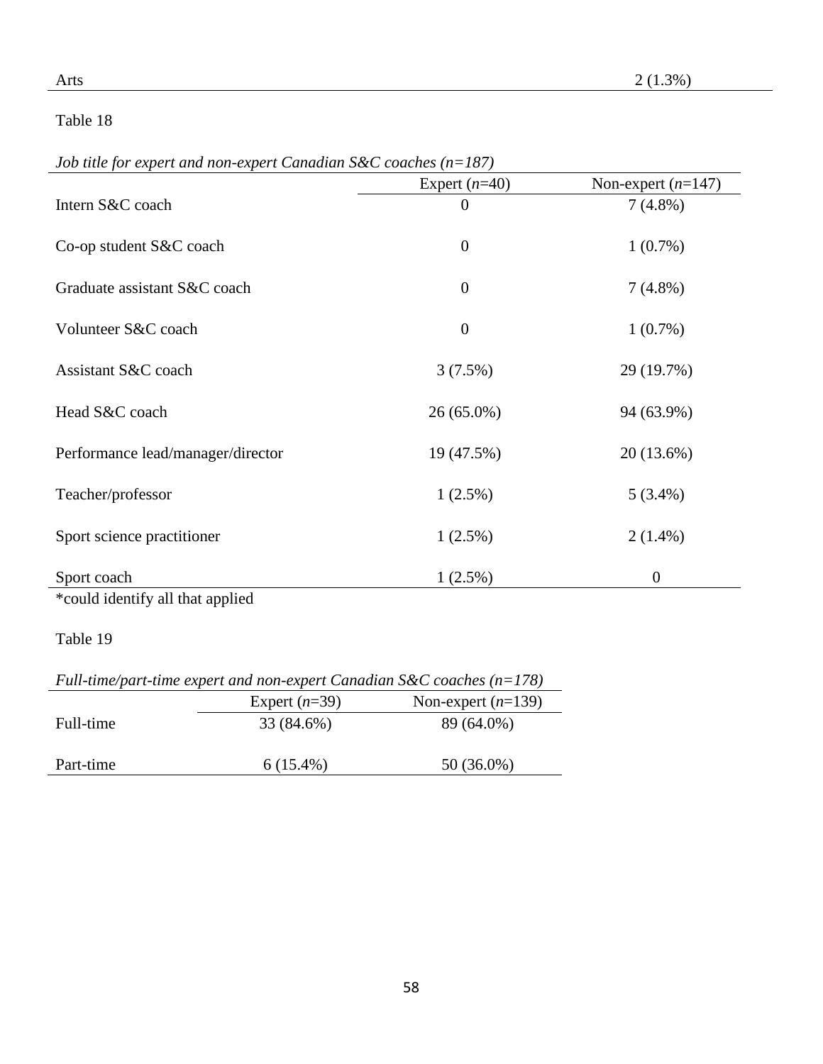| Arts | 2 (1.3%) |
|---|---|

Table 18

*Job title for expert and non-expert Canadian S&C coaches (n=187)*

| | Expert (*n*=40) | Non-expert (*n*=147) |
|---|---|---|
| Intern S&C coach | 0 | 7 (4.8%) |
| Co-op student S&C coach | 0 | 1 (0.7%) |
| Graduate assistant S&C coach | 0 | 7 (4.8%) |
| Volunteer S&C coach | 0 | 1 (0.7%) |
| Assistant S&C coach | 3 (7.5%) | 29 (19.7%) |
| Head S&C coach | 26 (65.0%) | 94 (63.9%) |
| Performance lead/manager/director | 19 (47.5%) | 20 (13.6%) |
| Teacher/professor | 1 (2.5%) | 5 (3.4%) |
| Sport science practitioner | 1 (2.5%) | 2 (1.4%) |
| Sport coach | 1 (2.5%) | 0 |

*could identify all that applied

Table 19

*Full-time/part-time expert and non-expert Canadian S&C coaches (n=178)*

| | Expert (*n*=39) | Non-expert (*n*=139) |
|---|---|---|
| Full-time | 33 (84.6%) | 89 (64.0%) |
| Part-time | 6 (15.4%) | 50 (36.0%) |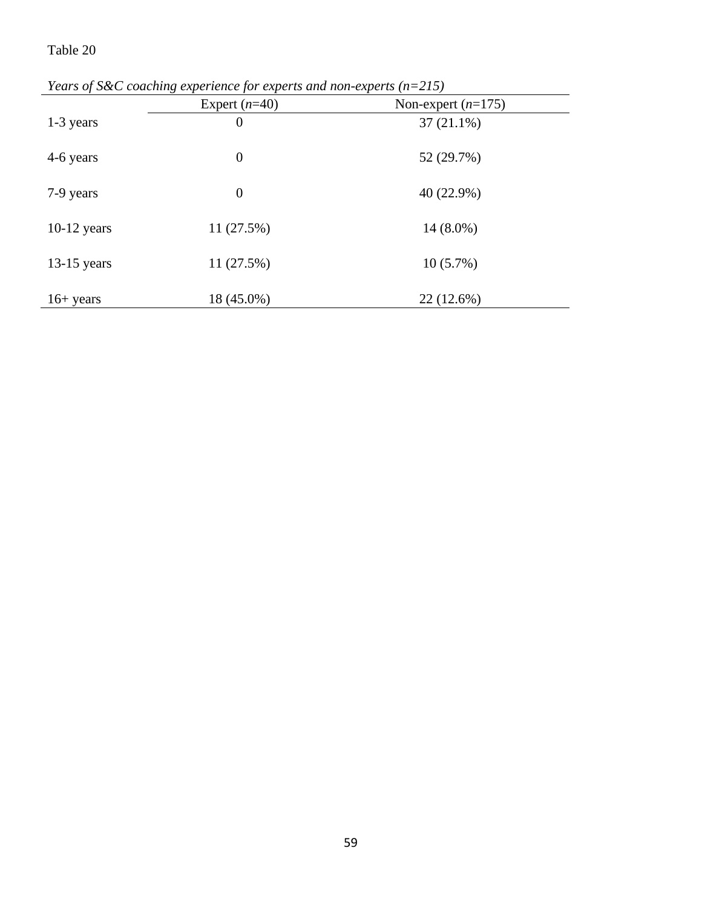Table 20

*Years of S&C coaching experience for experts and non-experts (n=215)*

| | Expert (*n*=40) | Non-expert (*n*=175) |
|---|---|---|
| 1-3 years | 0 | 37 (21.1%) |
| 4-6 years | 0 | 52 (29.7%) |
| 7-9 years | 0 | 40 (22.9%) |
| 10-12 years | 11 (27.5%) | 14 (8.0%) |
| 13-15 years | 11 (27.5%) | 10 (5.7%) |
| 16+ years | 18 (45.0%) | 22 (12.6%) |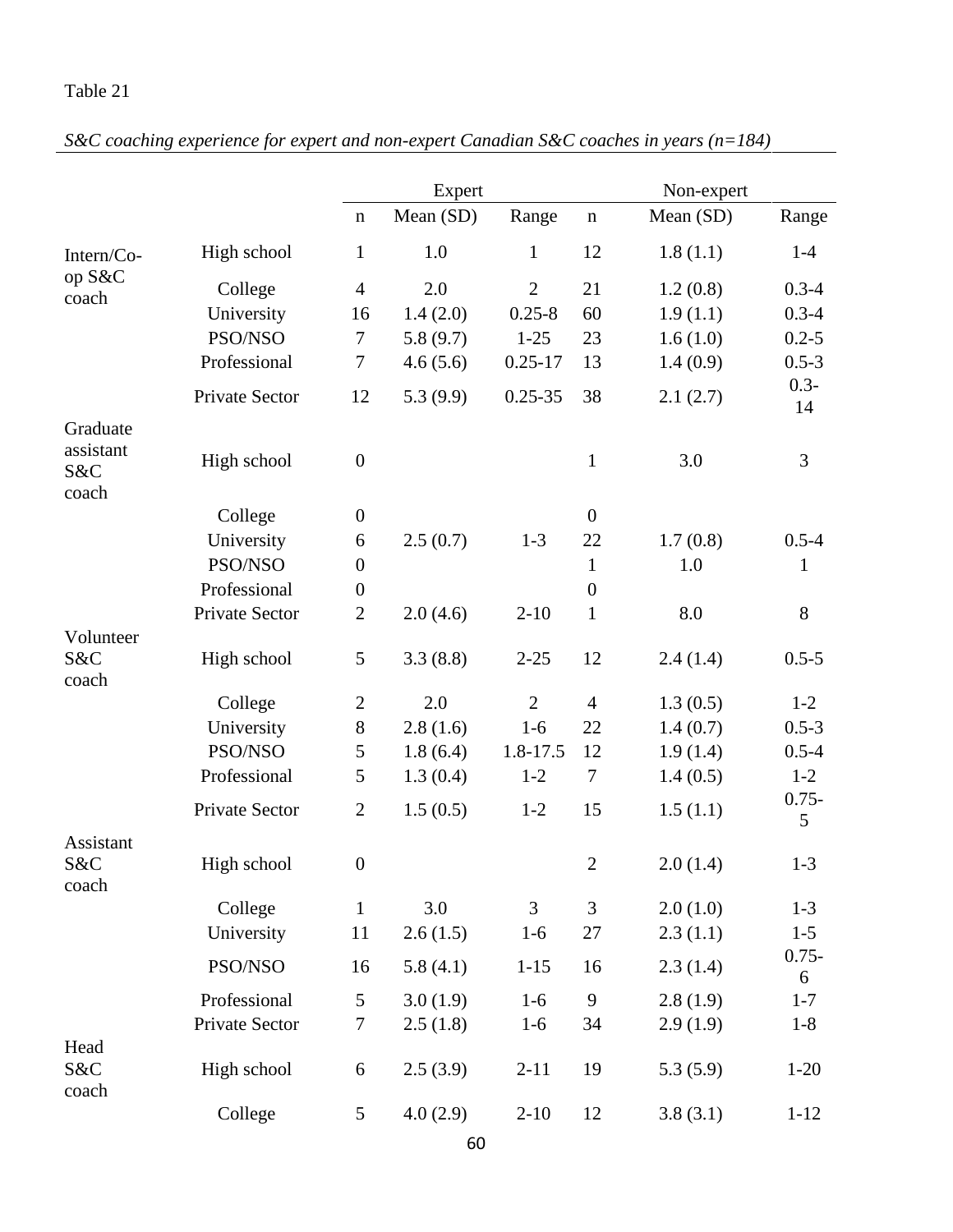Table 21

*S&C coaching experience for expert and non-expert Canadian S&C coaches in years (n=184)*

| | | Expert | | | Non-expert | | |
|---|---|---|---|---|---|---|---|
| | | n | Mean (SD) | Range | n | Mean (SD) | Range |
| Intern/Co-op S&C coach | High school | 1 | 1.0 | 1 | 12 | 1.8 (1.1) | 1-4 |
| | College | 4 | 2.0 | 2 | 21 | 1.2 (0.8) | 0.3-4 |
| | University | 16 | 1.4 (2.0) | 0.25-8 | 60 | 1.9 (1.1) | 0.3-4 |
| | PSO/NSO | 7 | 5.8 (9.7) | 1-25 | 23 | 1.6 (1.0) | 0.2-5 |
| | Professional | 7 | 4.6 (5.6) | 0.25-17 | 13 | 1.4 (0.9) | 0.5-3 |
| | Private Sector | 12 | 5.3 (9.9) | 0.25-35 | 38 | 2.1 (2.7) | 0.3-14 |
| Graduate assistant S&C coach | High school | 0 | | | 1 | 3.0 | 3 |
| | College | 0 | | | 0 | | |
| | University | 6 | 2.5 (0.7) | 1-3 | 22 | 1.7 (0.8) | 0.5-4 |
| | PSO/NSO | 0 | | | 1 | 1.0 | 1 |
| | Professional | 0 | | | 0 | | |
| | Private Sector | 2 | 2.0 (4.6) | 2-10 | 1 | 8.0 | 8 |
| Volunteer S&C coach | High school | 5 | 3.3 (8.8) | 2-25 | 12 | 2.4 (1.4) | 0.5-5 |
| | College | 2 | 2.0 | 2 | 4 | 1.3 (0.5) | 1-2 |
| | University | 8 | 2.8 (1.6) | 1-6 | 22 | 1.4 (0.7) | 0.5-3 |
| | PSO/NSO | 5 | 1.8 (6.4) | 1.8-17.5 | 12 | 1.9 (1.4) | 0.5-4 |
| | Professional | 5 | 1.3 (0.4) | 1-2 | 7 | 1.4 (0.5) | 1-2 |
| | Private Sector | 2 | 1.5 (0.5) | 1-2 | 15 | 1.5 (1.1) | 0.75-5 |
| Assistant S&C coach | High school | 0 | | | 2 | 2.0 (1.4) | 1-3 |
| | College | 1 | 3.0 | 3 | 3 | 2.0 (1.0) | 1-3 |
| | University | 11 | 2.6 (1.5) | 1-6 | 27 | 2.3 (1.1) | 1-5 |
| | PSO/NSO | 16 | 5.8 (4.1) | 1-15 | 16 | 2.3 (1.4) | 0.75-6 |
| | Professional | 5 | 3.0 (1.9) | 1-6 | 9 | 2.8 (1.9) | 1-7 |
| | Private Sector | 7 | 2.5 (1.8) | 1-6 | 34 | 2.9 (1.9) | 1-8 |
| Head S&C coach | High school | 6 | 2.5 (3.9) | 2-11 | 19 | 5.3 (5.9) | 1-20 |
| | College | 5 | 4.0 (2.9) | 2-10 | 12 | 3.8 (3.1) | 1-12 |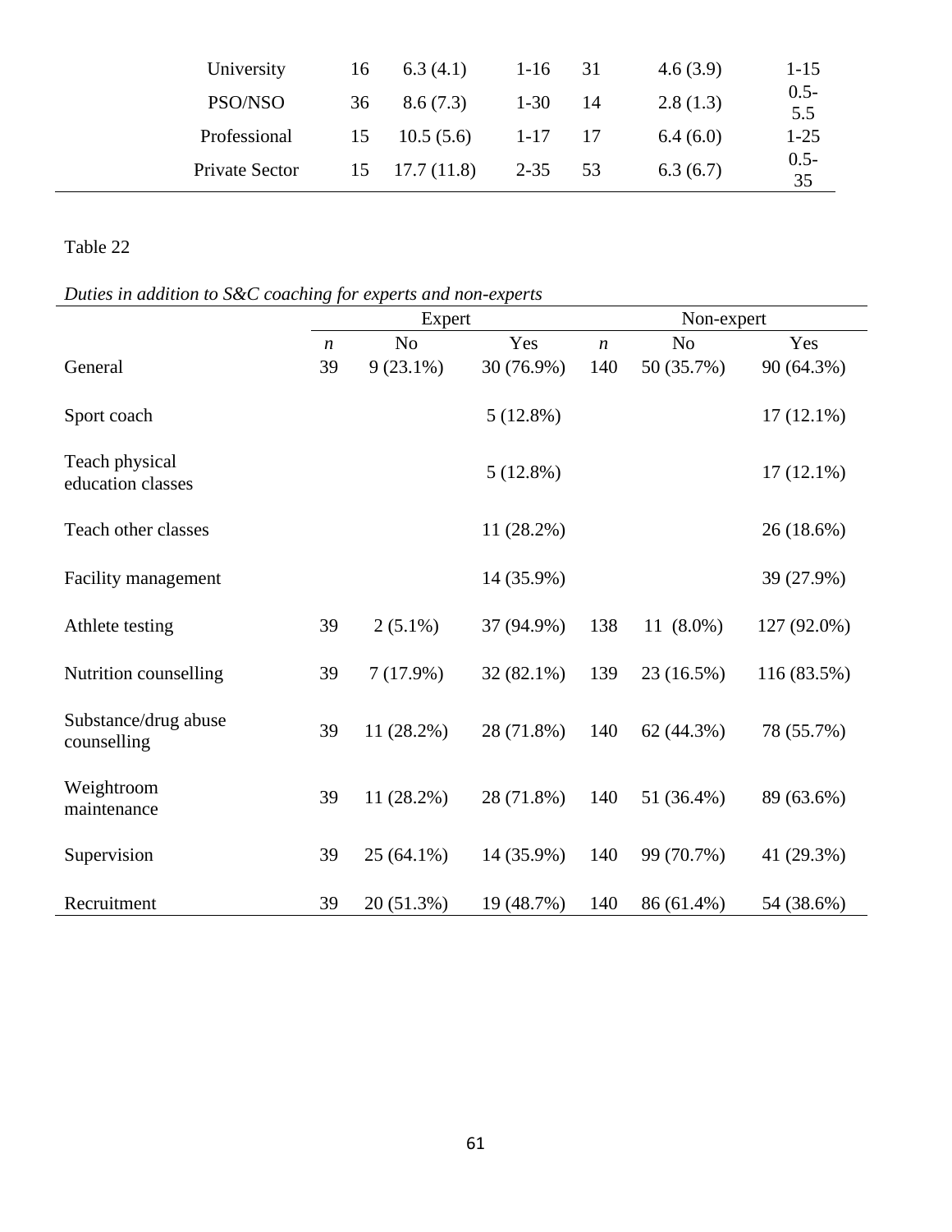| | | | | | | |
|---|---|---|---|---|---|---|
| University | 16 | 6.3 (4.1) | 1-16 | 31 | 4.6 (3.9) | 1-15 |
| PSO/NSO | 36 | 8.6 (7.3) | 1-30 | 14 | 2.8 (1.3) | 0.5-5.5 |
| Professional | 15 | 10.5 (5.6) | 1-17 | 17 | 6.4 (6.0) | 1-25 |
| Private Sector | 15 | 17.7 (11.8) | 2-35 | 53 | 6.3 (6.7) | 0.5-35 |

Table 22

*Duties in addition to S&C coaching for experts and non-experts*

| | Expert | | | Non-expert | | |
|---|---|---|---|---|---|---|
| | *n* | No | Yes | *n* | No | Yes |
| General | 39 | 9 (23.1%) | 30 (76.9%) | 140 | 50 (35.7%) | 90 (64.3%) |
| Sport coach | | | 5 (12.8%) | | | 17 (12.1%) |
| Teach physical education classes | | | 5 (12.8%) | | | 17 (12.1%) |
| Teach other classes | | | 11 (28.2%) | | | 26 (18.6%) |
| Facility management | | | 14 (35.9%) | | | 39 (27.9%) |
| Athlete testing | 39 | 2 (5.1%) | 37 (94.9%) | 138 | 11 (8.0%) | 127 (92.0%) |
| Nutrition counselling | 39 | 7 (17.9%) | 32 (82.1%) | 139 | 23 (16.5%) | 116 (83.5%) |
| Substance/drug abuse counselling | 39 | 11 (28.2%) | 28 (71.8%) | 140 | 62 (44.3%) | 78 (55.7%) |
| Weightroom maintenance | 39 | 11 (28.2%) | 28 (71.8%) | 140 | 51 (36.4%) | 89 (63.6%) |
| Supervision | 39 | 25 (64.1%) | 14 (35.9%) | 140 | 99 (70.7%) | 41 (29.3%) |
| Recruitment | 39 | 20 (51.3%) | 19 (48.7%) | 140 | 86 (61.4%) | 54 (38.6%) |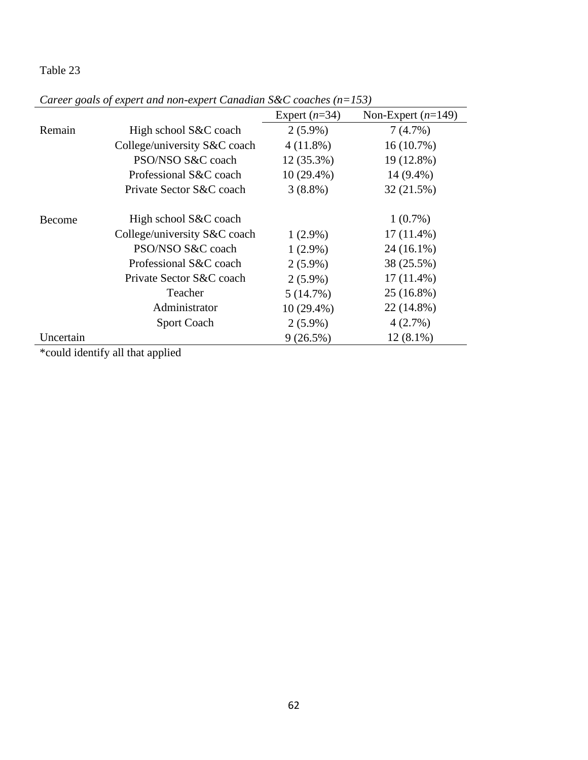Table 23

*Career goals of expert and non-expert Canadian S&C coaches (n=153)*

| | | Expert (*n*=34) | Non-Expert (*n*=149) |
|---|---|---|---|
| Remain | High school S&C coach | 2 (5.9%) | 7 (4.7%) |
| | College/university S&C coach | 4 (11.8%) | 16 (10.7%) |
| | PSO/NSO S&C coach | 12 (35.3%) | 19 (12.8%) |
| | Professional S&C coach | 10 (29.4%) | 14 (9.4%) |
| | Private Sector S&C coach | 3 (8.8%) | 32 (21.5%) |
| Become | High school S&C coach | | 1 (0.7%) |
| | College/university S&C coach | 1 (2.9%) | 17 (11.4%) |
| | PSO/NSO S&C coach | 1 (2.9%) | 24 (16.1%) |
| | Professional S&C coach | 2 (5.9%) | 38 (25.5%) |
| | Private Sector S&C coach | 2 (5.9%) | 17 (11.4%) |
| | Teacher | 5 (14.7%) | 25 (16.8%) |
| | Administrator | 10 (29.4%) | 22 (14.8%) |
| | Sport Coach | 2 (5.9%) | 4 (2.7%) |
| Uncertain | | 9 (26.5%) | 12 (8.1%) |

*could identify all that applied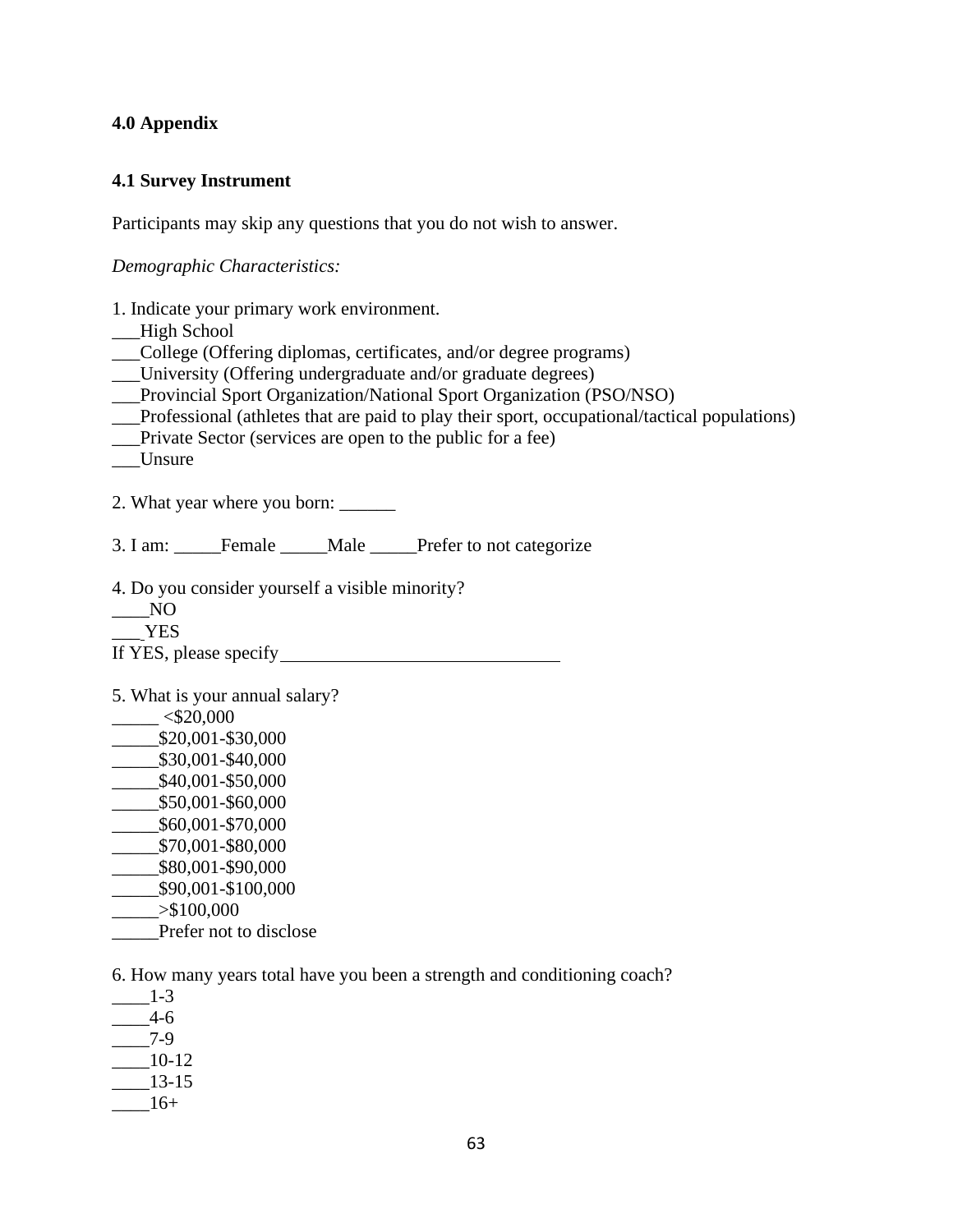# 4.0 Appendix

## 4.1 Survey Instrument

Participants may skip any questions that you do not wish to answer.

*Demographic Characteristics:*

1. Indicate your primary work environment.
___High School
___College (Offering diplomas, certificates, and/or degree programs)
___University (Offering undergraduate and/or graduate degrees)
___Provincial Sport Organization/National Sport Organization (PSO/NSO)
___Professional (athletes that are paid to play their sport, occupational/tactical populations)
___Private Sector (services are open to the public for a fee)
___Unsure

2. What year where you born: ______

3. I am: _____Female _____Male _____Prefer to not categorize

4. Do you consider yourself a visible minority?
____NO
___ YES
If YES, please specify_______________________________

5. What is your annual salary?
_____ <$20,000
_____$20,001-$30,000
_____$30,001-$40,000
_____$40,001-$50,000
_____$50,001-$60,000
_____$60,001-$70,000
_____$70,001-$80,000
_____$80,001-$90,000
_____$90,001-$100,000
_____>$100,000
_____Prefer not to disclose

6. How many years total have you been a strength and conditioning coach?
____1-3
____4-6
____7-9
____10-12
____13-15
____16+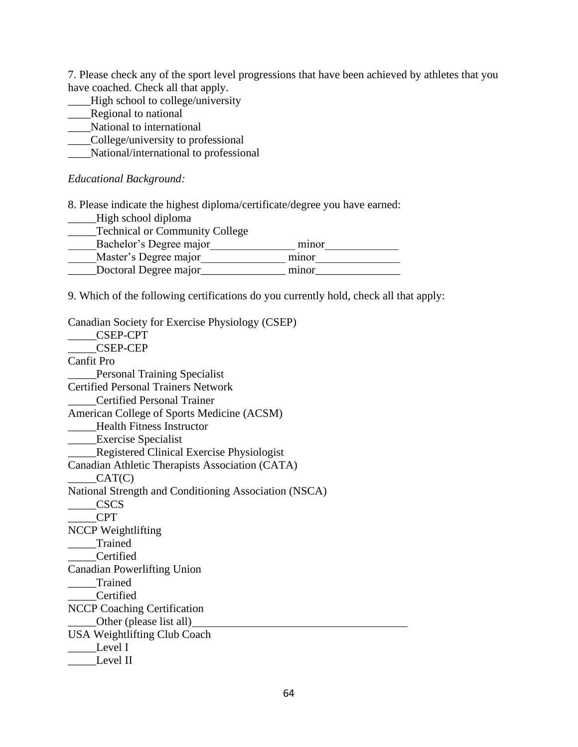7. Please check any of the sport level progressions that have been achieved by athletes that you have coached. Check all that apply.

____High school to college/university  
____Regional to national  
____National to international  
____College/university to professional  
____National/international to professional

*Educational Background:*

8. Please indicate the highest diploma/certificate/degree you have earned:

_____High school diploma  
_____Technical or Community College  
_____Bachelor's Degree major_______________ minor_____________  
_____Master's Degree major_______________ minor_______________  
_____Doctoral Degree major_______________ minor_______________

9. Which of the following certifications do you currently hold, check all that apply:

Canadian Society for Exercise Physiology (CSEP)  
_____CSEP-CPT  
_____CSEP-CEP  
Canfit Pro  
_____Personal Training Specialist  
Certified Personal Trainers Network  
_____Certified Personal Trainer  
American College of Sports Medicine (ACSM)  
_____Health Fitness Instructor  
_____Exercise Specialist  
_____Registered Clinical Exercise Physiologist  
Canadian Athletic Therapists Association (CATA)  
_____CAT(C)  
National Strength and Conditioning Association (NSCA)  
_____CSCS  
_____CPT  
NCCP Weightlifting  
_____Trained  
_____Certified  
Canadian Powerlifting Union  
_____Trained  
_____Certified  
NCCP Coaching Certification  
_____Other (please list all)_______________________________________  
USA Weightlifting Club Coach  
_____Level I  
_____Level II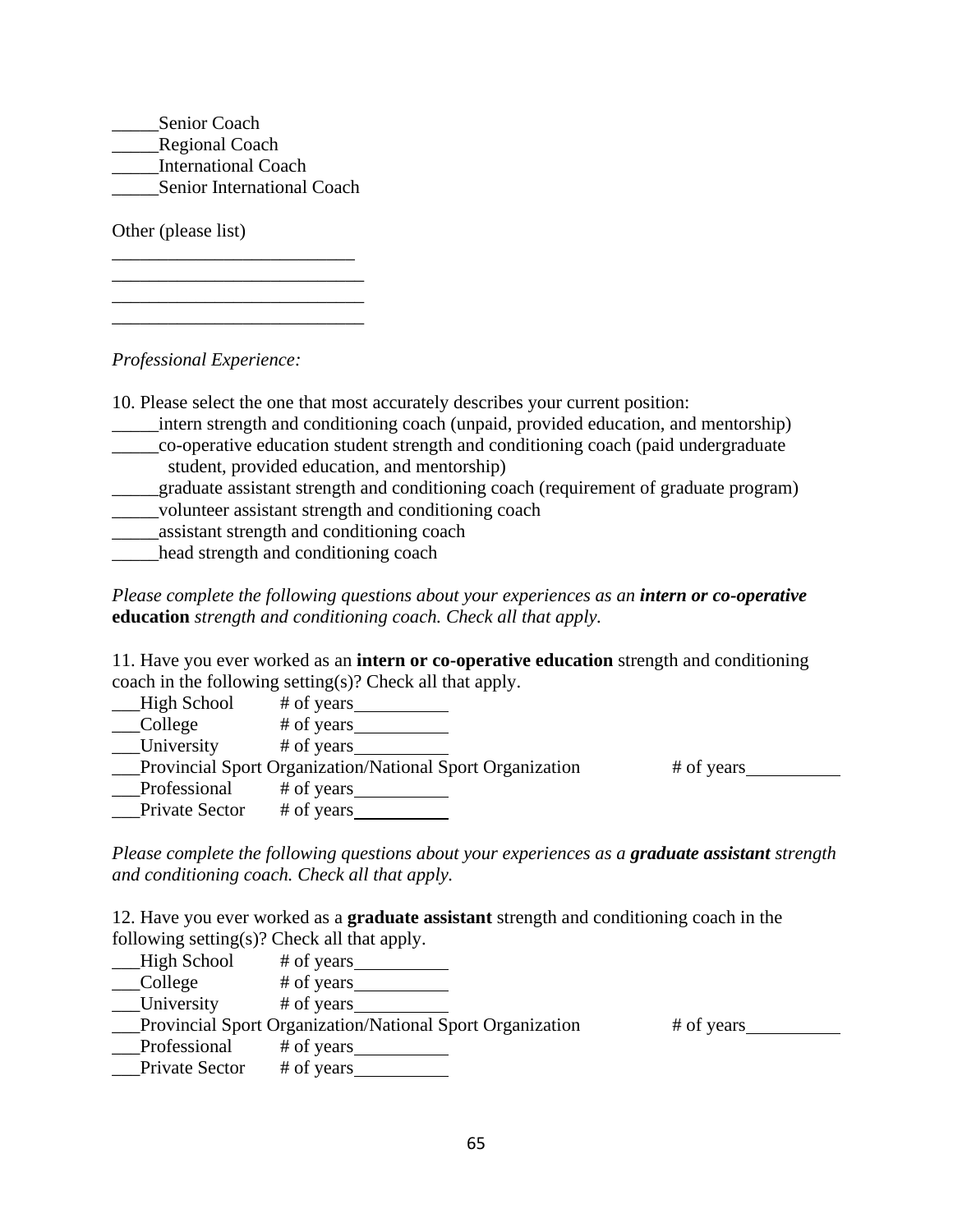_____Senior Coach
_____Regional Coach
_____International Coach
_____Senior International Coach

Other (please list)
__________________________
___________________________
___________________________
___________________________

*Professional Experience:*

10. Please select the one that most accurately describes your current position:
_____intern strength and conditioning coach (unpaid, provided education, and mentorship)
_____co-operative education student strength and conditioning coach (paid undergraduate student, provided education, and mentorship)
_____graduate assistant strength and conditioning coach (requirement of graduate program)
_____volunteer assistant strength and conditioning coach
_____assistant strength and conditioning coach
_____head strength and conditioning coach

*Please complete the following questions about your experiences as an* ***intern or co-operative*** **education** *strength and conditioning coach. Check all that apply.*

11. Have you ever worked as an **intern or co-operative education** strength and conditioning coach in the following setting(s)? Check all that apply.
___High School # of years__________
___College # of years__________
___University # of years__________
___Provincial Sport Organization/National Sport Organization # of years__________
___Professional # of years__________
___Private Sector # of years__________

*Please complete the following questions about your experiences as a* ***graduate assistant*** *strength and conditioning coach. Check all that apply.*

12. Have you ever worked as a **graduate assistant** strength and conditioning coach in the following setting(s)? Check all that apply.
___High School # of years__________
___College # of years__________
___University # of years__________
___Provincial Sport Organization/National Sport Organization # of years__________
___Professional # of years__________
___Private Sector # of years__________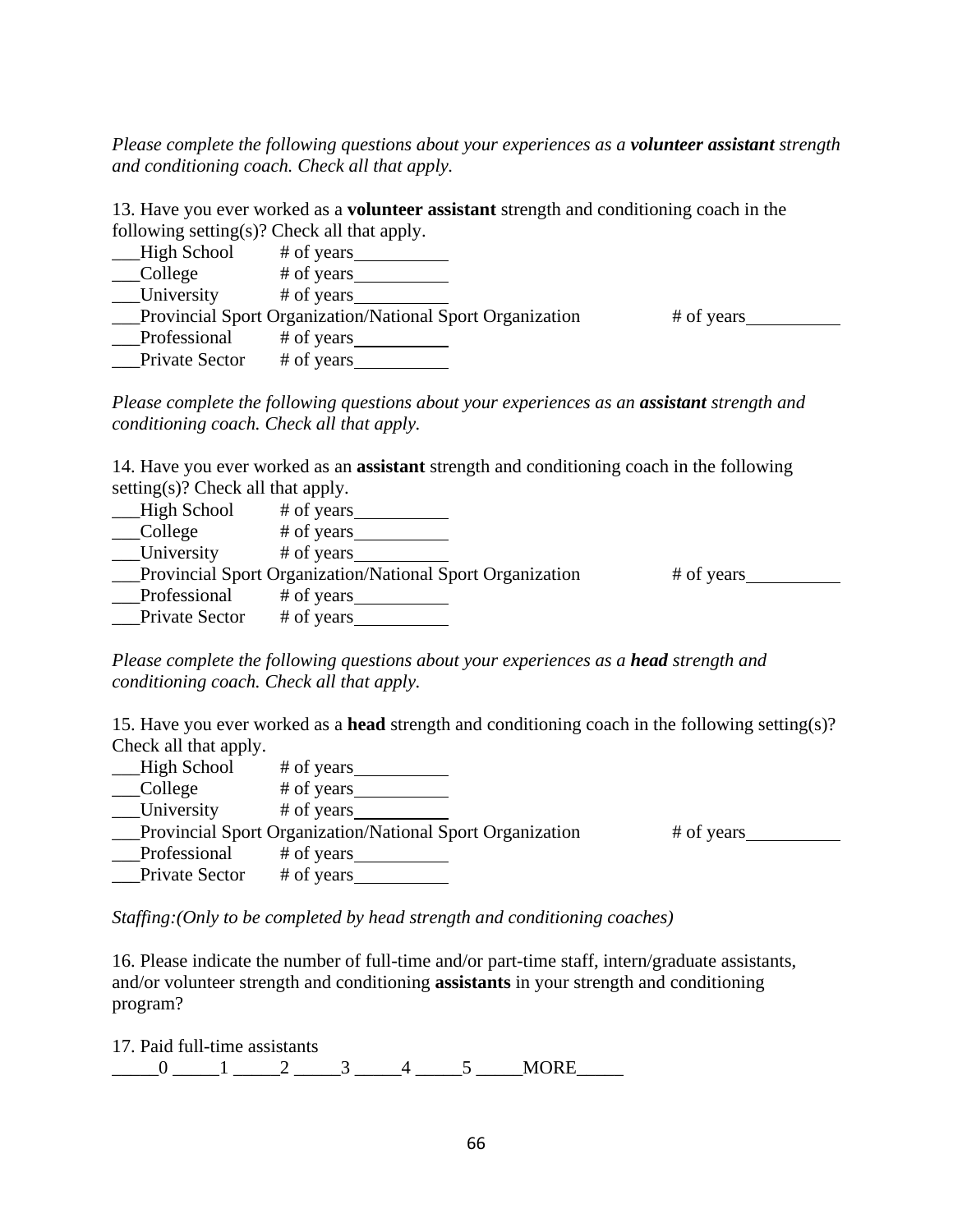*Please complete the following questions about your experiences as a **volunteer assistant** strength and conditioning coach. Check all that apply.*

13. Have you ever worked as a **volunteer assistant** strength and conditioning coach in the following setting(s)? Check all that apply.

___High School # of years__________
___College # of years__________
___University # of years__________
___Provincial Sport Organization/National Sport Organization # of years__________
___Professional # of years__________
___Private Sector # of years__________

*Please complete the following questions about your experiences as an **assistant** strength and conditioning coach. Check all that apply.*

14. Have you ever worked as an **assistant** strength and conditioning coach in the following setting(s)? Check all that apply.

___High School # of years__________
___College # of years__________
___University # of years__________
___Provincial Sport Organization/National Sport Organization # of years__________
___Professional # of years__________
___Private Sector # of years__________

*Please complete the following questions about your experiences as a **head** strength and conditioning coach. Check all that apply.*

15. Have you ever worked as a **head** strength and conditioning coach in the following setting(s)? Check all that apply.

___High School # of years__________
___College # of years__________
___University # of years__________
___Provincial Sport Organization/National Sport Organization # of years__________
___Professional # of years__________
___Private Sector # of years__________

*Staffing:(Only to be completed by head strength and conditioning coaches)*

16. Please indicate the number of full-time and/or part-time staff, intern/graduate assistants, and/or volunteer strength and conditioning **assistants** in your strength and conditioning program?

17. Paid full-time assistants

_____0 _____1 _____2 _____3 _____4 _____5 _____MORE_____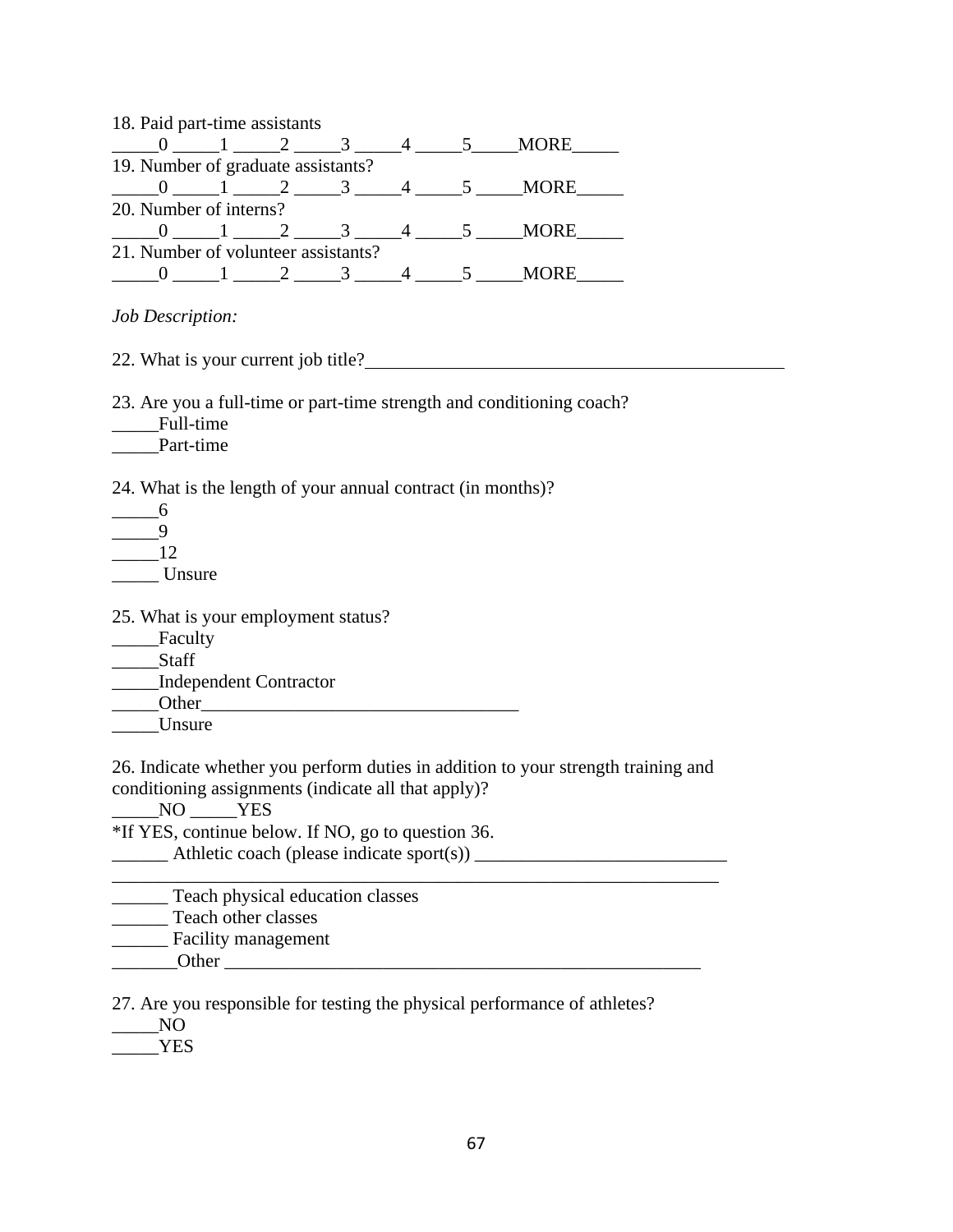18. Paid part-time assistants

_____0 _____1 _____2 _____3 _____4 _____5_____MORE_____

19. Number of graduate assistants?

_____0 _____1 _____2 _____3 _____4 _____5 _____MORE_____

20. Number of interns?

_____0 _____1 _____2 _____3 _____4 _____5 _____MORE_____

21. Number of volunteer assistants?

_____0 _____1 _____2 _____3 _____4 _____5 _____MORE_____

*Job Description:*

22. What is your current job title?_______________________________________________

23. Are you a full-time or part-time strength and conditioning coach?

_____Full-time

_____Part-time

24. What is the length of your annual contract (in months)?

_____6

_____9

_____12

_____ Unsure

25. What is your employment status?

_____Faculty

_____Staff

_____Independent Contractor

_____Other__________________________________

_____Unsure

26. Indicate whether you perform duties in addition to your strength training and conditioning assignments (indicate all that apply)?

_____NO _____YES

*If YES, continue below. If NO, go to question 36.

______ Athletic coach (please indicate sport(s)) ___________________________

____________________________________________________________________

______ Teach physical education classes

______ Teach other classes

______ Facility management

_______Other _____________________________________________________

27. Are you responsible for testing the physical performance of athletes?

_____NO

_____YES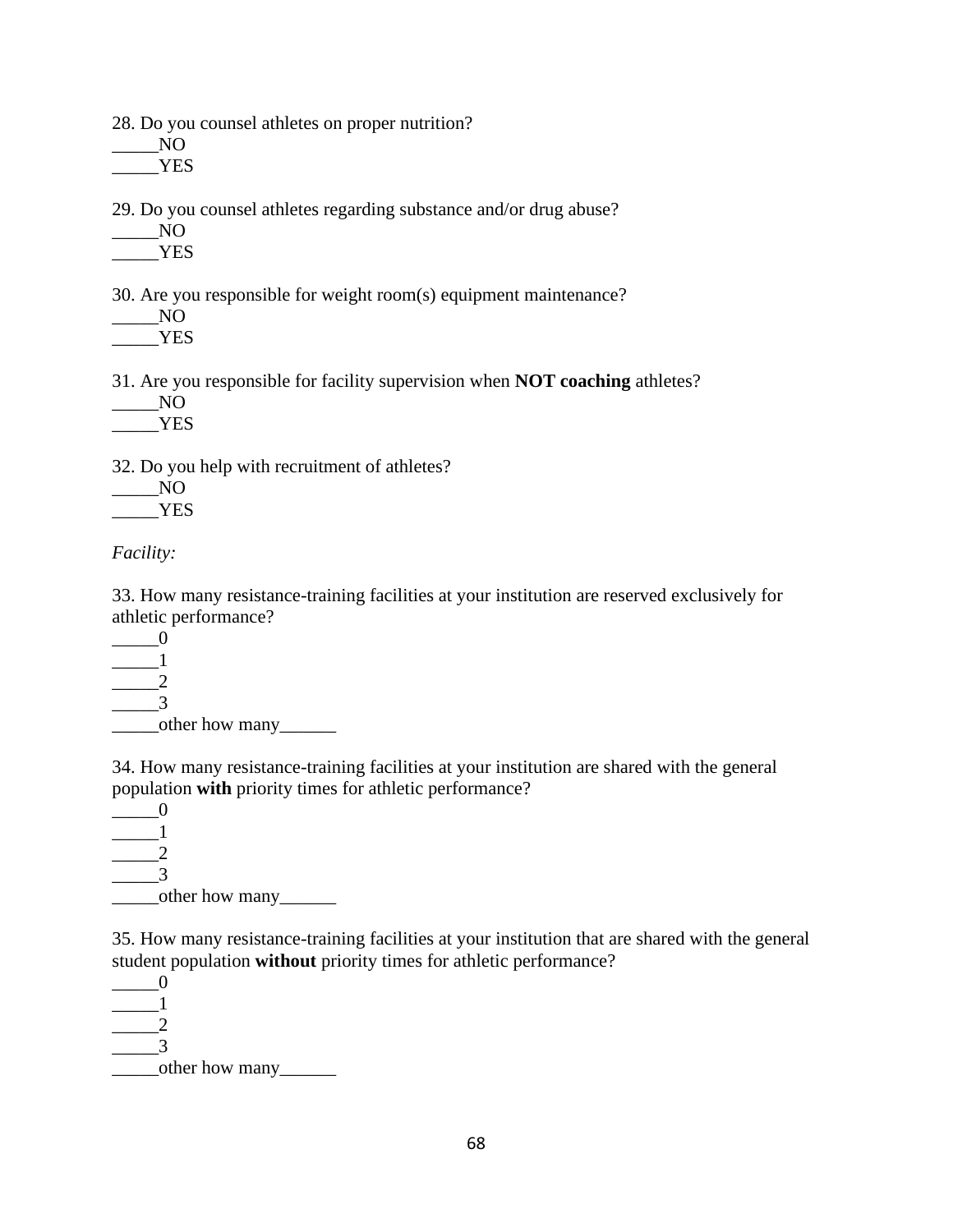28. Do you counsel athletes on proper nutrition?
_____NO
_____YES

29. Do you counsel athletes regarding substance and/or drug abuse?
_____NO
_____YES

30. Are you responsible for weight room(s) equipment maintenance?
_____NO
_____YES

31. Are you responsible for facility supervision when **NOT coaching** athletes?
_____NO
_____YES

32. Do you help with recruitment of athletes?
_____NO
_____YES

*Facility:*

33. How many resistance-training facilities at your institution are reserved exclusively for athletic performance?
_____0
_____1
_____2
_____3
_____other how many______

34. How many resistance-training facilities at your institution are shared with the general population **with** priority times for athletic performance?
_____0
_____1
_____2
_____3
_____other how many______

35. How many resistance-training facilities at your institution that are shared with the general student population **without** priority times for athletic performance?
_____0
_____1
_____2
_____3
_____other how many______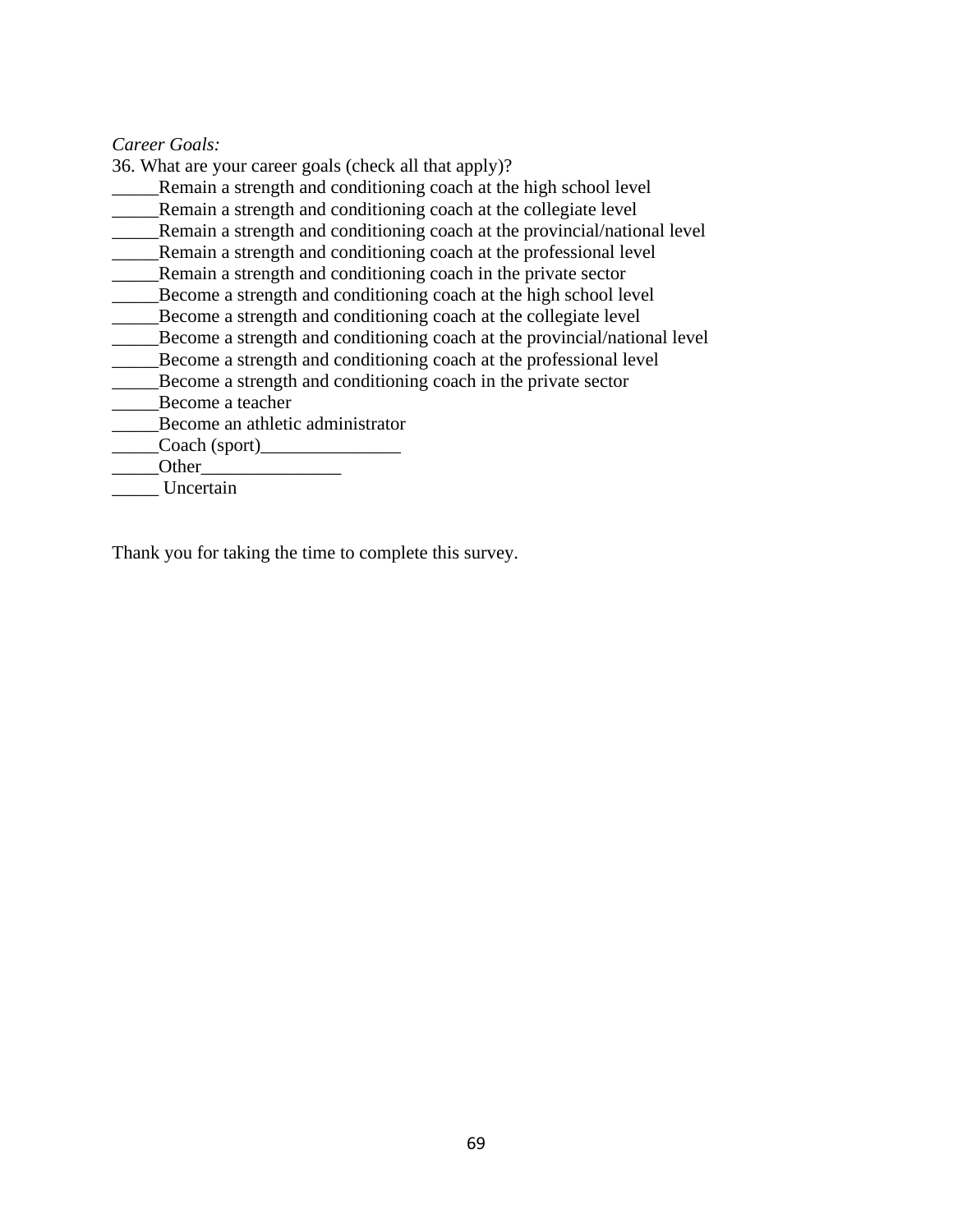*Career Goals:*

36. What are your career goals (check all that apply)?

_____Remain a strength and conditioning coach at the high school level
_____Remain a strength and conditioning coach at the collegiate level
_____Remain a strength and conditioning coach at the provincial/national level
_____Remain a strength and conditioning coach at the professional level
_____Remain a strength and conditioning coach in the private sector
_____Become a strength and conditioning coach at the high school level
_____Become a strength and conditioning coach at the collegiate level
_____Become a strength and conditioning coach at the provincial/national level
_____Become a strength and conditioning coach at the professional level
_____Become a strength and conditioning coach in the private sector
_____Become a teacher
_____Become an athletic administrator
_____Coach (sport)_______________
_____Other_______________
_____ Uncertain

Thank you for taking the time to complete this survey.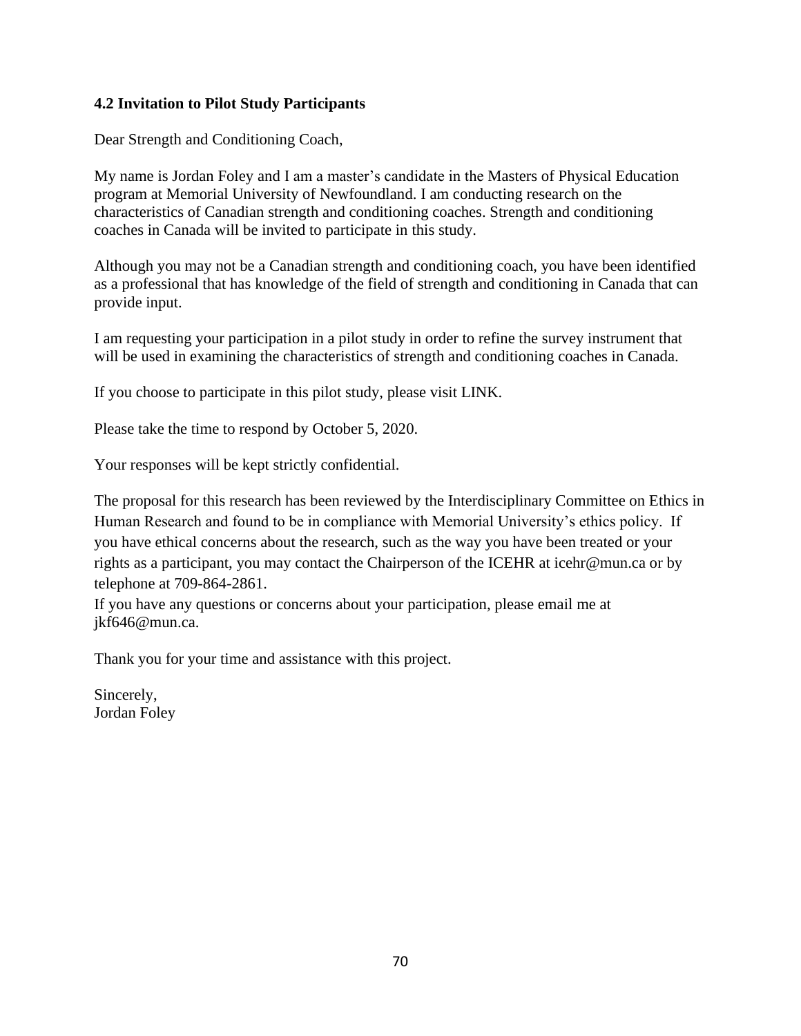### 4.2 Invitation to Pilot Study Participants

Dear Strength and Conditioning Coach,

My name is Jordan Foley and I am a master's candidate in the Masters of Physical Education program at Memorial University of Newfoundland. I am conducting research on the characteristics of Canadian strength and conditioning coaches. Strength and conditioning coaches in Canada will be invited to participate in this study.

Although you may not be a Canadian strength and conditioning coach, you have been identified as a professional that has knowledge of the field of strength and conditioning in Canada that can provide input.

I am requesting your participation in a pilot study in order to refine the survey instrument that will be used in examining the characteristics of strength and conditioning coaches in Canada.

If you choose to participate in this pilot study, please visit LINK.

Please take the time to respond by October 5, 2020.

Your responses will be kept strictly confidential.

The proposal for this research has been reviewed by the Interdisciplinary Committee on Ethics in Human Research and found to be in compliance with Memorial University's ethics policy. If you have ethical concerns about the research, such as the way you have been treated or your rights as a participant, you may contact the Chairperson of the ICEHR at icehr@mun.ca or by telephone at 709-864-2861.
If you have any questions or concerns about your participation, please email me at jkf646@mun.ca.

Thank you for your time and assistance with this project.

Sincerely,
Jordan Foley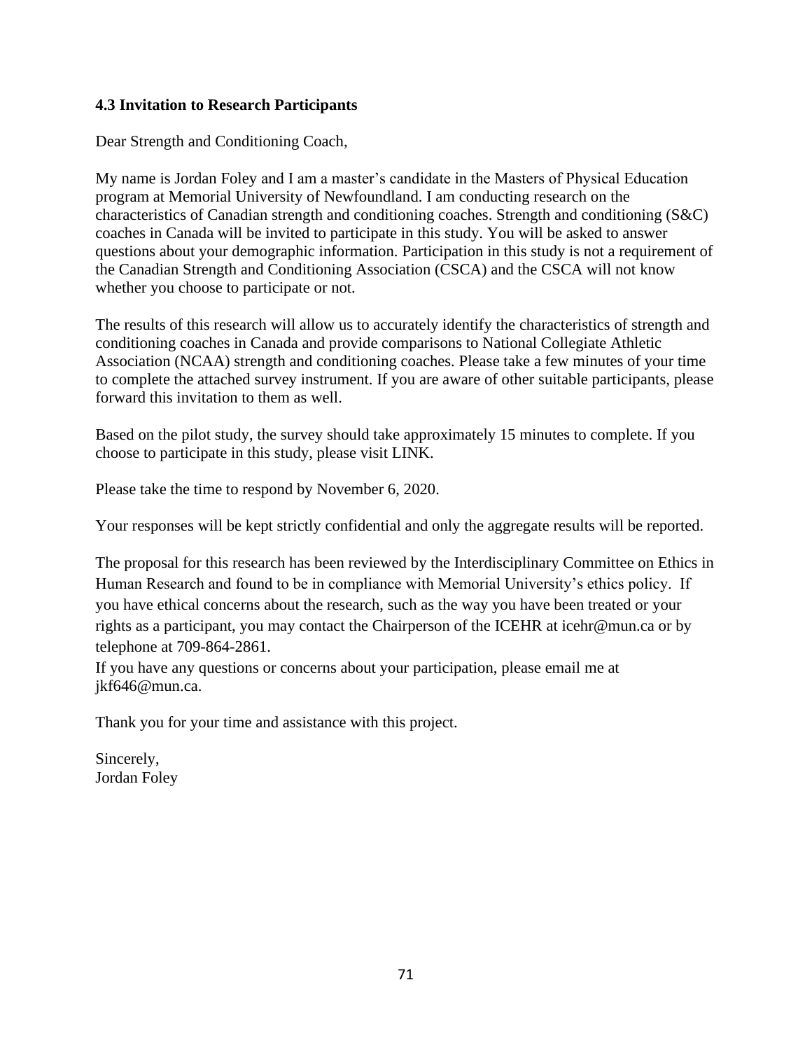### 4.3 Invitation to Research Participants

Dear Strength and Conditioning Coach,

My name is Jordan Foley and I am a master's candidate in the Masters of Physical Education program at Memorial University of Newfoundland. I am conducting research on the characteristics of Canadian strength and conditioning coaches. Strength and conditioning (S&C) coaches in Canada will be invited to participate in this study. You will be asked to answer questions about your demographic information. Participation in this study is not a requirement of the Canadian Strength and Conditioning Association (CSCA) and the CSCA will not know whether you choose to participate or not.

The results of this research will allow us to accurately identify the characteristics of strength and conditioning coaches in Canada and provide comparisons to National Collegiate Athletic Association (NCAA) strength and conditioning coaches. Please take a few minutes of your time to complete the attached survey instrument. If you are aware of other suitable participants, please forward this invitation to them as well.

Based on the pilot study, the survey should take approximately 15 minutes to complete. If you choose to participate in this study, please visit LINK.

Please take the time to respond by November 6, 2020.

Your responses will be kept strictly confidential and only the aggregate results will be reported.

The proposal for this research has been reviewed by the Interdisciplinary Committee on Ethics in Human Research and found to be in compliance with Memorial University's ethics policy. If you have ethical concerns about the research, such as the way you have been treated or your rights as a participant, you may contact the Chairperson of the ICEHR at icehr@mun.ca or by telephone at 709-864-2861.

If you have any questions or concerns about your participation, please email me at jkf646@mun.ca.

Thank you for your time and assistance with this project.

Sincerely,
Jordan Foley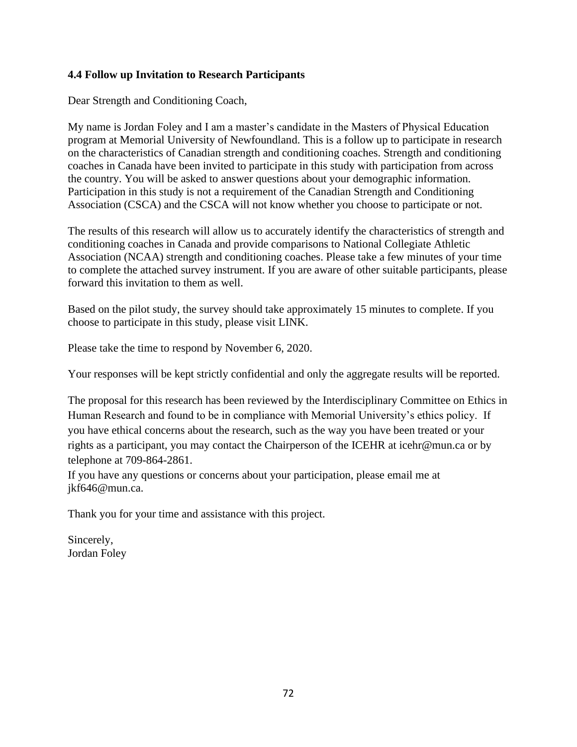### 4.4 Follow up Invitation to Research Participants

Dear Strength and Conditioning Coach,

My name is Jordan Foley and I am a master's candidate in the Masters of Physical Education program at Memorial University of Newfoundland. This is a follow up to participate in research on the characteristics of Canadian strength and conditioning coaches. Strength and conditioning coaches in Canada have been invited to participate in this study with participation from across the country. You will be asked to answer questions about your demographic information. Participation in this study is not a requirement of the Canadian Strength and Conditioning Association (CSCA) and the CSCA will not know whether you choose to participate or not.

The results of this research will allow us to accurately identify the characteristics of strength and conditioning coaches in Canada and provide comparisons to National Collegiate Athletic Association (NCAA) strength and conditioning coaches. Please take a few minutes of your time to complete the attached survey instrument. If you are aware of other suitable participants, please forward this invitation to them as well.

Based on the pilot study, the survey should take approximately 15 minutes to complete. If you choose to participate in this study, please visit LINK.

Please take the time to respond by November 6, 2020.

Your responses will be kept strictly confidential and only the aggregate results will be reported.

The proposal for this research has been reviewed by the Interdisciplinary Committee on Ethics in Human Research and found to be in compliance with Memorial University's ethics policy. If you have ethical concerns about the research, such as the way you have been treated or your rights as a participant, you may contact the Chairperson of the ICEHR at icehr@mun.ca or by telephone at 709-864-2861.

If you have any questions or concerns about your participation, please email me at jkf646@mun.ca.

Thank you for your time and assistance with this project.

Sincerely,
Jordan Foley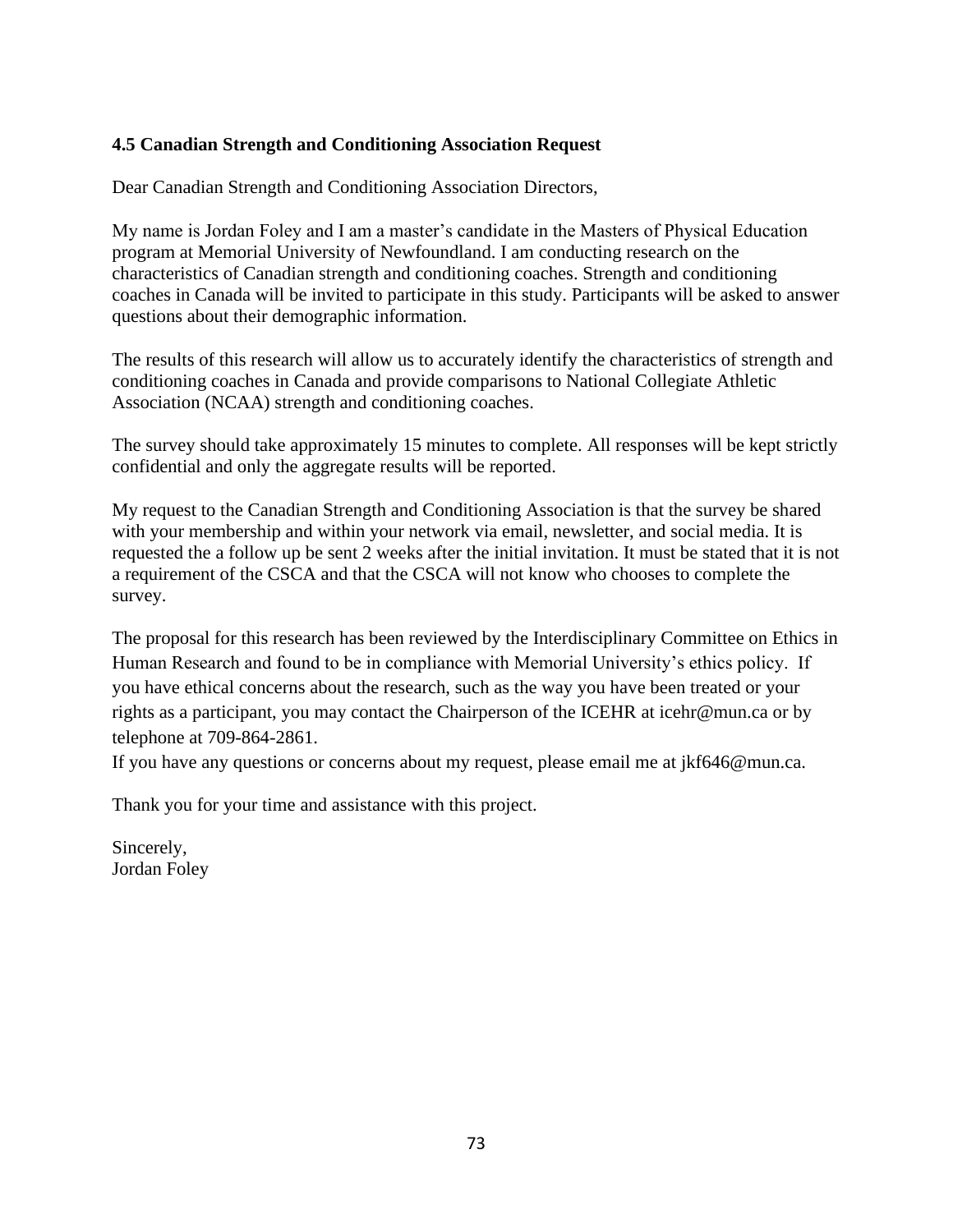### 4.5 Canadian Strength and Conditioning Association Request

Dear Canadian Strength and Conditioning Association Directors,

My name is Jordan Foley and I am a master's candidate in the Masters of Physical Education program at Memorial University of Newfoundland. I am conducting research on the characteristics of Canadian strength and conditioning coaches. Strength and conditioning coaches in Canada will be invited to participate in this study. Participants will be asked to answer questions about their demographic information.

The results of this research will allow us to accurately identify the characteristics of strength and conditioning coaches in Canada and provide comparisons to National Collegiate Athletic Association (NCAA) strength and conditioning coaches.

The survey should take approximately 15 minutes to complete. All responses will be kept strictly confidential and only the aggregate results will be reported.

My request to the Canadian Strength and Conditioning Association is that the survey be shared with your membership and within your network via email, newsletter, and social media. It is requested the a follow up be sent 2 weeks after the initial invitation. It must be stated that it is not a requirement of the CSCA and that the CSCA will not know who chooses to complete the survey.

The proposal for this research has been reviewed by the Interdisciplinary Committee on Ethics in Human Research and found to be in compliance with Memorial University's ethics policy. If you have ethical concerns about the research, such as the way you have been treated or your rights as a participant, you may contact the Chairperson of the ICEHR at icehr@mun.ca or by telephone at 709-864-2861.

If you have any questions or concerns about my request, please email me at jkf646@mun.ca.

Thank you for your time and assistance with this project.

Sincerely,
Jordan Foley